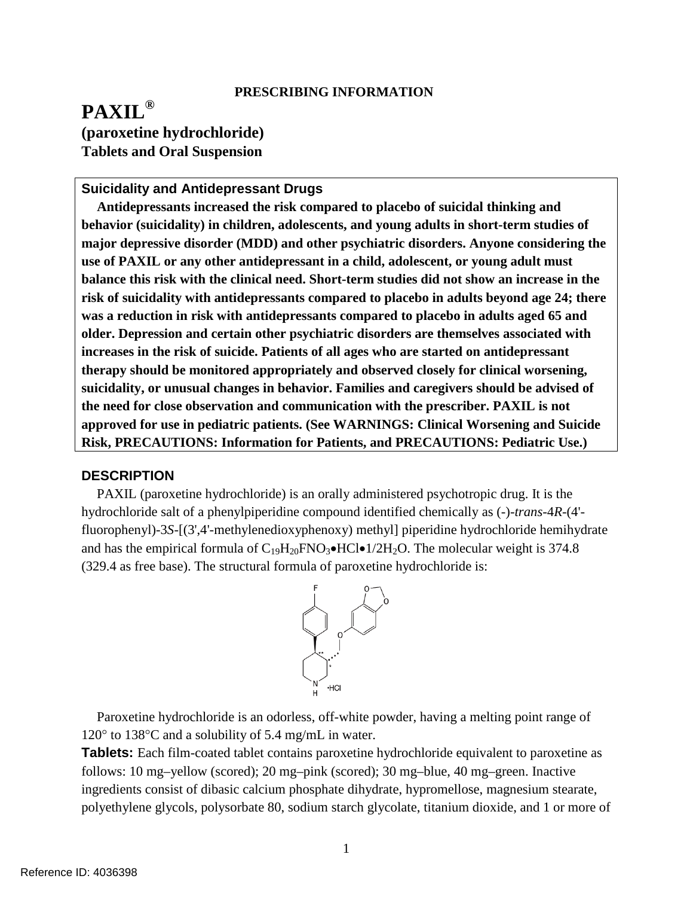**PRESCRIBING INFORMATION**

# PAXIL®

## (paroxetine hydrochloride)

**Tablets and Oral Suspension**

> **Suicidality and Antidepressant Drugs**
>
> **Antidepressants increased the risk compared to placebo of suicidal thinking and behavior (suicidality) in children, adolescents, and young adults in short-term studies of major depressive disorder (MDD) and other psychiatric disorders. Anyone considering the use of PAXIL or any other antidepressant in a child, adolescent, or young adult must balance this risk with the clinical need. Short-term studies did not show an increase in the risk of suicidality with antidepressants compared to placebo in adults beyond age 24; there was a reduction in risk with antidepressants compared to placebo in adults aged 65 and older. Depression and certain other psychiatric disorders are themselves associated with increases in the risk of suicide. Patients of all ages who are started on antidepressant therapy should be monitored appropriately and observed closely for clinical worsening, suicidality, or unusual changes in behavior. Families and caregivers should be advised of the need for close observation and communication with the prescriber. PAXIL is not approved for use in pediatric patients. (See WARNINGS: Clinical Worsening and Suicide Risk, PRECAUTIONS: Information for Patients, and PRECAUTIONS: Pediatric Use.)**

## DESCRIPTION

PAXIL (paroxetine hydrochloride) is an orally administered psychotropic drug. It is the hydrochloride salt of a phenylpiperidine compound identified chemically as (-)-*trans*-4*R*-(4'-fluorophenyl)-3*S*-[(3',4'-methylenedioxyphenoxy) methyl] piperidine hydrochloride hemihydrate and has the empirical formula of $C_{19}H_{20}FNO_3{\bullet}HCl{\bullet}1/2H_2O$. The molecular weight is 374.8 (329.4 as free base). The structural formula of paroxetine hydrochloride is:

Paroxetine hydrochloride is an odorless, off-white powder, having a melting point range of 120° to 138°C and a solubility of 5.4 mg/mL in water.

**Tablets:** Each film-coated tablet contains paroxetine hydrochloride equivalent to paroxetine as follows: 10 mg–yellow (scored); 20 mg–pink (scored); 30 mg–blue, 40 mg–green. Inactive ingredients consist of dibasic calcium phosphate dihydrate, hypromellose, magnesium stearate, polyethylene glycols, polysorbate 80, sodium starch glycolate, titanium dioxide, and 1 or more of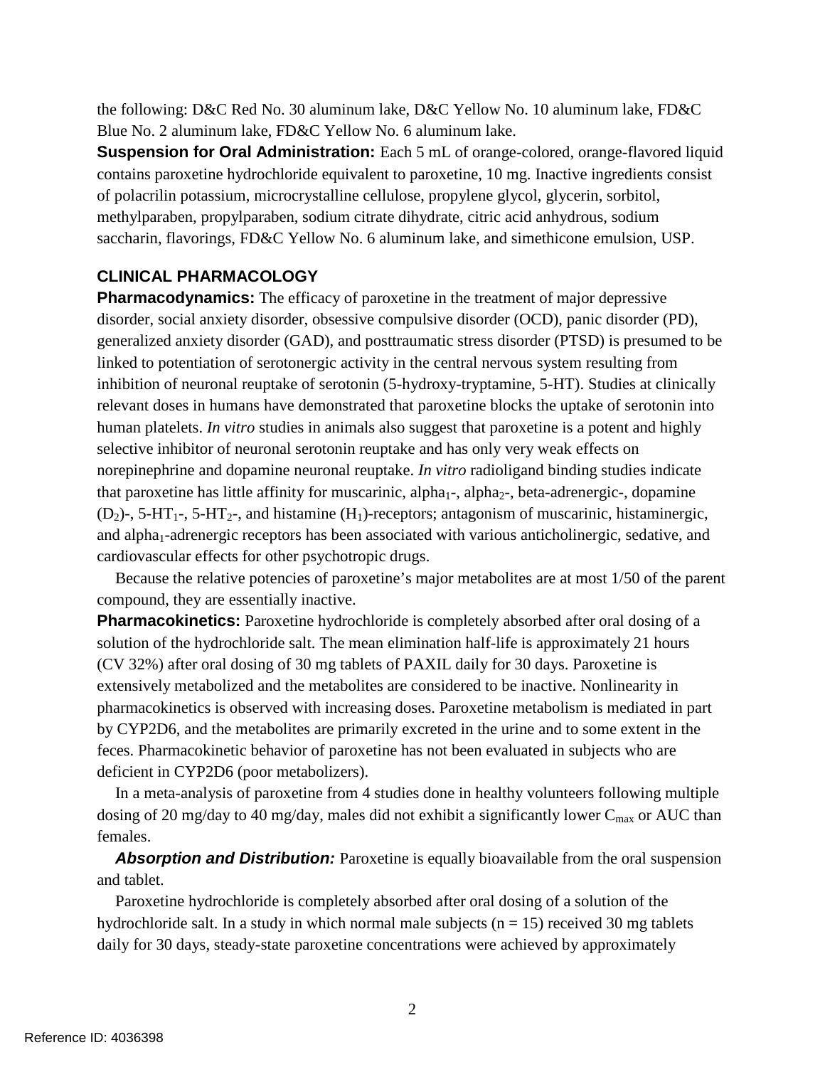the following: D&C Red No. 30 aluminum lake, D&C Yellow No. 10 aluminum lake, FD&C Blue No. 2 aluminum lake, FD&C Yellow No. 6 aluminum lake.

**Suspension for Oral Administration:** Each 5 mL of orange-colored, orange-flavored liquid contains paroxetine hydrochloride equivalent to paroxetine, 10 mg. Inactive ingredients consist of polacrilin potassium, microcrystalline cellulose, propylene glycol, glycerin, sorbitol, methylparaben, propylparaben, sodium citrate dihydrate, citric acid anhydrous, sodium saccharin, flavorings, FD&C Yellow No. 6 aluminum lake, and simethicone emulsion, USP.

## CLINICAL PHARMACOLOGY

**Pharmacodynamics:** The efficacy of paroxetine in the treatment of major depressive disorder, social anxiety disorder, obsessive compulsive disorder (OCD), panic disorder (PD), generalized anxiety disorder (GAD), and posttraumatic stress disorder (PTSD) is presumed to be linked to potentiation of serotonergic activity in the central nervous system resulting from inhibition of neuronal reuptake of serotonin (5-hydroxy-tryptamine, 5-HT). Studies at clinically relevant doses in humans have demonstrated that paroxetine blocks the uptake of serotonin into human platelets. *In vitro* studies in animals also suggest that paroxetine is a potent and highly selective inhibitor of neuronal serotonin reuptake and has only very weak effects on norepinephrine and dopamine neuronal reuptake. *In vitro* radioligand binding studies indicate that paroxetine has little affinity for muscarinic, alpha$_1$-, alpha$_2$-, beta-adrenergic-, dopamine ($D_2$)-, 5-$HT_1$-, 5-$HT_2$-, and histamine ($H_1$)-receptors; antagonism of muscarinic, histaminergic, and alpha$_1$-adrenergic receptors has been associated with various anticholinergic, sedative, and cardiovascular effects for other psychotropic drugs.

Because the relative potencies of paroxetine's major metabolites are at most 1/50 of the parent compound, they are essentially inactive.

**Pharmacokinetics:** Paroxetine hydrochloride is completely absorbed after oral dosing of a solution of the hydrochloride salt. The mean elimination half-life is approximately 21 hours (CV 32%) after oral dosing of 30 mg tablets of PAXIL daily for 30 days. Paroxetine is extensively metabolized and the metabolites are considered to be inactive. Nonlinearity in pharmacokinetics is observed with increasing doses. Paroxetine metabolism is mediated in part by CYP2D6, and the metabolites are primarily excreted in the urine and to some extent in the feces. Pharmacokinetic behavior of paroxetine has not been evaluated in subjects who are deficient in CYP2D6 (poor metabolizers).

In a meta-analysis of paroxetine from 4 studies done in healthy volunteers following multiple dosing of 20 mg/day to 40 mg/day, males did not exhibit a significantly lower $C_{max}$ or AUC than females.

***Absorption and Distribution:*** Paroxetine is equally bioavailable from the oral suspension and tablet.

Paroxetine hydrochloride is completely absorbed after oral dosing of a solution of the hydrochloride salt. In a study in which normal male subjects ($n = 15$) received 30 mg tablets daily for 30 days, steady-state paroxetine concentrations were achieved by approximately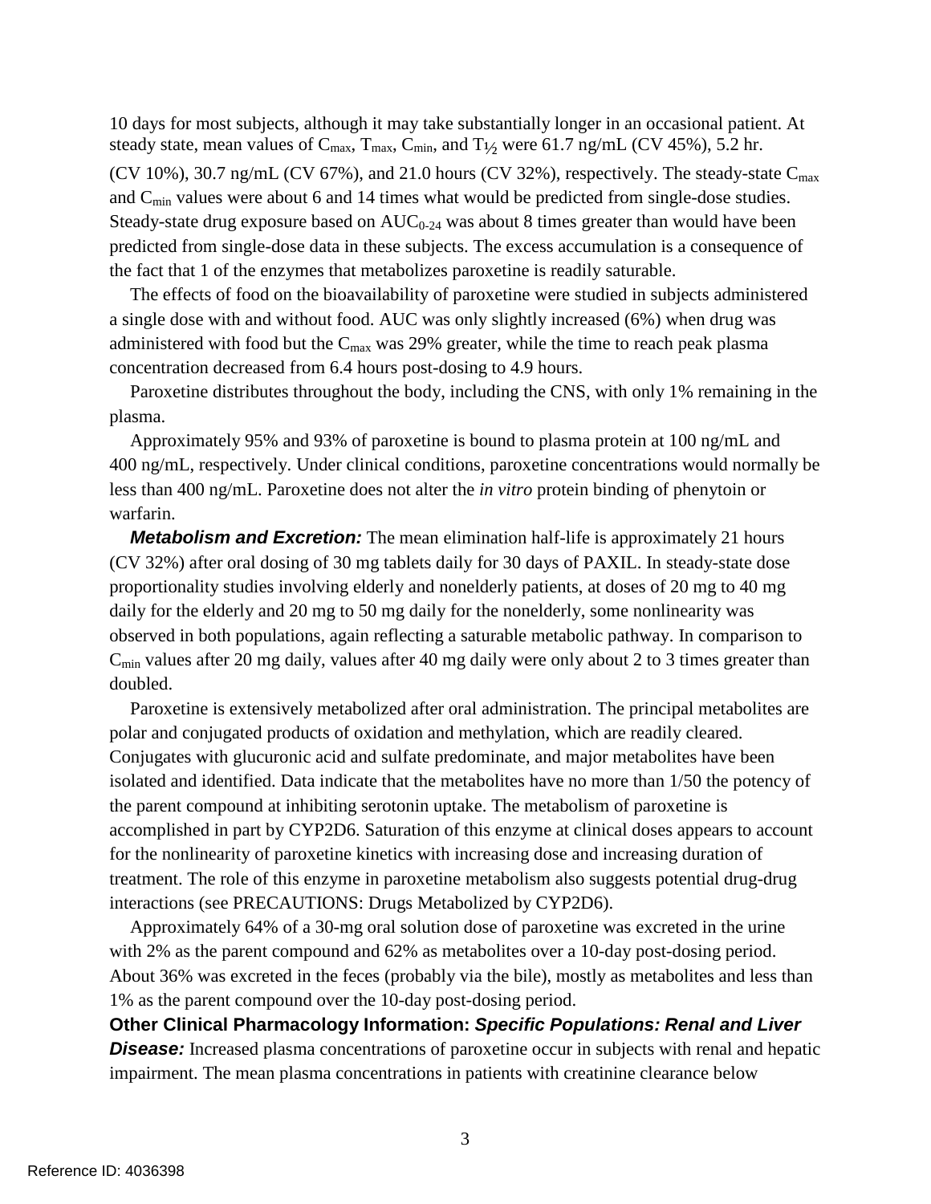10 days for most subjects, although it may take substantially longer in an occasional patient. At steady state, mean values of $C_{max}$, $T_{max}$, $C_{min}$, and $T_{½}$ were 61.7 ng/mL (CV 45%), 5.2 hr. (CV 10%), 30.7 ng/mL (CV 67%), and 21.0 hours (CV 32%), respectively. The steady-state $C_{max}$ and $C_{min}$ values were about 6 and 14 times what would be predicted from single-dose studies. Steady-state drug exposure based on $AUC_{0-24}$ was about 8 times greater than would have been predicted from single-dose data in these subjects. The excess accumulation is a consequence of the fact that 1 of the enzymes that metabolizes paroxetine is readily saturable.

The effects of food on the bioavailability of paroxetine were studied in subjects administered a single dose with and without food. AUC was only slightly increased (6%) when drug was administered with food but the $C_{max}$ was 29% greater, while the time to reach peak plasma concentration decreased from 6.4 hours post-dosing to 4.9 hours.

Paroxetine distributes throughout the body, including the CNS, with only 1% remaining in the plasma.

Approximately 95% and 93% of paroxetine is bound to plasma protein at 100 ng/mL and 400 ng/mL, respectively. Under clinical conditions, paroxetine concentrations would normally be less than 400 ng/mL. Paroxetine does not alter the *in vitro* protein binding of phenytoin or warfarin.

***Metabolism and Excretion:*** The mean elimination half-life is approximately 21 hours (CV 32%) after oral dosing of 30 mg tablets daily for 30 days of PAXIL. In steady-state dose proportionality studies involving elderly and nonelderly patients, at doses of 20 mg to 40 mg daily for the elderly and 20 mg to 50 mg daily for the nonelderly, some nonlinearity was observed in both populations, again reflecting a saturable metabolic pathway. In comparison to $C_{min}$ values after 20 mg daily, values after 40 mg daily were only about 2 to 3 times greater than doubled.

Paroxetine is extensively metabolized after oral administration. The principal metabolites are polar and conjugated products of oxidation and methylation, which are readily cleared. Conjugates with glucuronic acid and sulfate predominate, and major metabolites have been isolated and identified. Data indicate that the metabolites have no more than 1/50 the potency of the parent compound at inhibiting serotonin uptake. The metabolism of paroxetine is accomplished in part by CYP2D6. Saturation of this enzyme at clinical doses appears to account for the nonlinearity of paroxetine kinetics with increasing dose and increasing duration of treatment. The role of this enzyme in paroxetine metabolism also suggests potential drug-drug interactions (see PRECAUTIONS: Drugs Metabolized by CYP2D6).

Approximately 64% of a 30-mg oral solution dose of paroxetine was excreted in the urine with 2% as the parent compound and 62% as metabolites over a 10-day post-dosing period. About 36% was excreted in the feces (probably via the bile), mostly as metabolites and less than 1% as the parent compound over the 10-day post-dosing period.

**Other Clinical Pharmacology Information: *Specific Populations: Renal and Liver Disease:*** Increased plasma concentrations of paroxetine occur in subjects with renal and hepatic impairment. The mean plasma concentrations in patients with creatinine clearance below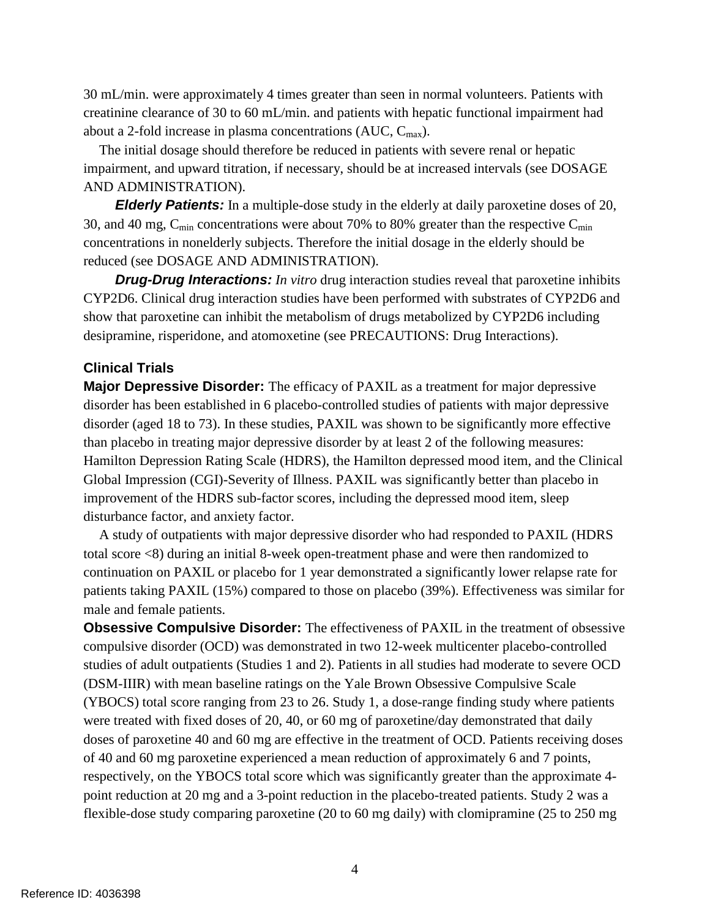30 mL/min. were approximately 4 times greater than seen in normal volunteers. Patients with creatinine clearance of 30 to 60 mL/min. and patients with hepatic functional impairment had about a 2-fold increase in plasma concentrations (AUC, $C_{max}$).

The initial dosage should therefore be reduced in patients with severe renal or hepatic impairment, and upward titration, if necessary, should be at increased intervals (see DOSAGE AND ADMINISTRATION).

***Elderly Patients:*** In a multiple-dose study in the elderly at daily paroxetine doses of 20, 30, and 40 mg, $C_{min}$ concentrations were about 70% to 80% greater than the respective $C_{min}$ concentrations in nonelderly subjects. Therefore the initial dosage in the elderly should be reduced (see DOSAGE AND ADMINISTRATION).

***Drug-Drug Interactions:*** *In vitro* drug interaction studies reveal that paroxetine inhibits CYP2D6. Clinical drug interaction studies have been performed with substrates of CYP2D6 and show that paroxetine can inhibit the metabolism of drugs metabolized by CYP2D6 including desipramine, risperidone, and atomoxetine (see PRECAUTIONS: Drug Interactions).

## Clinical Trials

**Major Depressive Disorder:** The efficacy of PAXIL as a treatment for major depressive disorder has been established in 6 placebo-controlled studies of patients with major depressive disorder (aged 18 to 73). In these studies, PAXIL was shown to be significantly more effective than placebo in treating major depressive disorder by at least 2 of the following measures: Hamilton Depression Rating Scale (HDRS), the Hamilton depressed mood item, and the Clinical Global Impression (CGI)-Severity of Illness. PAXIL was significantly better than placebo in improvement of the HDRS sub-factor scores, including the depressed mood item, sleep disturbance factor, and anxiety factor.

A study of outpatients with major depressive disorder who had responded to PAXIL (HDRS total score <8) during an initial 8-week open-treatment phase and were then randomized to continuation on PAXIL or placebo for 1 year demonstrated a significantly lower relapse rate for patients taking PAXIL (15%) compared to those on placebo (39%). Effectiveness was similar for male and female patients.

**Obsessive Compulsive Disorder:** The effectiveness of PAXIL in the treatment of obsessive compulsive disorder (OCD) was demonstrated in two 12-week multicenter placebo-controlled studies of adult outpatients (Studies 1 and 2). Patients in all studies had moderate to severe OCD (DSM-IIIR) with mean baseline ratings on the Yale Brown Obsessive Compulsive Scale (YBOCS) total score ranging from 23 to 26. Study 1, a dose-range finding study where patients were treated with fixed doses of 20, 40, or 60 mg of paroxetine/day demonstrated that daily doses of paroxetine 40 and 60 mg are effective in the treatment of OCD. Patients receiving doses of 40 and 60 mg paroxetine experienced a mean reduction of approximately 6 and 7 points, respectively, on the YBOCS total score which was significantly greater than the approximate 4-point reduction at 20 mg and a 3-point reduction in the placebo-treated patients. Study 2 was a flexible-dose study comparing paroxetine (20 to 60 mg daily) with clomipramine (25 to 250 mg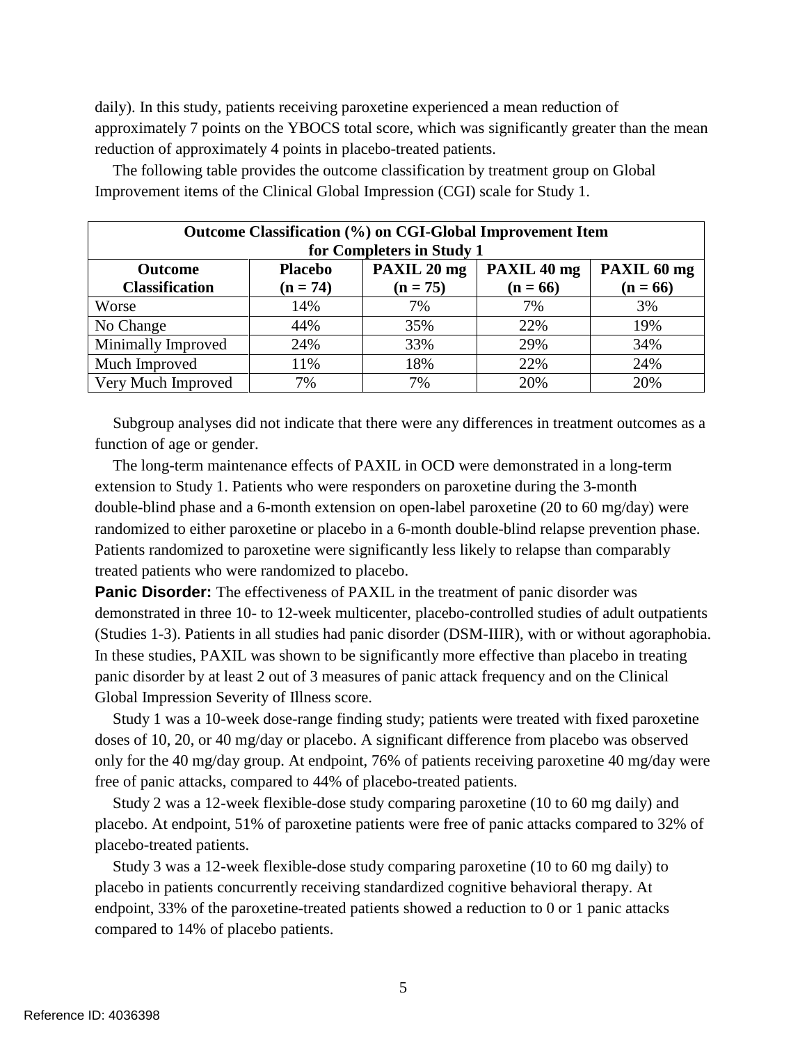daily). In this study, patients receiving paroxetine experienced a mean reduction of approximately 7 points on the YBOCS total score, which was significantly greater than the mean reduction of approximately 4 points in placebo-treated patients.

The following table provides the outcome classification by treatment group on Global Improvement items of the Clinical Global Impression (CGI) scale for Study 1.

**Outcome Classification (%) on CGI-Global Improvement Item for Completers in Study 1**

| Outcome Classification | Placebo (n = 74) | PAXIL 20 mg (n = 75) | PAXIL 40 mg (n = 66) | PAXIL 60 mg (n = 66) |
|---|---|---|---|---|
| Worse | 14% | 7% | 7% | 3% |
| No Change | 44% | 35% | 22% | 19% |
| Minimally Improved | 24% | 33% | 29% | 34% |
| Much Improved | 11% | 18% | 22% | 24% |
| Very Much Improved | 7% | 7% | 20% | 20% |

Subgroup analyses did not indicate that there were any differences in treatment outcomes as a function of age or gender.

The long-term maintenance effects of PAXIL in OCD were demonstrated in a long-term extension to Study 1. Patients who were responders on paroxetine during the 3-month double-blind phase and a 6-month extension on open-label paroxetine (20 to 60 mg/day) were randomized to either paroxetine or placebo in a 6-month double-blind relapse prevention phase. Patients randomized to paroxetine were significantly less likely to relapse than comparably treated patients who were randomized to placebo.

**Panic Disorder:** The effectiveness of PAXIL in the treatment of panic disorder was demonstrated in three 10- to 12-week multicenter, placebo-controlled studies of adult outpatients (Studies 1-3). Patients in all studies had panic disorder (DSM-IIIR), with or without agoraphobia. In these studies, PAXIL was shown to be significantly more effective than placebo in treating panic disorder by at least 2 out of 3 measures of panic attack frequency and on the Clinical Global Impression Severity of Illness score.

Study 1 was a 10-week dose-range finding study; patients were treated with fixed paroxetine doses of 10, 20, or 40 mg/day or placebo. A significant difference from placebo was observed only for the 40 mg/day group. At endpoint, 76% of patients receiving paroxetine 40 mg/day were free of panic attacks, compared to 44% of placebo-treated patients.

Study 2 was a 12-week flexible-dose study comparing paroxetine (10 to 60 mg daily) and placebo. At endpoint, 51% of paroxetine patients were free of panic attacks compared to 32% of placebo-treated patients.

Study 3 was a 12-week flexible-dose study comparing paroxetine (10 to 60 mg daily) to placebo in patients concurrently receiving standardized cognitive behavioral therapy. At endpoint, 33% of the paroxetine-treated patients showed a reduction to 0 or 1 panic attacks compared to 14% of placebo patients.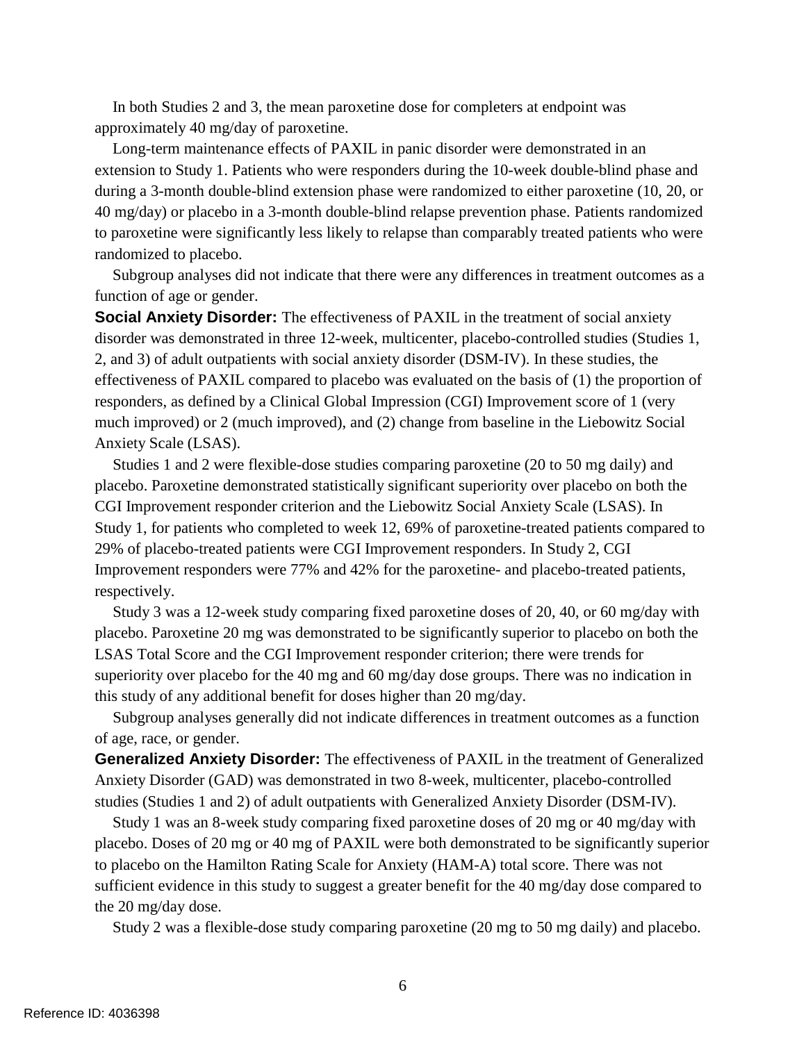In both Studies 2 and 3, the mean paroxetine dose for completers at endpoint was approximately 40 mg/day of paroxetine.

Long-term maintenance effects of PAXIL in panic disorder were demonstrated in an extension to Study 1. Patients who were responders during the 10-week double-blind phase and during a 3-month double-blind extension phase were randomized to either paroxetine (10, 20, or 40 mg/day) or placebo in a 3-month double-blind relapse prevention phase. Patients randomized to paroxetine were significantly less likely to relapse than comparably treated patients who were randomized to placebo.

Subgroup analyses did not indicate that there were any differences in treatment outcomes as a function of age or gender.

**Social Anxiety Disorder:** The effectiveness of PAXIL in the treatment of social anxiety disorder was demonstrated in three 12-week, multicenter, placebo-controlled studies (Studies 1, 2, and 3) of adult outpatients with social anxiety disorder (DSM-IV). In these studies, the effectiveness of PAXIL compared to placebo was evaluated on the basis of (1) the proportion of responders, as defined by a Clinical Global Impression (CGI) Improvement score of 1 (very much improved) or 2 (much improved), and (2) change from baseline in the Liebowitz Social Anxiety Scale (LSAS).

Studies 1 and 2 were flexible-dose studies comparing paroxetine (20 to 50 mg daily) and placebo. Paroxetine demonstrated statistically significant superiority over placebo on both the CGI Improvement responder criterion and the Liebowitz Social Anxiety Scale (LSAS). In Study 1, for patients who completed to week 12, 69% of paroxetine-treated patients compared to 29% of placebo-treated patients were CGI Improvement responders. In Study 2, CGI Improvement responders were 77% and 42% for the paroxetine- and placebo-treated patients, respectively.

Study 3 was a 12-week study comparing fixed paroxetine doses of 20, 40, or 60 mg/day with placebo. Paroxetine 20 mg was demonstrated to be significantly superior to placebo on both the LSAS Total Score and the CGI Improvement responder criterion; there were trends for superiority over placebo for the 40 mg and 60 mg/day dose groups. There was no indication in this study of any additional benefit for doses higher than 20 mg/day.

Subgroup analyses generally did not indicate differences in treatment outcomes as a function of age, race, or gender.

**Generalized Anxiety Disorder:** The effectiveness of PAXIL in the treatment of Generalized Anxiety Disorder (GAD) was demonstrated in two 8-week, multicenter, placebo-controlled studies (Studies 1 and 2) of adult outpatients with Generalized Anxiety Disorder (DSM-IV).

Study 1 was an 8-week study comparing fixed paroxetine doses of 20 mg or 40 mg/day with placebo. Doses of 20 mg or 40 mg of PAXIL were both demonstrated to be significantly superior to placebo on the Hamilton Rating Scale for Anxiety (HAM-A) total score. There was not sufficient evidence in this study to suggest a greater benefit for the 40 mg/day dose compared to the 20 mg/day dose.

Study 2 was a flexible-dose study comparing paroxetine (20 mg to 50 mg daily) and placebo.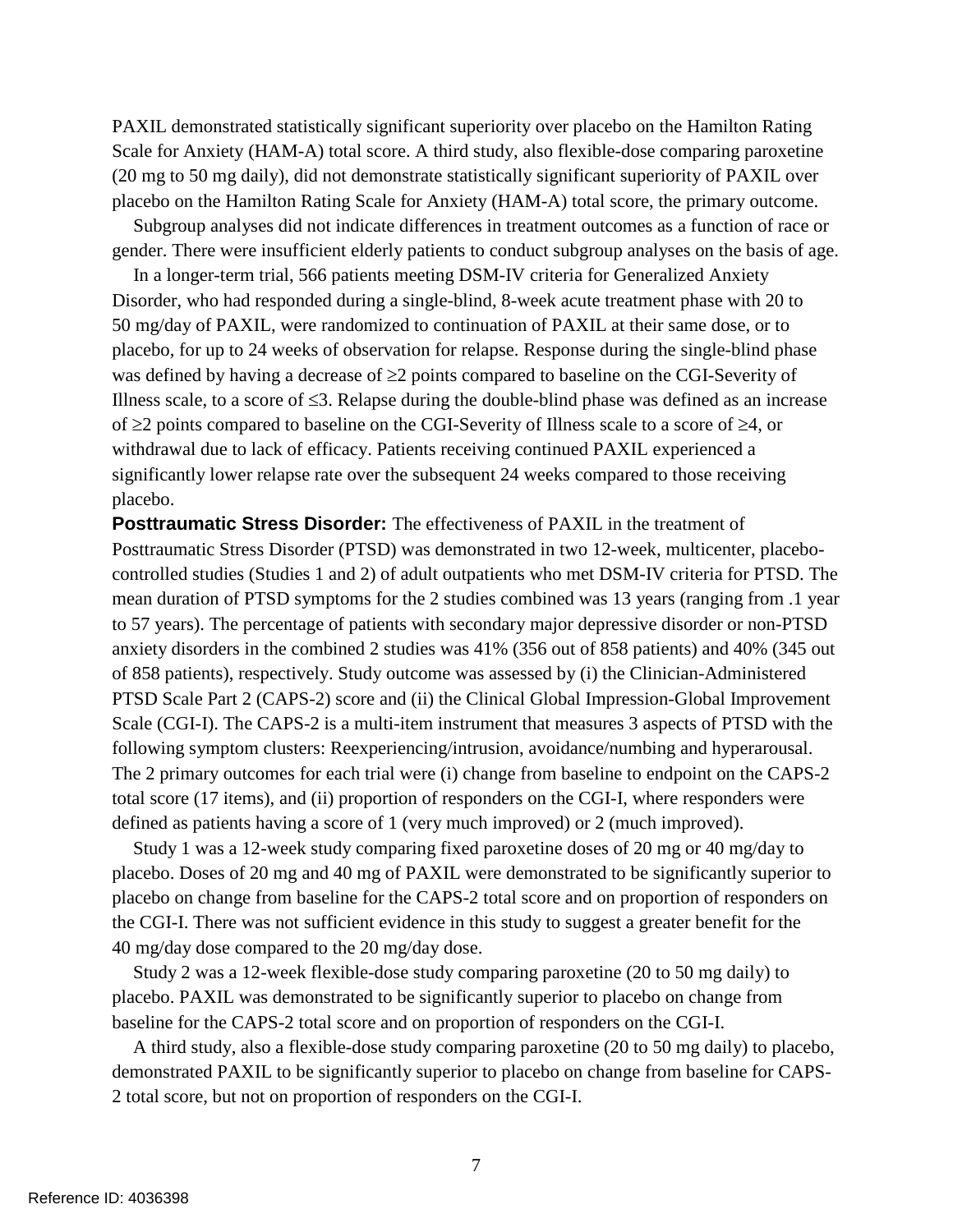PAXIL demonstrated statistically significant superiority over placebo on the Hamilton Rating Scale for Anxiety (HAM-A) total score. A third study, also flexible-dose comparing paroxetine (20 mg to 50 mg daily), did not demonstrate statistically significant superiority of PAXIL over placebo on the Hamilton Rating Scale for Anxiety (HAM-A) total score, the primary outcome.

Subgroup analyses did not indicate differences in treatment outcomes as a function of race or gender. There were insufficient elderly patients to conduct subgroup analyses on the basis of age.

In a longer-term trial, 566 patients meeting DSM-IV criteria for Generalized Anxiety Disorder, who had responded during a single-blind, 8-week acute treatment phase with 20 to 50 mg/day of PAXIL, were randomized to continuation of PAXIL at their same dose, or to placebo, for up to 24 weeks of observation for relapse. Response during the single-blind phase was defined by having a decrease of ≥2 points compared to baseline on the CGI-Severity of Illness scale, to a score of ≤3. Relapse during the double-blind phase was defined as an increase of ≥2 points compared to baseline on the CGI-Severity of Illness scale to a score of ≥4, or withdrawal due to lack of efficacy. Patients receiving continued PAXIL experienced a significantly lower relapse rate over the subsequent 24 weeks compared to those receiving placebo.

**Posttraumatic Stress Disorder:** The effectiveness of PAXIL in the treatment of Posttraumatic Stress Disorder (PTSD) was demonstrated in two 12-week, multicenter, placebo-controlled studies (Studies 1 and 2) of adult outpatients who met DSM-IV criteria for PTSD. The mean duration of PTSD symptoms for the 2 studies combined was 13 years (ranging from .1 year to 57 years). The percentage of patients with secondary major depressive disorder or non-PTSD anxiety disorders in the combined 2 studies was 41% (356 out of 858 patients) and 40% (345 out of 858 patients), respectively. Study outcome was assessed by (i) the Clinician-Administered PTSD Scale Part 2 (CAPS-2) score and (ii) the Clinical Global Impression-Global Improvement Scale (CGI-I). The CAPS-2 is a multi-item instrument that measures 3 aspects of PTSD with the following symptom clusters: Reexperiencing/intrusion, avoidance/numbing and hyperarousal. The 2 primary outcomes for each trial were (i) change from baseline to endpoint on the CAPS-2 total score (17 items), and (ii) proportion of responders on the CGI-I, where responders were defined as patients having a score of 1 (very much improved) or 2 (much improved).

Study 1 was a 12-week study comparing fixed paroxetine doses of 20 mg or 40 mg/day to placebo. Doses of 20 mg and 40 mg of PAXIL were demonstrated to be significantly superior to placebo on change from baseline for the CAPS-2 total score and on proportion of responders on the CGI-I. There was not sufficient evidence in this study to suggest a greater benefit for the 40 mg/day dose compared to the 20 mg/day dose.

Study 2 was a 12-week flexible-dose study comparing paroxetine (20 to 50 mg daily) to placebo. PAXIL was demonstrated to be significantly superior to placebo on change from baseline for the CAPS-2 total score and on proportion of responders on the CGI-I.

A third study, also a flexible-dose study comparing paroxetine (20 to 50 mg daily) to placebo, demonstrated PAXIL to be significantly superior to placebo on change from baseline for CAPS-2 total score, but not on proportion of responders on the CGI-I.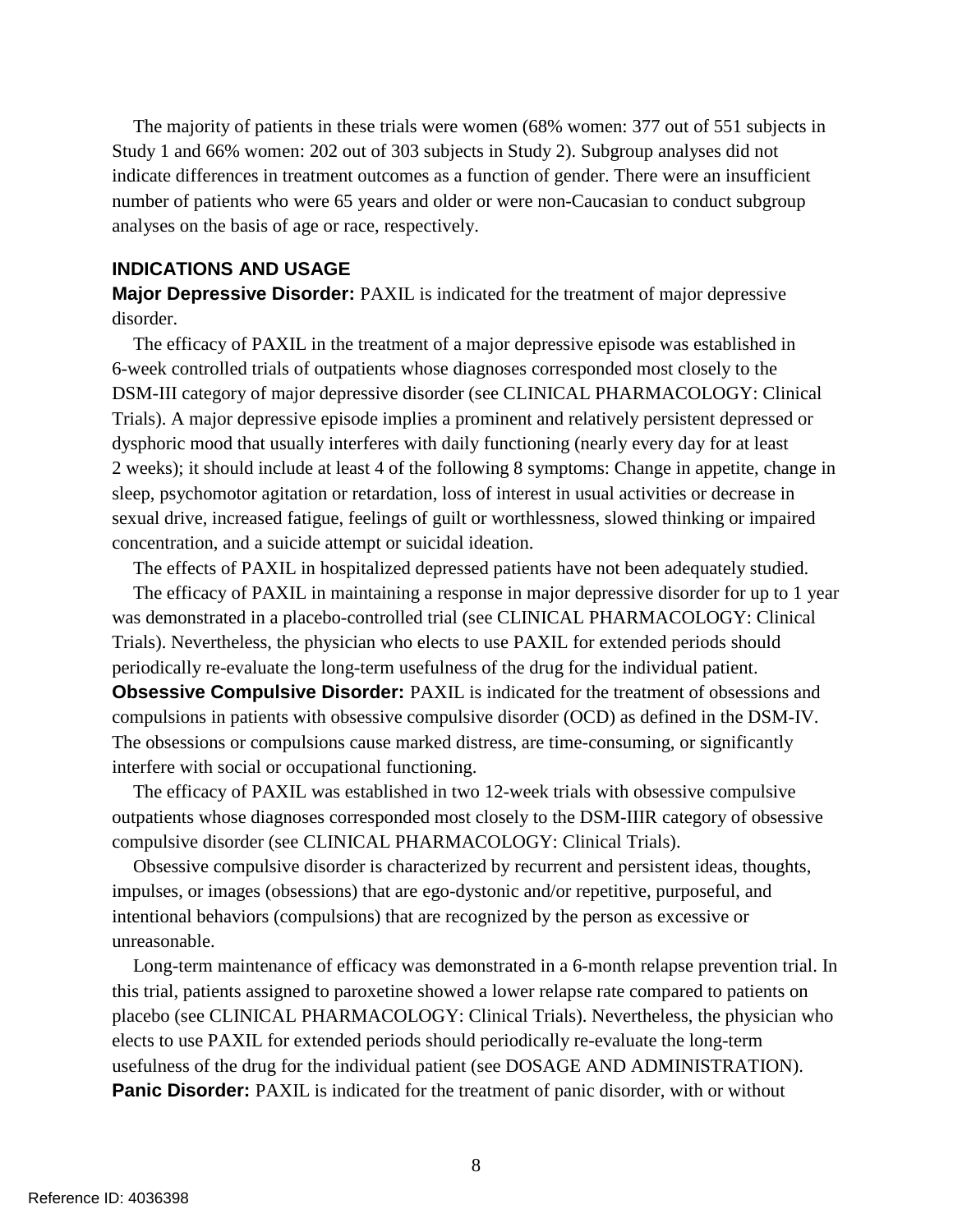The majority of patients in these trials were women (68% women: 377 out of 551 subjects in Study 1 and 66% women: 202 out of 303 subjects in Study 2). Subgroup analyses did not indicate differences in treatment outcomes as a function of gender. There were an insufficient number of patients who were 65 years and older or were non-Caucasian to conduct subgroup analyses on the basis of age or race, respectively.

## INDICATIONS AND USAGE

**Major Depressive Disorder:** PAXIL is indicated for the treatment of major depressive disorder.

The efficacy of PAXIL in the treatment of a major depressive episode was established in 6-week controlled trials of outpatients whose diagnoses corresponded most closely to the DSM-III category of major depressive disorder (see CLINICAL PHARMACOLOGY: Clinical Trials). A major depressive episode implies a prominent and relatively persistent depressed or dysphoric mood that usually interferes with daily functioning (nearly every day for at least 2 weeks); it should include at least 4 of the following 8 symptoms: Change in appetite, change in sleep, psychomotor agitation or retardation, loss of interest in usual activities or decrease in sexual drive, increased fatigue, feelings of guilt or worthlessness, slowed thinking or impaired concentration, and a suicide attempt or suicidal ideation.

The effects of PAXIL in hospitalized depressed patients have not been adequately studied.

The efficacy of PAXIL in maintaining a response in major depressive disorder for up to 1 year was demonstrated in a placebo-controlled trial (see CLINICAL PHARMACOLOGY: Clinical Trials). Nevertheless, the physician who elects to use PAXIL for extended periods should periodically re-evaluate the long-term usefulness of the drug for the individual patient.

**Obsessive Compulsive Disorder:** PAXIL is indicated for the treatment of obsessions and compulsions in patients with obsessive compulsive disorder (OCD) as defined in the DSM-IV. The obsessions or compulsions cause marked distress, are time-consuming, or significantly interfere with social or occupational functioning.

The efficacy of PAXIL was established in two 12-week trials with obsessive compulsive outpatients whose diagnoses corresponded most closely to the DSM-IIIR category of obsessive compulsive disorder (see CLINICAL PHARMACOLOGY: Clinical Trials).

Obsessive compulsive disorder is characterized by recurrent and persistent ideas, thoughts, impulses, or images (obsessions) that are ego-dystonic and/or repetitive, purposeful, and intentional behaviors (compulsions) that are recognized by the person as excessive or unreasonable.

Long-term maintenance of efficacy was demonstrated in a 6-month relapse prevention trial. In this trial, patients assigned to paroxetine showed a lower relapse rate compared to patients on placebo (see CLINICAL PHARMACOLOGY: Clinical Trials). Nevertheless, the physician who elects to use PAXIL for extended periods should periodically re-evaluate the long-term usefulness of the drug for the individual patient (see DOSAGE AND ADMINISTRATION).

**Panic Disorder:** PAXIL is indicated for the treatment of panic disorder, with or without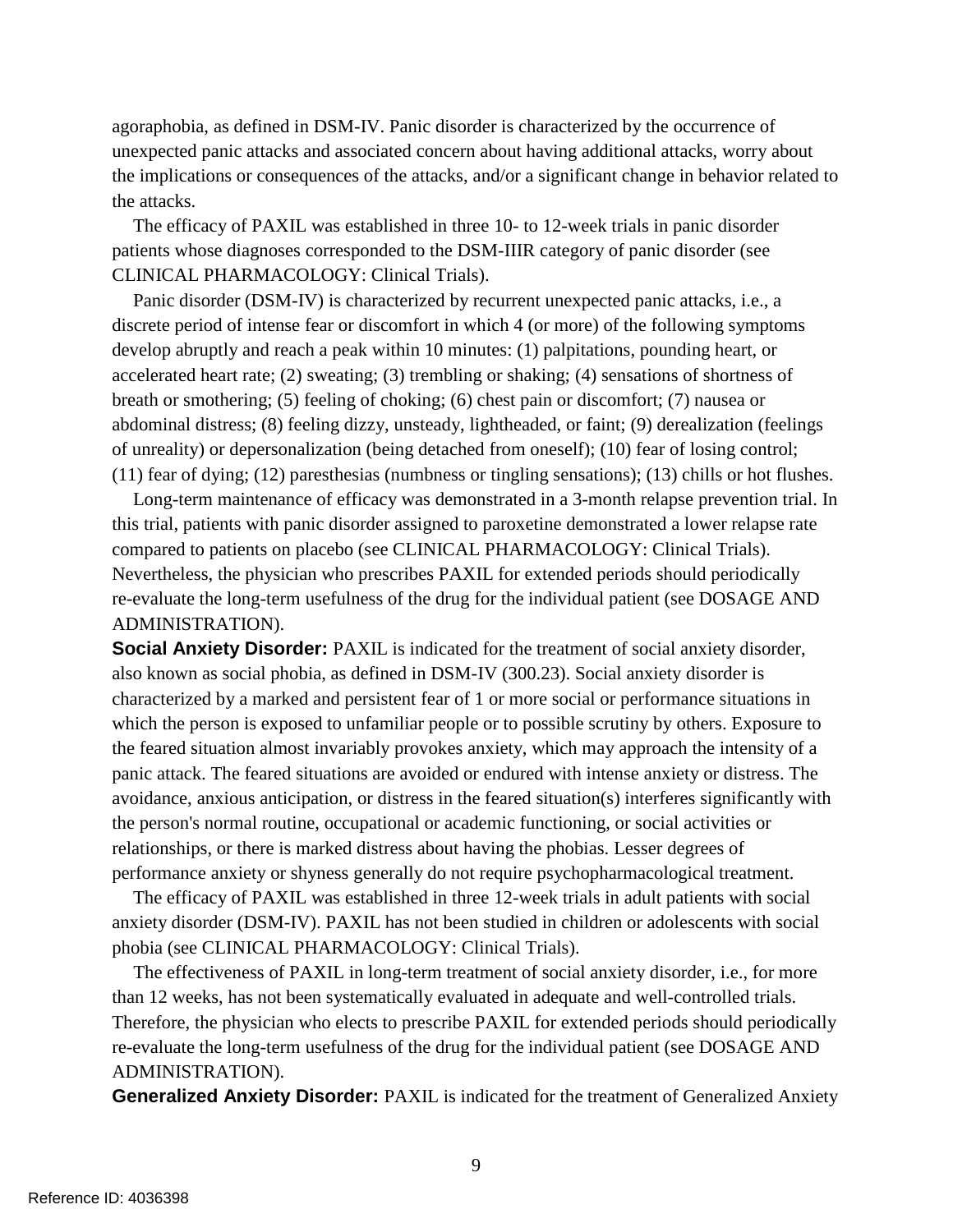agoraphobia, as defined in DSM-IV. Panic disorder is characterized by the occurrence of unexpected panic attacks and associated concern about having additional attacks, worry about the implications or consequences of the attacks, and/or a significant change in behavior related to the attacks.

The efficacy of PAXIL was established in three 10- to 12-week trials in panic disorder patients whose diagnoses corresponded to the DSM-IIIR category of panic disorder (see CLINICAL PHARMACOLOGY: Clinical Trials).

Panic disorder (DSM-IV) is characterized by recurrent unexpected panic attacks, i.e., a discrete period of intense fear or discomfort in which 4 (or more) of the following symptoms develop abruptly and reach a peak within 10 minutes: (1) palpitations, pounding heart, or accelerated heart rate; (2) sweating; (3) trembling or shaking; (4) sensations of shortness of breath or smothering; (5) feeling of choking; (6) chest pain or discomfort; (7) nausea or abdominal distress; (8) feeling dizzy, unsteady, lightheaded, or faint; (9) derealization (feelings of unreality) or depersonalization (being detached from oneself); (10) fear of losing control; (11) fear of dying; (12) paresthesias (numbness or tingling sensations); (13) chills or hot flushes.

Long-term maintenance of efficacy was demonstrated in a 3-month relapse prevention trial. In this trial, patients with panic disorder assigned to paroxetine demonstrated a lower relapse rate compared to patients on placebo (see CLINICAL PHARMACOLOGY: Clinical Trials). Nevertheless, the physician who prescribes PAXIL for extended periods should periodically re-evaluate the long-term usefulness of the drug for the individual patient (see DOSAGE AND ADMINISTRATION).

**Social Anxiety Disorder:** PAXIL is indicated for the treatment of social anxiety disorder, also known as social phobia, as defined in DSM-IV (300.23). Social anxiety disorder is characterized by a marked and persistent fear of 1 or more social or performance situations in which the person is exposed to unfamiliar people or to possible scrutiny by others. Exposure to the feared situation almost invariably provokes anxiety, which may approach the intensity of a panic attack. The feared situations are avoided or endured with intense anxiety or distress. The avoidance, anxious anticipation, or distress in the feared situation(s) interferes significantly with the person's normal routine, occupational or academic functioning, or social activities or relationships, or there is marked distress about having the phobias. Lesser degrees of performance anxiety or shyness generally do not require psychopharmacological treatment.

The efficacy of PAXIL was established in three 12-week trials in adult patients with social anxiety disorder (DSM-IV). PAXIL has not been studied in children or adolescents with social phobia (see CLINICAL PHARMACOLOGY: Clinical Trials).

The effectiveness of PAXIL in long-term treatment of social anxiety disorder, i.e., for more than 12 weeks, has not been systematically evaluated in adequate and well-controlled trials. Therefore, the physician who elects to prescribe PAXIL for extended periods should periodically re-evaluate the long-term usefulness of the drug for the individual patient (see DOSAGE AND ADMINISTRATION).

**Generalized Anxiety Disorder:** PAXIL is indicated for the treatment of Generalized Anxiety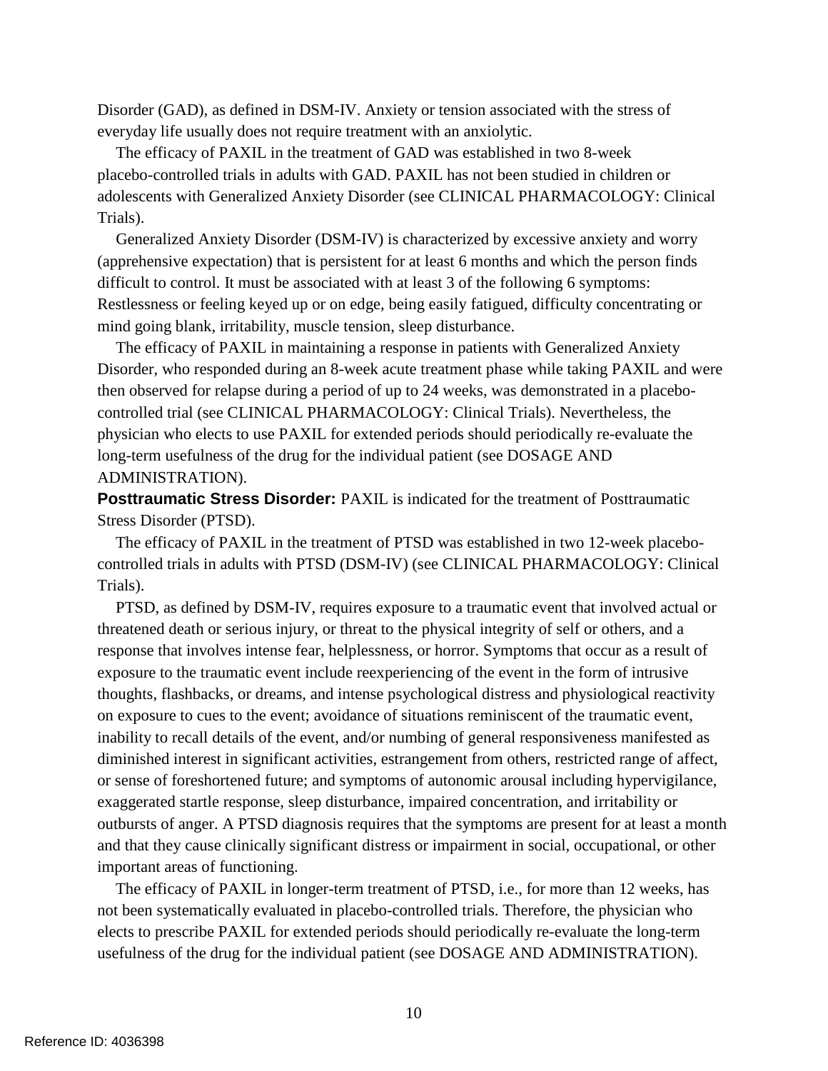Disorder (GAD), as defined in DSM-IV. Anxiety or tension associated with the stress of everyday life usually does not require treatment with an anxiolytic.

The efficacy of PAXIL in the treatment of GAD was established in two 8-week placebo-controlled trials in adults with GAD. PAXIL has not been studied in children or adolescents with Generalized Anxiety Disorder (see CLINICAL PHARMACOLOGY: Clinical Trials).

Generalized Anxiety Disorder (DSM-IV) is characterized by excessive anxiety and worry (apprehensive expectation) that is persistent for at least 6 months and which the person finds difficult to control. It must be associated with at least 3 of the following 6 symptoms: Restlessness or feeling keyed up or on edge, being easily fatigued, difficulty concentrating or mind going blank, irritability, muscle tension, sleep disturbance.

The efficacy of PAXIL in maintaining a response in patients with Generalized Anxiety Disorder, who responded during an 8-week acute treatment phase while taking PAXIL and were then observed for relapse during a period of up to 24 weeks, was demonstrated in a placebo-controlled trial (see CLINICAL PHARMACOLOGY: Clinical Trials). Nevertheless, the physician who elects to use PAXIL for extended periods should periodically re-evaluate the long-term usefulness of the drug for the individual patient (see DOSAGE AND ADMINISTRATION).

**Posttraumatic Stress Disorder:** PAXIL is indicated for the treatment of Posttraumatic Stress Disorder (PTSD).

The efficacy of PAXIL in the treatment of PTSD was established in two 12-week placebo-controlled trials in adults with PTSD (DSM-IV) (see CLINICAL PHARMACOLOGY: Clinical Trials).

PTSD, as defined by DSM-IV, requires exposure to a traumatic event that involved actual or threatened death or serious injury, or threat to the physical integrity of self or others, and a response that involves intense fear, helplessness, or horror. Symptoms that occur as a result of exposure to the traumatic event include reexperiencing of the event in the form of intrusive thoughts, flashbacks, or dreams, and intense psychological distress and physiological reactivity on exposure to cues to the event; avoidance of situations reminiscent of the traumatic event, inability to recall details of the event, and/or numbing of general responsiveness manifested as diminished interest in significant activities, estrangement from others, restricted range of affect, or sense of foreshortened future; and symptoms of autonomic arousal including hypervigilance, exaggerated startle response, sleep disturbance, impaired concentration, and irritability or outbursts of anger. A PTSD diagnosis requires that the symptoms are present for at least a month and that they cause clinically significant distress or impairment in social, occupational, or other important areas of functioning.

The efficacy of PAXIL in longer-term treatment of PTSD, i.e., for more than 12 weeks, has not been systematically evaluated in placebo-controlled trials. Therefore, the physician who elects to prescribe PAXIL for extended periods should periodically re-evaluate the long-term usefulness of the drug for the individual patient (see DOSAGE AND ADMINISTRATION).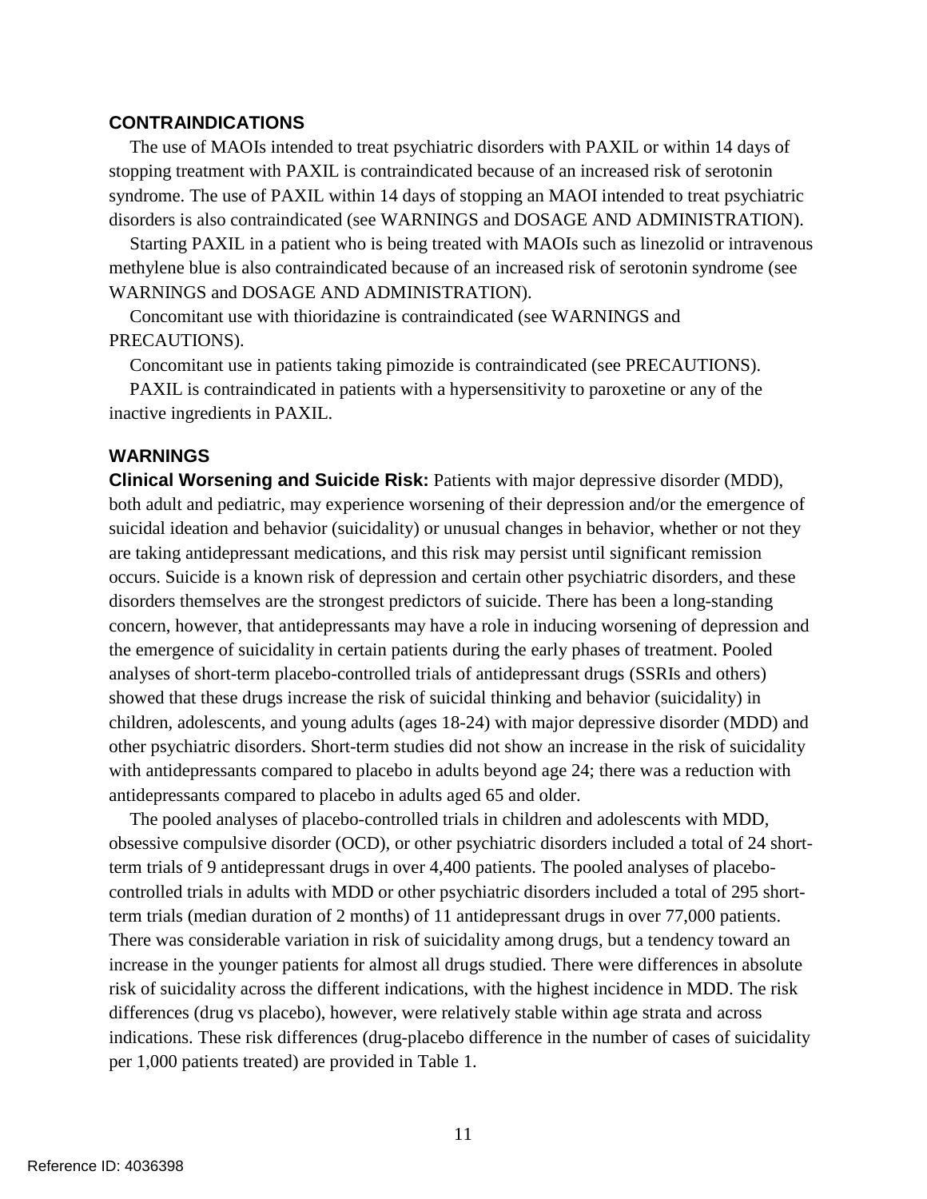## CONTRAINDICATIONS

The use of MAOIs intended to treat psychiatric disorders with PAXIL or within 14 days of stopping treatment with PAXIL is contraindicated because of an increased risk of serotonin syndrome. The use of PAXIL within 14 days of stopping an MAOI intended to treat psychiatric disorders is also contraindicated (see WARNINGS and DOSAGE AND ADMINISTRATION).

Starting PAXIL in a patient who is being treated with MAOIs such as linezolid or intravenous methylene blue is also contraindicated because of an increased risk of serotonin syndrome (see WARNINGS and DOSAGE AND ADMINISTRATION).

Concomitant use with thioridazine is contraindicated (see WARNINGS and PRECAUTIONS).

Concomitant use in patients taking pimozide is contraindicated (see PRECAUTIONS).

PAXIL is contraindicated in patients with a hypersensitivity to paroxetine or any of the inactive ingredients in PAXIL.

## WARNINGS

**Clinical Worsening and Suicide Risk:** Patients with major depressive disorder (MDD), both adult and pediatric, may experience worsening of their depression and/or the emergence of suicidal ideation and behavior (suicidality) or unusual changes in behavior, whether or not they are taking antidepressant medications, and this risk may persist until significant remission occurs. Suicide is a known risk of depression and certain other psychiatric disorders, and these disorders themselves are the strongest predictors of suicide. There has been a long-standing concern, however, that antidepressants may have a role in inducing worsening of depression and the emergence of suicidality in certain patients during the early phases of treatment. Pooled analyses of short-term placebo-controlled trials of antidepressant drugs (SSRIs and others) showed that these drugs increase the risk of suicidal thinking and behavior (suicidality) in children, adolescents, and young adults (ages 18-24) with major depressive disorder (MDD) and other psychiatric disorders. Short-term studies did not show an increase in the risk of suicidality with antidepressants compared to placebo in adults beyond age 24; there was a reduction with antidepressants compared to placebo in adults aged 65 and older.

The pooled analyses of placebo-controlled trials in children and adolescents with MDD, obsessive compulsive disorder (OCD), or other psychiatric disorders included a total of 24 short-term trials of 9 antidepressant drugs in over 4,400 patients. The pooled analyses of placebo-controlled trials in adults with MDD or other psychiatric disorders included a total of 295 short-term trials (median duration of 2 months) of 11 antidepressant drugs in over 77,000 patients. There was considerable variation in risk of suicidality among drugs, but a tendency toward an increase in the younger patients for almost all drugs studied. There were differences in absolute risk of suicidality across the different indications, with the highest incidence in MDD. The risk differences (drug vs placebo), however, were relatively stable within age strata and across indications. These risk differences (drug-placebo difference in the number of cases of suicidality per 1,000 patients treated) are provided in Table 1.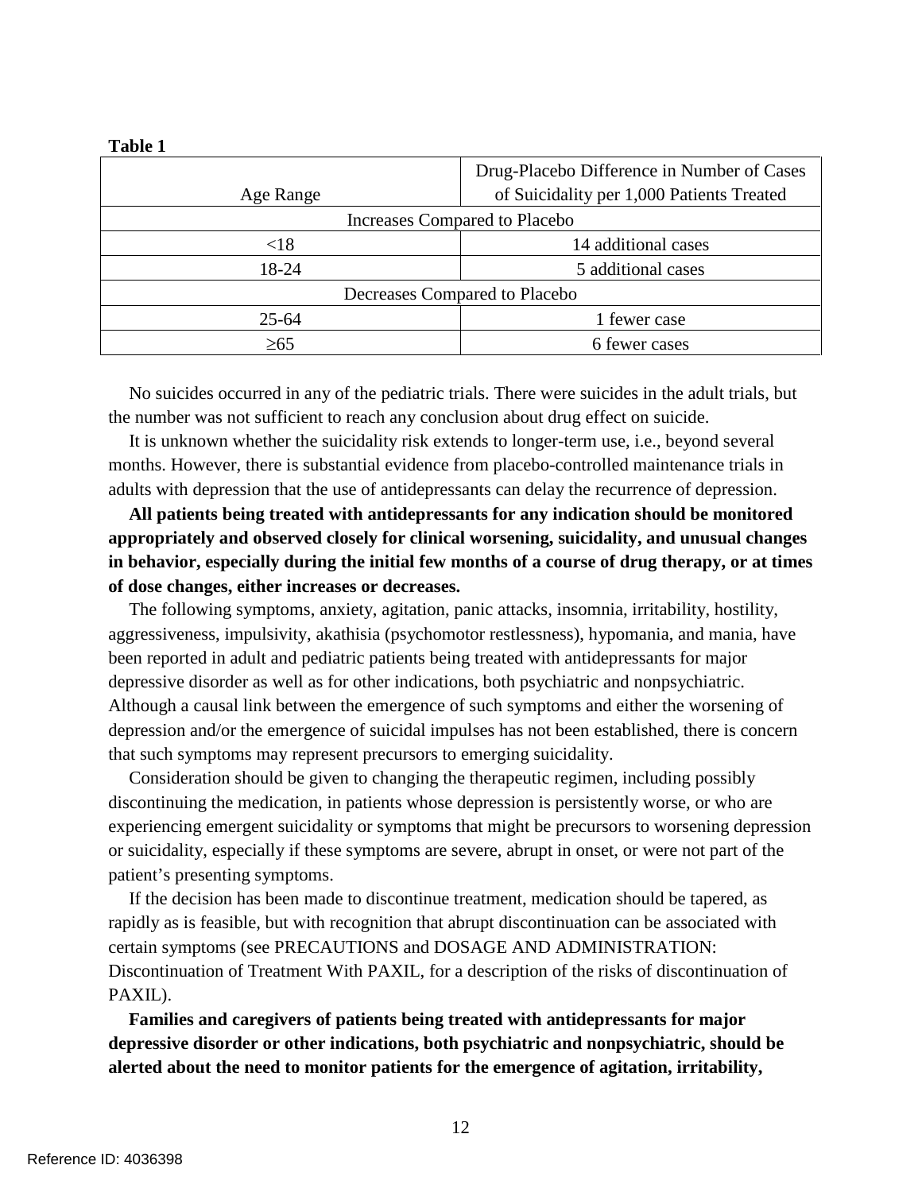**Table 1**

| Age Range | Drug-Placebo Difference in Number of Cases of Suicidality per 1,000 Patients Treated |
|---|---|
| Increases Compared to Placebo | |
| <18 | 14 additional cases |
| 18-24 | 5 additional cases |
| Decreases Compared to Placebo | |
| 25-64 | 1 fewer case |
| ≥65 | 6 fewer cases |

No suicides occurred in any of the pediatric trials. There were suicides in the adult trials, but the number was not sufficient to reach any conclusion about drug effect on suicide.

It is unknown whether the suicidality risk extends to longer-term use, i.e., beyond several months. However, there is substantial evidence from placebo-controlled maintenance trials in adults with depression that the use of antidepressants can delay the recurrence of depression.

**All patients being treated with antidepressants for any indication should be monitored appropriately and observed closely for clinical worsening, suicidality, and unusual changes in behavior, especially during the initial few months of a course of drug therapy, or at times of dose changes, either increases or decreases.**

The following symptoms, anxiety, agitation, panic attacks, insomnia, irritability, hostility, aggressiveness, impulsivity, akathisia (psychomotor restlessness), hypomania, and mania, have been reported in adult and pediatric patients being treated with antidepressants for major depressive disorder as well as for other indications, both psychiatric and nonpsychiatric. Although a causal link between the emergence of such symptoms and either the worsening of depression and/or the emergence of suicidal impulses has not been established, there is concern that such symptoms may represent precursors to emerging suicidality.

Consideration should be given to changing the therapeutic regimen, including possibly discontinuing the medication, in patients whose depression is persistently worse, or who are experiencing emergent suicidality or symptoms that might be precursors to worsening depression or suicidality, especially if these symptoms are severe, abrupt in onset, or were not part of the patient's presenting symptoms.

If the decision has been made to discontinue treatment, medication should be tapered, as rapidly as is feasible, but with recognition that abrupt discontinuation can be associated with certain symptoms (see PRECAUTIONS and DOSAGE AND ADMINISTRATION: Discontinuation of Treatment With PAXIL, for a description of the risks of discontinuation of PAXIL).

**Families and caregivers of patients being treated with antidepressants for major depressive disorder or other indications, both psychiatric and nonpsychiatric, should be alerted about the need to monitor patients for the emergence of agitation, irritability,**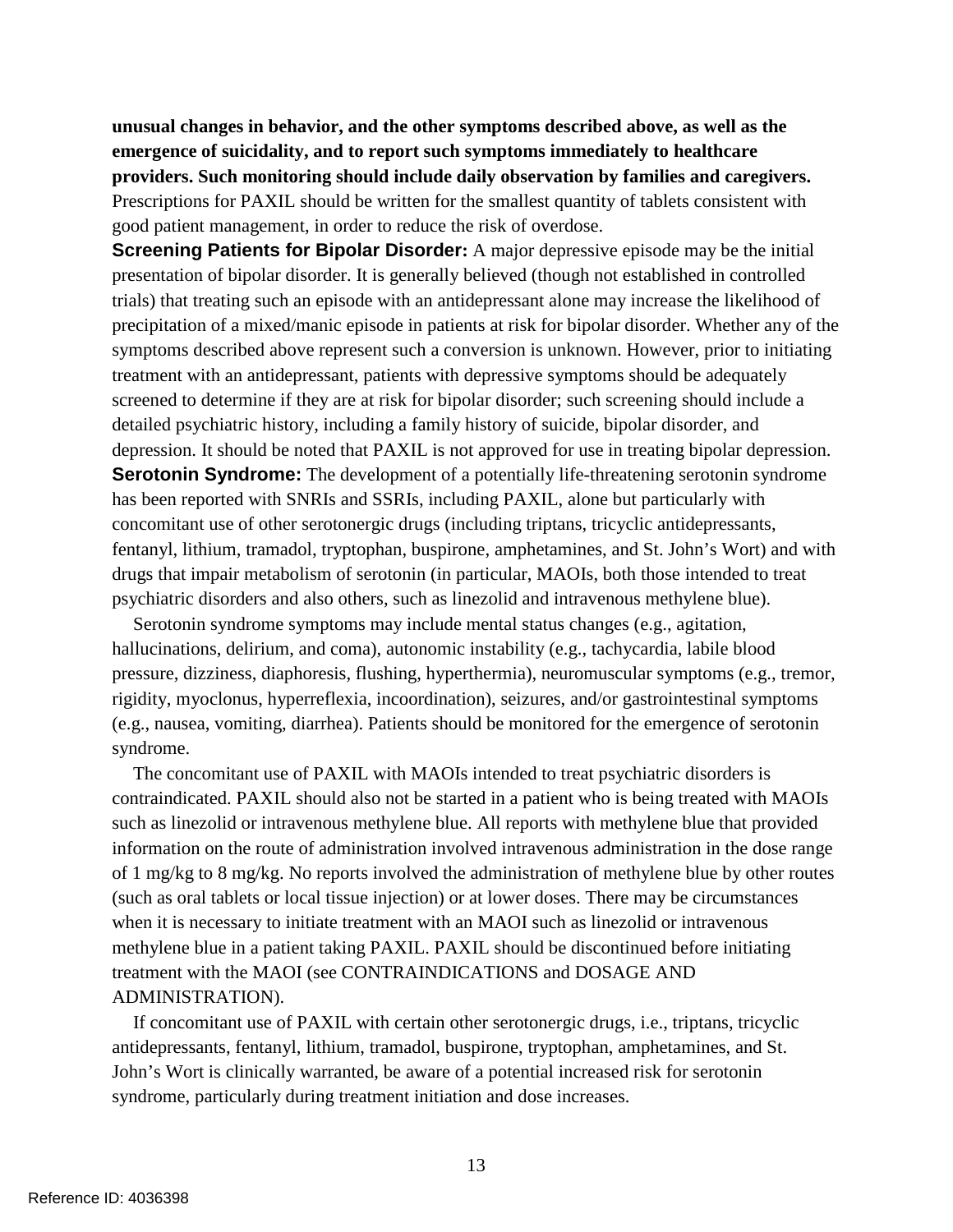**unusual changes in behavior, and the other symptoms described above, as well as the emergence of suicidality, and to report such symptoms immediately to healthcare providers. Such monitoring should include daily observation by families and caregivers.** Prescriptions for PAXIL should be written for the smallest quantity of tablets consistent with good patient management, in order to reduce the risk of overdose.

**Screening Patients for Bipolar Disorder:** A major depressive episode may be the initial presentation of bipolar disorder. It is generally believed (though not established in controlled trials) that treating such an episode with an antidepressant alone may increase the likelihood of precipitation of a mixed/manic episode in patients at risk for bipolar disorder. Whether any of the symptoms described above represent such a conversion is unknown. However, prior to initiating treatment with an antidepressant, patients with depressive symptoms should be adequately screened to determine if they are at risk for bipolar disorder; such screening should include a detailed psychiatric history, including a family history of suicide, bipolar disorder, and depression. It should be noted that PAXIL is not approved for use in treating bipolar depression.

**Serotonin Syndrome:** The development of a potentially life-threatening serotonin syndrome has been reported with SNRIs and SSRIs, including PAXIL, alone but particularly with concomitant use of other serotonergic drugs (including triptans, tricyclic antidepressants, fentanyl, lithium, tramadol, tryptophan, buspirone, amphetamines, and St. John's Wort) and with drugs that impair metabolism of serotonin (in particular, MAOIs, both those intended to treat psychiatric disorders and also others, such as linezolid and intravenous methylene blue).

Serotonin syndrome symptoms may include mental status changes (e.g., agitation, hallucinations, delirium, and coma), autonomic instability (e.g., tachycardia, labile blood pressure, dizziness, diaphoresis, flushing, hyperthermia), neuromuscular symptoms (e.g., tremor, rigidity, myoclonus, hyperreflexia, incoordination), seizures, and/or gastrointestinal symptoms (e.g., nausea, vomiting, diarrhea). Patients should be monitored for the emergence of serotonin syndrome.

The concomitant use of PAXIL with MAOIs intended to treat psychiatric disorders is contraindicated. PAXIL should also not be started in a patient who is being treated with MAOIs such as linezolid or intravenous methylene blue. All reports with methylene blue that provided information on the route of administration involved intravenous administration in the dose range of 1 mg/kg to 8 mg/kg. No reports involved the administration of methylene blue by other routes (such as oral tablets or local tissue injection) or at lower doses. There may be circumstances when it is necessary to initiate treatment with an MAOI such as linezolid or intravenous methylene blue in a patient taking PAXIL. PAXIL should be discontinued before initiating treatment with the MAOI (see CONTRAINDICATIONS and DOSAGE AND ADMINISTRATION).

If concomitant use of PAXIL with certain other serotonergic drugs, i.e., triptans, tricyclic antidepressants, fentanyl, lithium, tramadol, buspirone, tryptophan, amphetamines, and St. John's Wort is clinically warranted, be aware of a potential increased risk for serotonin syndrome, particularly during treatment initiation and dose increases.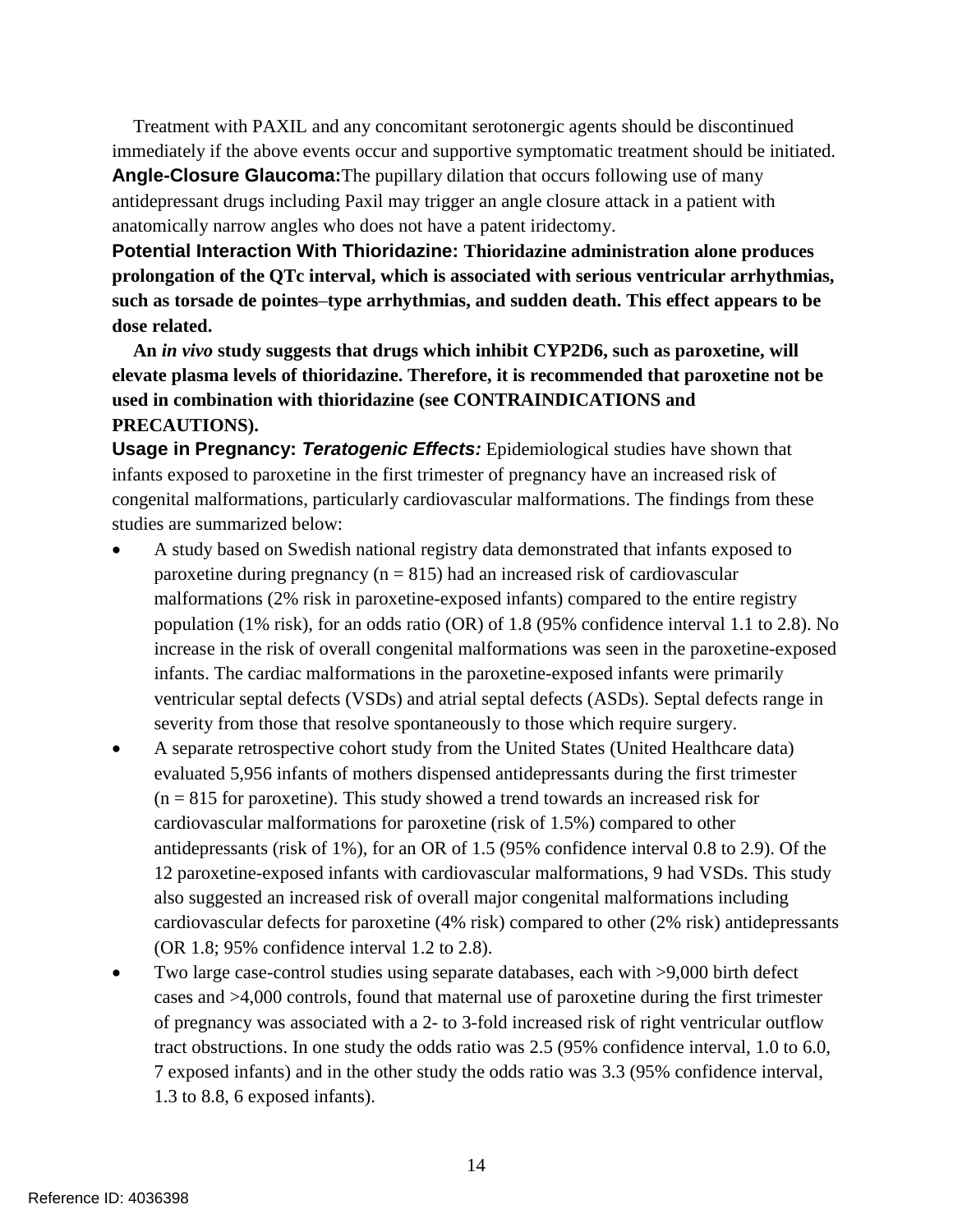Treatment with PAXIL and any concomitant serotonergic agents should be discontinued immediately if the above events occur and supportive symptomatic treatment should be initiated.

**Angle-Closure Glaucoma:** The pupillary dilation that occurs following use of many antidepressant drugs including Paxil may trigger an angle closure attack in a patient with anatomically narrow angles who does not have a patent iridectomy.

**Potential Interaction With Thioridazine: Thioridazine administration alone produces prolongation of the QTc interval, which is associated with serious ventricular arrhythmias, such as torsade de pointes–type arrhythmias, and sudden death. This effect appears to be dose related.**

**An *in vivo* study suggests that drugs which inhibit CYP2D6, such as paroxetine, will elevate plasma levels of thioridazine. Therefore, it is recommended that paroxetine not be used in combination with thioridazine (see CONTRAINDICATIONS and PRECAUTIONS).**

**Usage in Pregnancy: *Teratogenic Effects:*** Epidemiological studies have shown that infants exposed to paroxetine in the first trimester of pregnancy have an increased risk of congenital malformations, particularly cardiovascular malformations. The findings from these studies are summarized below:

- A study based on Swedish national registry data demonstrated that infants exposed to paroxetine during pregnancy (n = 815) had an increased risk of cardiovascular malformations (2% risk in paroxetine-exposed infants) compared to the entire registry population (1% risk), for an odds ratio (OR) of 1.8 (95% confidence interval 1.1 to 2.8). No increase in the risk of overall congenital malformations was seen in the paroxetine-exposed infants. The cardiac malformations in the paroxetine-exposed infants were primarily ventricular septal defects (VSDs) and atrial septal defects (ASDs). Septal defects range in severity from those that resolve spontaneously to those which require surgery.
- A separate retrospective cohort study from the United States (United Healthcare data) evaluated 5,956 infants of mothers dispensed antidepressants during the first trimester (n = 815 for paroxetine). This study showed a trend towards an increased risk for cardiovascular malformations for paroxetine (risk of 1.5%) compared to other antidepressants (risk of 1%), for an OR of 1.5 (95% confidence interval 0.8 to 2.9). Of the 12 paroxetine-exposed infants with cardiovascular malformations, 9 had VSDs. This study also suggested an increased risk of overall major congenital malformations including cardiovascular defects for paroxetine (4% risk) compared to other (2% risk) antidepressants (OR 1.8; 95% confidence interval 1.2 to 2.8).
- Two large case-control studies using separate databases, each with >9,000 birth defect cases and >4,000 controls, found that maternal use of paroxetine during the first trimester of pregnancy was associated with a 2- to 3-fold increased risk of right ventricular outflow tract obstructions. In one study the odds ratio was 2.5 (95% confidence interval, 1.0 to 6.0, 7 exposed infants) and in the other study the odds ratio was 3.3 (95% confidence interval, 1.3 to 8.8, 6 exposed infants).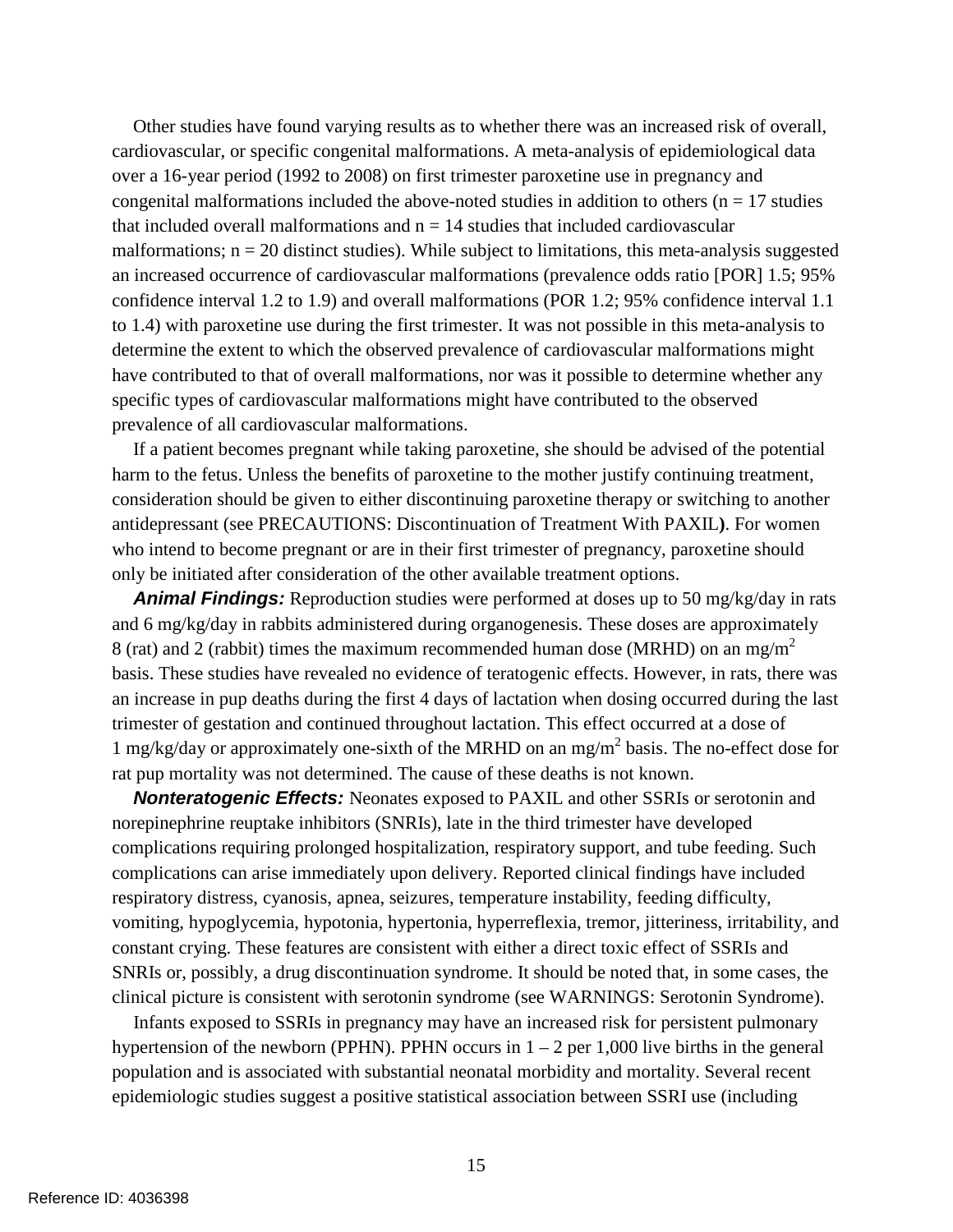Other studies have found varying results as to whether there was an increased risk of overall, cardiovascular, or specific congenital malformations. A meta-analysis of epidemiological data over a 16-year period (1992 to 2008) on first trimester paroxetine use in pregnancy and congenital malformations included the above-noted studies in addition to others (n = 17 studies that included overall malformations and n = 14 studies that included cardiovascular malformations; n = 20 distinct studies). While subject to limitations, this meta-analysis suggested an increased occurrence of cardiovascular malformations (prevalence odds ratio [POR] 1.5; 95% confidence interval 1.2 to 1.9) and overall malformations (POR 1.2; 95% confidence interval 1.1 to 1.4) with paroxetine use during the first trimester. It was not possible in this meta-analysis to determine the extent to which the observed prevalence of cardiovascular malformations might have contributed to that of overall malformations, nor was it possible to determine whether any specific types of cardiovascular malformations might have contributed to the observed prevalence of all cardiovascular malformations.

If a patient becomes pregnant while taking paroxetine, she should be advised of the potential harm to the fetus. Unless the benefits of paroxetine to the mother justify continuing treatment, consideration should be given to either discontinuing paroxetine therapy or switching to another antidepressant (see PRECAUTIONS: Discontinuation of Treatment With PAXIL**)**. For women who intend to become pregnant or are in their first trimester of pregnancy, paroxetine should only be initiated after consideration of the other available treatment options.

***Animal Findings:*** Reproduction studies were performed at doses up to 50 mg/kg/day in rats and 6 mg/kg/day in rabbits administered during organogenesis. These doses are approximately 8 (rat) and 2 (rabbit) times the maximum recommended human dose (MRHD) on an $mg/m^2$ basis. These studies have revealed no evidence of teratogenic effects. However, in rats, there was an increase in pup deaths during the first 4 days of lactation when dosing occurred during the last trimester of gestation and continued throughout lactation. This effect occurred at a dose of 1 mg/kg/day or approximately one-sixth of the MRHD on an $mg/m^2$ basis. The no-effect dose for rat pup mortality was not determined. The cause of these deaths is not known.

***Nonteratogenic Effects:*** Neonates exposed to PAXIL and other SSRIs or serotonin and norepinephrine reuptake inhibitors (SNRIs), late in the third trimester have developed complications requiring prolonged hospitalization, respiratory support, and tube feeding. Such complications can arise immediately upon delivery. Reported clinical findings have included respiratory distress, cyanosis, apnea, seizures, temperature instability, feeding difficulty, vomiting, hypoglycemia, hypotonia, hypertonia, hyperreflexia, tremor, jitteriness, irritability, and constant crying. These features are consistent with either a direct toxic effect of SSRIs and SNRIs or, possibly, a drug discontinuation syndrome. It should be noted that, in some cases, the clinical picture is consistent with serotonin syndrome (see WARNINGS: Serotonin Syndrome).

Infants exposed to SSRIs in pregnancy may have an increased risk for persistent pulmonary hypertension of the newborn (PPHN). PPHN occurs in 1 – 2 per 1,000 live births in the general population and is associated with substantial neonatal morbidity and mortality. Several recent epidemiologic studies suggest a positive statistical association between SSRI use (including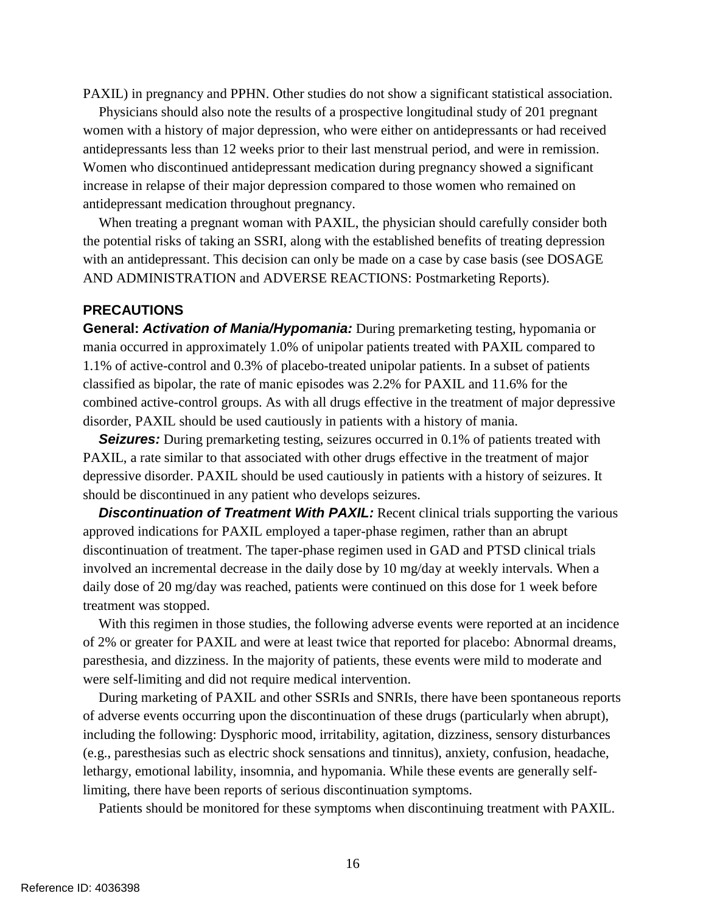PAXIL) in pregnancy and PPHN. Other studies do not show a significant statistical association.

Physicians should also note the results of a prospective longitudinal study of 201 pregnant women with a history of major depression, who were either on antidepressants or had received antidepressants less than 12 weeks prior to their last menstrual period, and were in remission. Women who discontinued antidepressant medication during pregnancy showed a significant increase in relapse of their major depression compared to those women who remained on antidepressant medication throughout pregnancy.

When treating a pregnant woman with PAXIL, the physician should carefully consider both the potential risks of taking an SSRI, along with the established benefits of treating depression with an antidepressant. This decision can only be made on a case by case basis (see DOSAGE AND ADMINISTRATION and ADVERSE REACTIONS: Postmarketing Reports).

## PRECAUTIONS

**General:** ***Activation of Mania/Hypomania:*** During premarketing testing, hypomania or mania occurred in approximately 1.0% of unipolar patients treated with PAXIL compared to 1.1% of active-control and 0.3% of placebo-treated unipolar patients. In a subset of patients classified as bipolar, the rate of manic episodes was 2.2% for PAXIL and 11.6% for the combined active-control groups. As with all drugs effective in the treatment of major depressive disorder, PAXIL should be used cautiously in patients with a history of mania.

***Seizures:*** During premarketing testing, seizures occurred in 0.1% of patients treated with PAXIL, a rate similar to that associated with other drugs effective in the treatment of major depressive disorder. PAXIL should be used cautiously in patients with a history of seizures. It should be discontinued in any patient who develops seizures.

***Discontinuation of Treatment With PAXIL:*** Recent clinical trials supporting the various approved indications for PAXIL employed a taper-phase regimen, rather than an abrupt discontinuation of treatment. The taper-phase regimen used in GAD and PTSD clinical trials involved an incremental decrease in the daily dose by 10 mg/day at weekly intervals. When a daily dose of 20 mg/day was reached, patients were continued on this dose for 1 week before treatment was stopped.

With this regimen in those studies, the following adverse events were reported at an incidence of 2% or greater for PAXIL and were at least twice that reported for placebo: Abnormal dreams, paresthesia, and dizziness. In the majority of patients, these events were mild to moderate and were self-limiting and did not require medical intervention.

During marketing of PAXIL and other SSRIs and SNRIs, there have been spontaneous reports of adverse events occurring upon the discontinuation of these drugs (particularly when abrupt), including the following: Dysphoric mood, irritability, agitation, dizziness, sensory disturbances (e.g., paresthesias such as electric shock sensations and tinnitus), anxiety, confusion, headache, lethargy, emotional lability, insomnia, and hypomania. While these events are generally self-limiting, there have been reports of serious discontinuation symptoms.

Patients should be monitored for these symptoms when discontinuing treatment with PAXIL.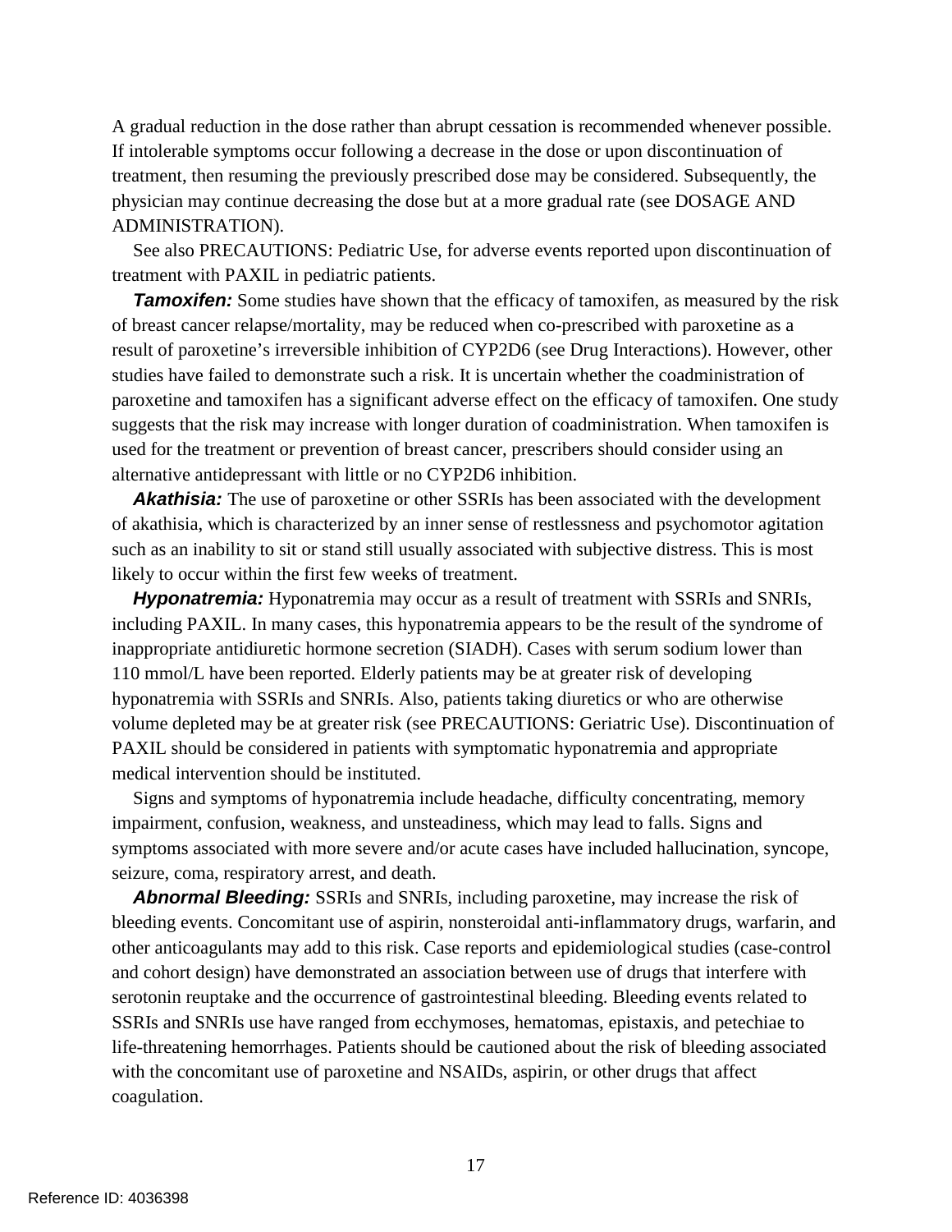A gradual reduction in the dose rather than abrupt cessation is recommended whenever possible. If intolerable symptoms occur following a decrease in the dose or upon discontinuation of treatment, then resuming the previously prescribed dose may be considered. Subsequently, the physician may continue decreasing the dose but at a more gradual rate (see DOSAGE AND ADMINISTRATION).

See also PRECAUTIONS: Pediatric Use, for adverse events reported upon discontinuation of treatment with PAXIL in pediatric patients.

***Tamoxifen:*** Some studies have shown that the efficacy of tamoxifen, as measured by the risk of breast cancer relapse/mortality, may be reduced when co-prescribed with paroxetine as a result of paroxetine's irreversible inhibition of CYP2D6 (see Drug Interactions). However, other studies have failed to demonstrate such a risk. It is uncertain whether the coadministration of paroxetine and tamoxifen has a significant adverse effect on the efficacy of tamoxifen. One study suggests that the risk may increase with longer duration of coadministration. When tamoxifen is used for the treatment or prevention of breast cancer, prescribers should consider using an alternative antidepressant with little or no CYP2D6 inhibition.

***Akathisia:*** The use of paroxetine or other SSRIs has been associated with the development of akathisia, which is characterized by an inner sense of restlessness and psychomotor agitation such as an inability to sit or stand still usually associated with subjective distress. This is most likely to occur within the first few weeks of treatment.

***Hyponatremia:*** Hyponatremia may occur as a result of treatment with SSRIs and SNRIs, including PAXIL. In many cases, this hyponatremia appears to be the result of the syndrome of inappropriate antidiuretic hormone secretion (SIADH). Cases with serum sodium lower than 110 mmol/L have been reported. Elderly patients may be at greater risk of developing hyponatremia with SSRIs and SNRIs. Also, patients taking diuretics or who are otherwise volume depleted may be at greater risk (see PRECAUTIONS: Geriatric Use). Discontinuation of PAXIL should be considered in patients with symptomatic hyponatremia and appropriate medical intervention should be instituted.

Signs and symptoms of hyponatremia include headache, difficulty concentrating, memory impairment, confusion, weakness, and unsteadiness, which may lead to falls. Signs and symptoms associated with more severe and/or acute cases have included hallucination, syncope, seizure, coma, respiratory arrest, and death.

***Abnormal Bleeding:*** SSRIs and SNRIs, including paroxetine, may increase the risk of bleeding events. Concomitant use of aspirin, nonsteroidal anti-inflammatory drugs, warfarin, and other anticoagulants may add to this risk. Case reports and epidemiological studies (case-control and cohort design) have demonstrated an association between use of drugs that interfere with serotonin reuptake and the occurrence of gastrointestinal bleeding. Bleeding events related to SSRIs and SNRIs use have ranged from ecchymoses, hematomas, epistaxis, and petechiae to life-threatening hemorrhages. Patients should be cautioned about the risk of bleeding associated with the concomitant use of paroxetine and NSAIDs, aspirin, or other drugs that affect coagulation.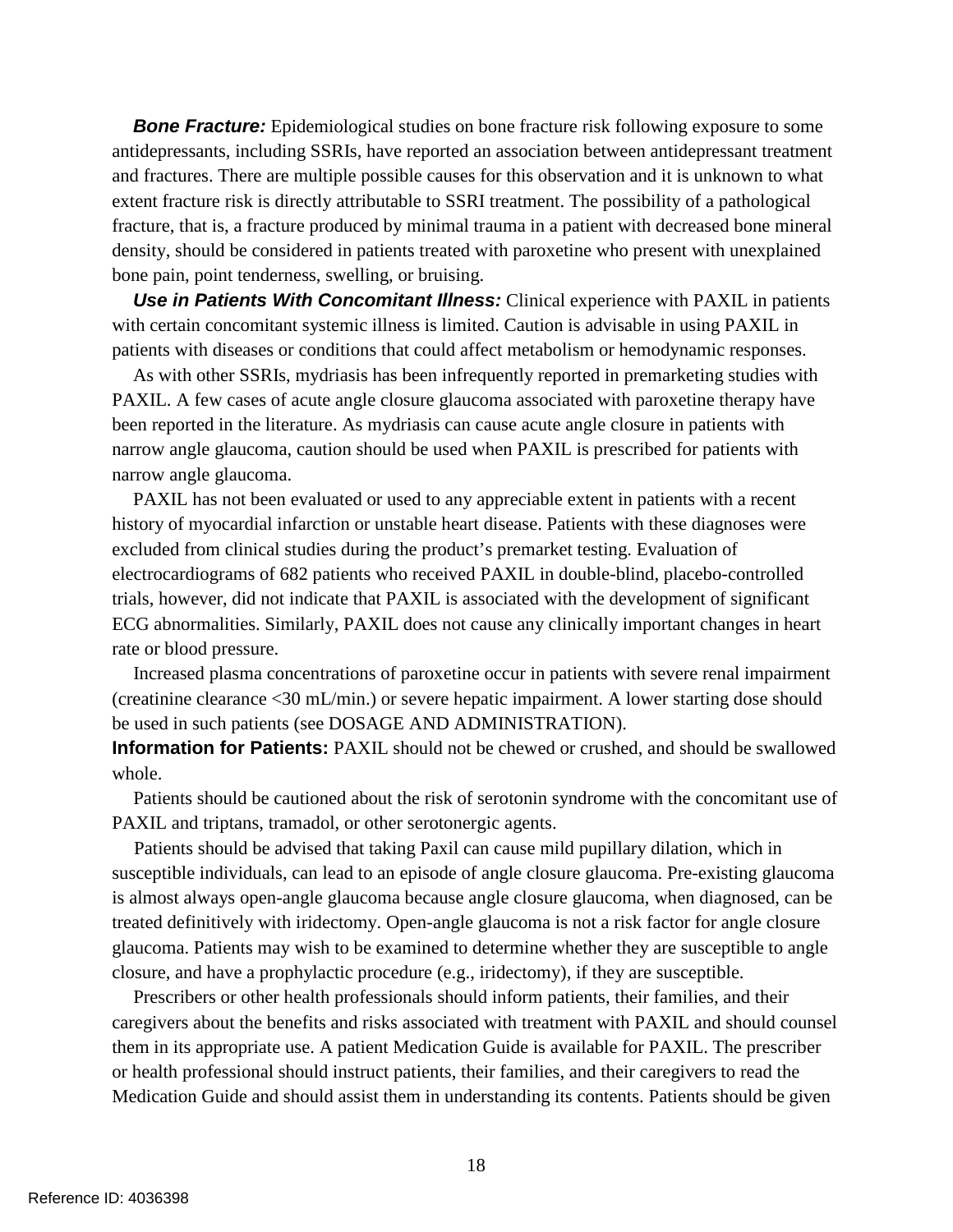***Bone Fracture:*** Epidemiological studies on bone fracture risk following exposure to some antidepressants, including SSRIs, have reported an association between antidepressant treatment and fractures. There are multiple possible causes for this observation and it is unknown to what extent fracture risk is directly attributable to SSRI treatment. The possibility of a pathological fracture, that is, a fracture produced by minimal trauma in a patient with decreased bone mineral density, should be considered in patients treated with paroxetine who present with unexplained bone pain, point tenderness, swelling, or bruising.

***Use in Patients With Concomitant Illness:*** Clinical experience with PAXIL in patients with certain concomitant systemic illness is limited. Caution is advisable in using PAXIL in patients with diseases or conditions that could affect metabolism or hemodynamic responses.

As with other SSRIs, mydriasis has been infrequently reported in premarketing studies with PAXIL. A few cases of acute angle closure glaucoma associated with paroxetine therapy have been reported in the literature. As mydriasis can cause acute angle closure in patients with narrow angle glaucoma, caution should be used when PAXIL is prescribed for patients with narrow angle glaucoma.

PAXIL has not been evaluated or used to any appreciable extent in patients with a recent history of myocardial infarction or unstable heart disease. Patients with these diagnoses were excluded from clinical studies during the product's premarket testing. Evaluation of electrocardiograms of 682 patients who received PAXIL in double-blind, placebo-controlled trials, however, did not indicate that PAXIL is associated with the development of significant ECG abnormalities. Similarly, PAXIL does not cause any clinically important changes in heart rate or blood pressure.

Increased plasma concentrations of paroxetine occur in patients with severe renal impairment (creatinine clearance <30 mL/min.) or severe hepatic impairment. A lower starting dose should be used in such patients (see DOSAGE AND ADMINISTRATION).

**Information for Patients:** PAXIL should not be chewed or crushed, and should be swallowed whole.

Patients should be cautioned about the risk of serotonin syndrome with the concomitant use of PAXIL and triptans, tramadol, or other serotonergic agents.

Patients should be advised that taking Paxil can cause mild pupillary dilation, which in susceptible individuals, can lead to an episode of angle closure glaucoma. Pre-existing glaucoma is almost always open-angle glaucoma because angle closure glaucoma, when diagnosed, can be treated definitively with iridectomy. Open-angle glaucoma is not a risk factor for angle closure glaucoma. Patients may wish to be examined to determine whether they are susceptible to angle closure, and have a prophylactic procedure (e.g., iridectomy), if they are susceptible.

Prescribers or other health professionals should inform patients, their families, and their caregivers about the benefits and risks associated with treatment with PAXIL and should counsel them in its appropriate use. A patient Medication Guide is available for PAXIL. The prescriber or health professional should instruct patients, their families, and their caregivers to read the Medication Guide and should assist them in understanding its contents. Patients should be given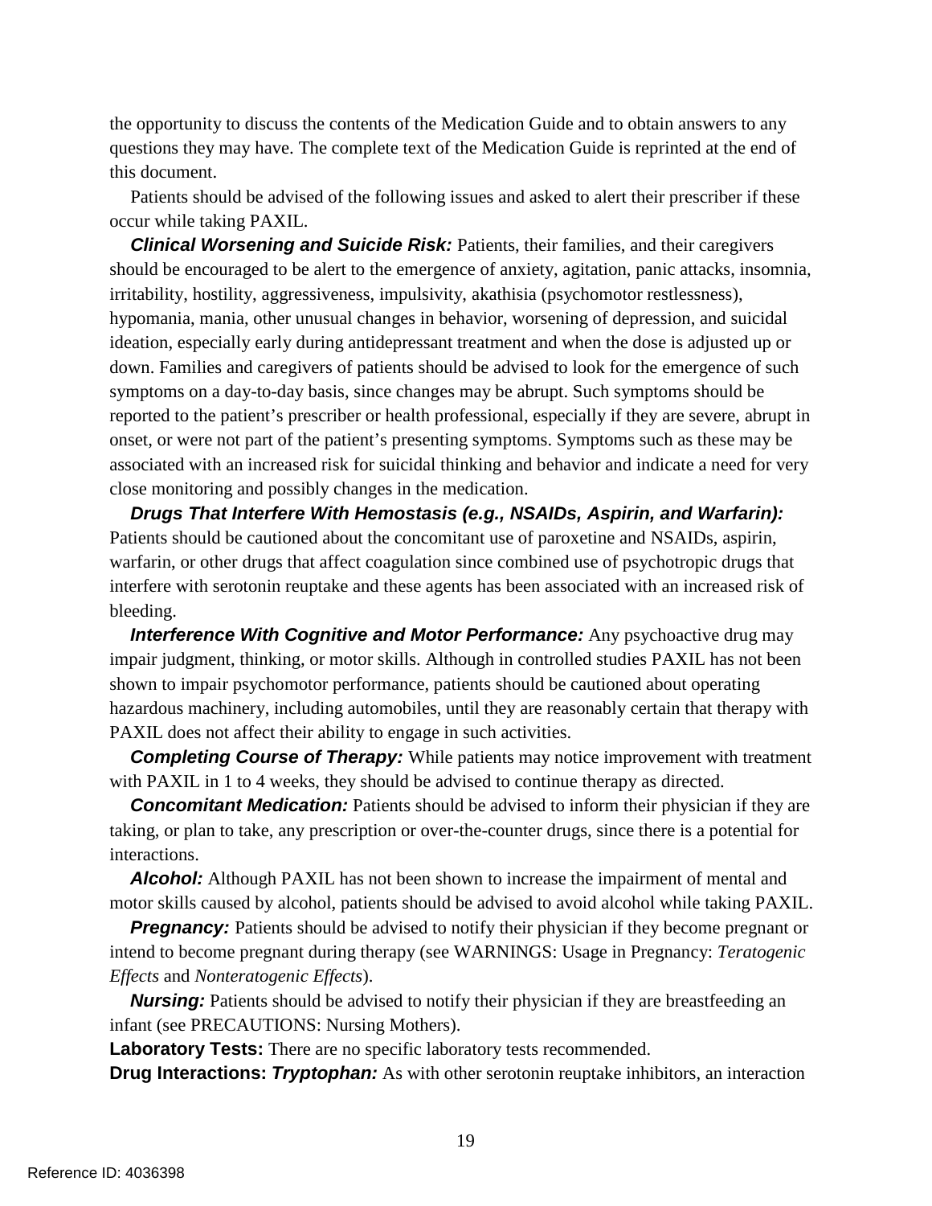the opportunity to discuss the contents of the Medication Guide and to obtain answers to any questions they may have. The complete text of the Medication Guide is reprinted at the end of this document.

Patients should be advised of the following issues and asked to alert their prescriber if these occur while taking PAXIL.

***Clinical Worsening and Suicide Risk:*** Patients, their families, and their caregivers should be encouraged to be alert to the emergence of anxiety, agitation, panic attacks, insomnia, irritability, hostility, aggressiveness, impulsivity, akathisia (psychomotor restlessness), hypomania, mania, other unusual changes in behavior, worsening of depression, and suicidal ideation, especially early during antidepressant treatment and when the dose is adjusted up or down. Families and caregivers of patients should be advised to look for the emergence of such symptoms on a day-to-day basis, since changes may be abrupt. Such symptoms should be reported to the patient's prescriber or health professional, especially if they are severe, abrupt in onset, or were not part of the patient's presenting symptoms. Symptoms such as these may be associated with an increased risk for suicidal thinking and behavior and indicate a need for very close monitoring and possibly changes in the medication.

***Drugs That Interfere With Hemostasis (e.g., NSAIDs, Aspirin, and Warfarin):*** Patients should be cautioned about the concomitant use of paroxetine and NSAIDs, aspirin, warfarin, or other drugs that affect coagulation since combined use of psychotropic drugs that interfere with serotonin reuptake and these agents has been associated with an increased risk of bleeding.

***Interference With Cognitive and Motor Performance:*** Any psychoactive drug may impair judgment, thinking, or motor skills. Although in controlled studies PAXIL has not been shown to impair psychomotor performance, patients should be cautioned about operating hazardous machinery, including automobiles, until they are reasonably certain that therapy with PAXIL does not affect their ability to engage in such activities.

***Completing Course of Therapy:*** While patients may notice improvement with treatment with PAXIL in 1 to 4 weeks, they should be advised to continue therapy as directed.

***Concomitant Medication:*** Patients should be advised to inform their physician if they are taking, or plan to take, any prescription or over-the-counter drugs, since there is a potential for interactions.

***Alcohol:*** Although PAXIL has not been shown to increase the impairment of mental and motor skills caused by alcohol, patients should be advised to avoid alcohol while taking PAXIL.

***Pregnancy:*** Patients should be advised to notify their physician if they become pregnant or intend to become pregnant during therapy (see WARNINGS: Usage in Pregnancy: *Teratogenic Effects* and *Nonteratogenic Effects*).

***Nursing:*** Patients should be advised to notify their physician if they are breastfeeding an infant (see PRECAUTIONS: Nursing Mothers).

**Laboratory Tests:** There are no specific laboratory tests recommended.

**Drug Interactions:** ***Tryptophan:*** As with other serotonin reuptake inhibitors, an interaction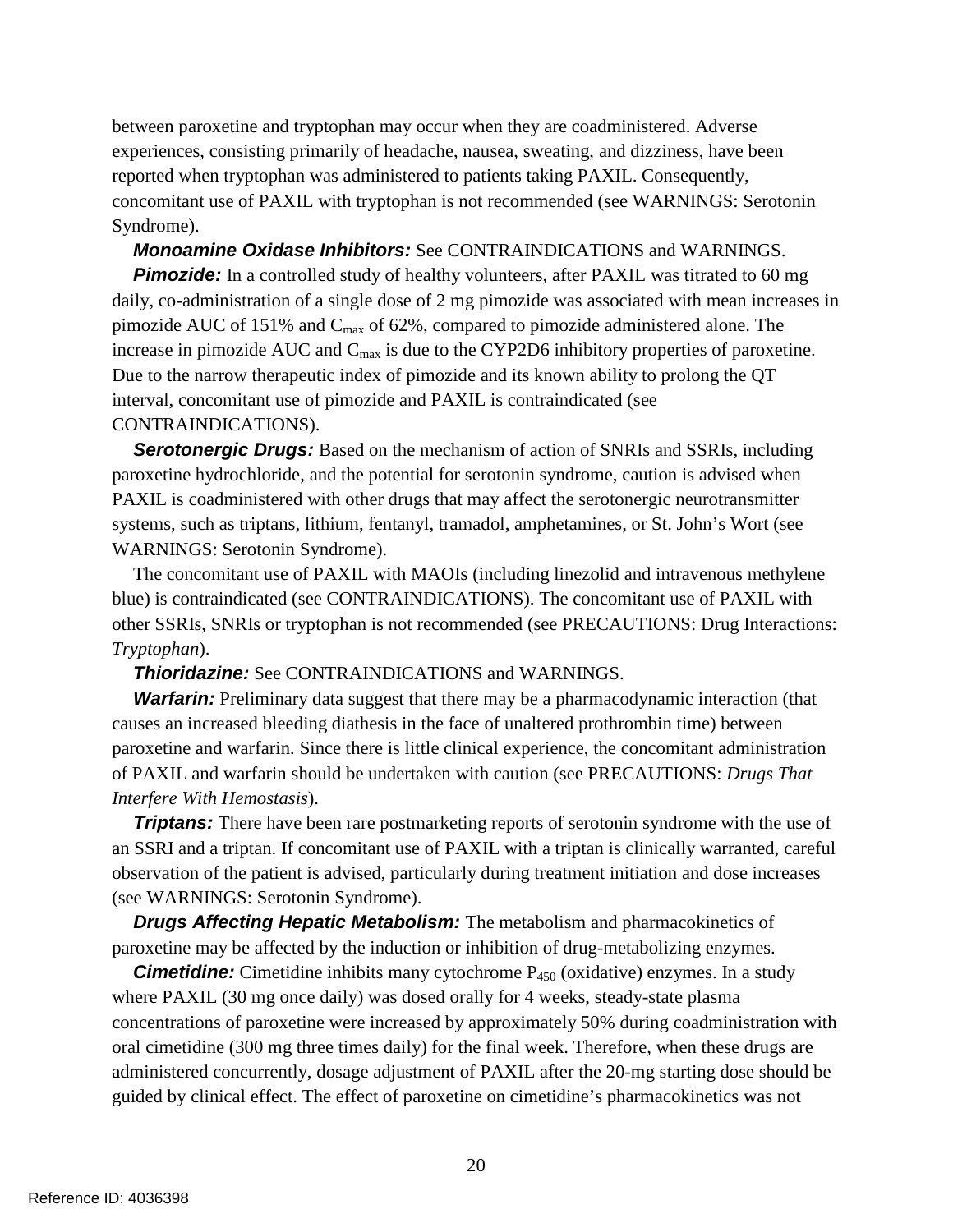between paroxetine and tryptophan may occur when they are coadministered. Adverse experiences, consisting primarily of headache, nausea, sweating, and dizziness, have been reported when tryptophan was administered to patients taking PAXIL. Consequently, concomitant use of PAXIL with tryptophan is not recommended (see WARNINGS: Serotonin Syndrome).

***Monoamine Oxidase Inhibitors:*** See CONTRAINDICATIONS and WARNINGS.

***Pimozide:*** In a controlled study of healthy volunteers, after PAXIL was titrated to 60 mg daily, co-administration of a single dose of 2 mg pimozide was associated with mean increases in pimozide AUC of 151% and $C_{max}$ of 62%, compared to pimozide administered alone. The increase in pimozide AUC and $C_{max}$ is due to the CYP2D6 inhibitory properties of paroxetine. Due to the narrow therapeutic index of pimozide and its known ability to prolong the QT interval, concomitant use of pimozide and PAXIL is contraindicated (see CONTRAINDICATIONS).

***Serotonergic Drugs:*** Based on the mechanism of action of SNRIs and SSRIs, including paroxetine hydrochloride, and the potential for serotonin syndrome, caution is advised when PAXIL is coadministered with other drugs that may affect the serotonergic neurotransmitter systems, such as triptans, lithium, fentanyl, tramadol, amphetamines, or St. John's Wort (see WARNINGS: Serotonin Syndrome).

The concomitant use of PAXIL with MAOIs (including linezolid and intravenous methylene blue) is contraindicated (see CONTRAINDICATIONS). The concomitant use of PAXIL with other SSRIs, SNRIs or tryptophan is not recommended (see PRECAUTIONS: Drug Interactions: *Tryptophan*).

***Thioridazine:*** See CONTRAINDICATIONS and WARNINGS.

***Warfarin:*** Preliminary data suggest that there may be a pharmacodynamic interaction (that causes an increased bleeding diathesis in the face of unaltered prothrombin time) between paroxetine and warfarin. Since there is little clinical experience, the concomitant administration of PAXIL and warfarin should be undertaken with caution (see PRECAUTIONS: *Drugs That Interfere With Hemostasis*).

***Triptans:*** There have been rare postmarketing reports of serotonin syndrome with the use of an SSRI and a triptan. If concomitant use of PAXIL with a triptan is clinically warranted, careful observation of the patient is advised, particularly during treatment initiation and dose increases (see WARNINGS: Serotonin Syndrome).

***Drugs Affecting Hepatic Metabolism:*** The metabolism and pharmacokinetics of paroxetine may be affected by the induction or inhibition of drug-metabolizing enzymes.

***Cimetidine:*** Cimetidine inhibits many cytochrome $P_{450}$ (oxidative) enzymes. In a study where PAXIL (30 mg once daily) was dosed orally for 4 weeks, steady-state plasma concentrations of paroxetine were increased by approximately 50% during coadministration with oral cimetidine (300 mg three times daily) for the final week. Therefore, when these drugs are administered concurrently, dosage adjustment of PAXIL after the 20-mg starting dose should be guided by clinical effect. The effect of paroxetine on cimetidine's pharmacokinetics was not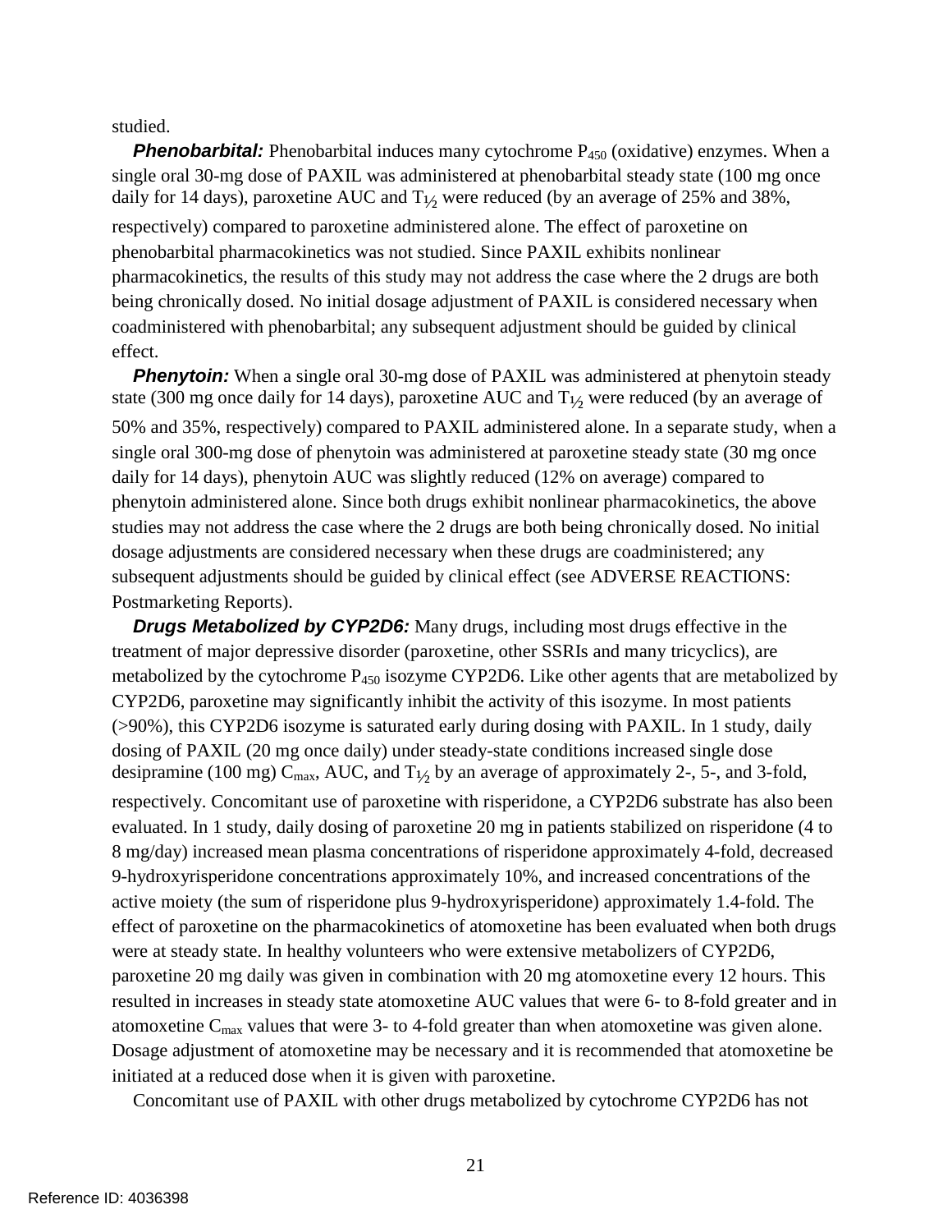studied.

***Phenobarbital:*** Phenobarbital induces many cytochrome $P_{450}$ (oxidative) enzymes. When a single oral 30-mg dose of PAXIL was administered at phenobarbital steady state (100 mg once daily for 14 days), paroxetine AUC and $T_{½}$ were reduced (by an average of 25% and 38%, respectively) compared to paroxetine administered alone. The effect of paroxetine on phenobarbital pharmacokinetics was not studied. Since PAXIL exhibits nonlinear pharmacokinetics, the results of this study may not address the case where the 2 drugs are both being chronically dosed. No initial dosage adjustment of PAXIL is considered necessary when coadministered with phenobarbital; any subsequent adjustment should be guided by clinical effect.

***Phenytoin:*** When a single oral 30-mg dose of PAXIL was administered at phenytoin steady state (300 mg once daily for 14 days), paroxetine AUC and $T_{½}$ were reduced (by an average of 50% and 35%, respectively) compared to PAXIL administered alone. In a separate study, when a single oral 300-mg dose of phenytoin was administered at paroxetine steady state (30 mg once daily for 14 days), phenytoin AUC was slightly reduced (12% on average) compared to phenytoin administered alone. Since both drugs exhibit nonlinear pharmacokinetics, the above studies may not address the case where the 2 drugs are both being chronically dosed. No initial dosage adjustments are considered necessary when these drugs are coadministered; any subsequent adjustments should be guided by clinical effect (see ADVERSE REACTIONS: Postmarketing Reports).

***Drugs Metabolized by CYP2D6:*** Many drugs, including most drugs effective in the treatment of major depressive disorder (paroxetine, other SSRIs and many tricyclics), are metabolized by the cytochrome $P_{450}$ isozyme CYP2D6. Like other agents that are metabolized by CYP2D6, paroxetine may significantly inhibit the activity of this isozyme. In most patients (>90%), this CYP2D6 isozyme is saturated early during dosing with PAXIL. In 1 study, daily dosing of PAXIL (20 mg once daily) under steady-state conditions increased single dose desipramine (100 mg) $C_{max}$, AUC, and $T_{½}$ by an average of approximately 2-, 5-, and 3-fold, respectively. Concomitant use of paroxetine with risperidone, a CYP2D6 substrate has also been evaluated. In 1 study, daily dosing of paroxetine 20 mg in patients stabilized on risperidone (4 to 8 mg/day) increased mean plasma concentrations of risperidone approximately 4-fold, decreased 9-hydroxyrisperidone concentrations approximately 10%, and increased concentrations of the active moiety (the sum of risperidone plus 9-hydroxyrisperidone) approximately 1.4-fold. The effect of paroxetine on the pharmacokinetics of atomoxetine has been evaluated when both drugs were at steady state. In healthy volunteers who were extensive metabolizers of CYP2D6, paroxetine 20 mg daily was given in combination with 20 mg atomoxetine every 12 hours. This resulted in increases in steady state atomoxetine AUC values that were 6- to 8-fold greater and in atomoxetine $C_{max}$ values that were 3- to 4-fold greater than when atomoxetine was given alone. Dosage adjustment of atomoxetine may be necessary and it is recommended that atomoxetine be initiated at a reduced dose when it is given with paroxetine.

Concomitant use of PAXIL with other drugs metabolized by cytochrome CYP2D6 has not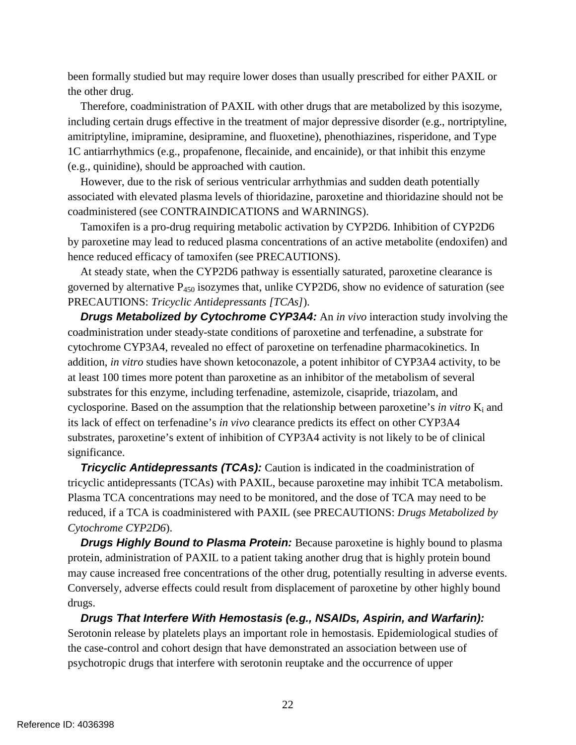been formally studied but may require lower doses than usually prescribed for either PAXIL or the other drug.

Therefore, coadministration of PAXIL with other drugs that are metabolized by this isozyme, including certain drugs effective in the treatment of major depressive disorder (e.g., nortriptyline, amitriptyline, imipramine, desipramine, and fluoxetine), phenothiazines, risperidone, and Type 1C antiarrhythmics (e.g., propafenone, flecainide, and encainide), or that inhibit this enzyme (e.g., quinidine), should be approached with caution.

However, due to the risk of serious ventricular arrhythmias and sudden death potentially associated with elevated plasma levels of thioridazine, paroxetine and thioridazine should not be coadministered (see CONTRAINDICATIONS and WARNINGS).

Tamoxifen is a pro-drug requiring metabolic activation by CYP2D6. Inhibition of CYP2D6 by paroxetine may lead to reduced plasma concentrations of an active metabolite (endoxifen) and hence reduced efficacy of tamoxifen (see PRECAUTIONS).

At steady state, when the CYP2D6 pathway is essentially saturated, paroxetine clearance is governed by alternative $P_{450}$ isozymes that, unlike CYP2D6, show no evidence of saturation (see PRECAUTIONS: *Tricyclic Antidepressants [TCAs]*).

***Drugs Metabolized by Cytochrome CYP3A4:*** An *in vivo* interaction study involving the coadministration under steady-state conditions of paroxetine and terfenadine, a substrate for cytochrome CYP3A4, revealed no effect of paroxetine on terfenadine pharmacokinetics. In addition, *in vitro* studies have shown ketoconazole, a potent inhibitor of CYP3A4 activity, to be at least 100 times more potent than paroxetine as an inhibitor of the metabolism of several substrates for this enzyme, including terfenadine, astemizole, cisapride, triazolam, and cyclosporine. Based on the assumption that the relationship between paroxetine's *in vitro* $K_i$ and its lack of effect on terfenadine's *in vivo* clearance predicts its effect on other CYP3A4 substrates, paroxetine's extent of inhibition of CYP3A4 activity is not likely to be of clinical significance.

***Tricyclic Antidepressants (TCAs):*** Caution is indicated in the coadministration of tricyclic antidepressants (TCAs) with PAXIL, because paroxetine may inhibit TCA metabolism. Plasma TCA concentrations may need to be monitored, and the dose of TCA may need to be reduced, if a TCA is coadministered with PAXIL (see PRECAUTIONS: *Drugs Metabolized by Cytochrome CYP2D6*).

***Drugs Highly Bound to Plasma Protein:*** Because paroxetine is highly bound to plasma protein, administration of PAXIL to a patient taking another drug that is highly protein bound may cause increased free concentrations of the other drug, potentially resulting in adverse events. Conversely, adverse effects could result from displacement of paroxetine by other highly bound drugs.

***Drugs That Interfere With Hemostasis (e.g., NSAIDs, Aspirin, and Warfarin):*** Serotonin release by platelets plays an important role in hemostasis. Epidemiological studies of the case-control and cohort design that have demonstrated an association between use of psychotropic drugs that interfere with serotonin reuptake and the occurrence of upper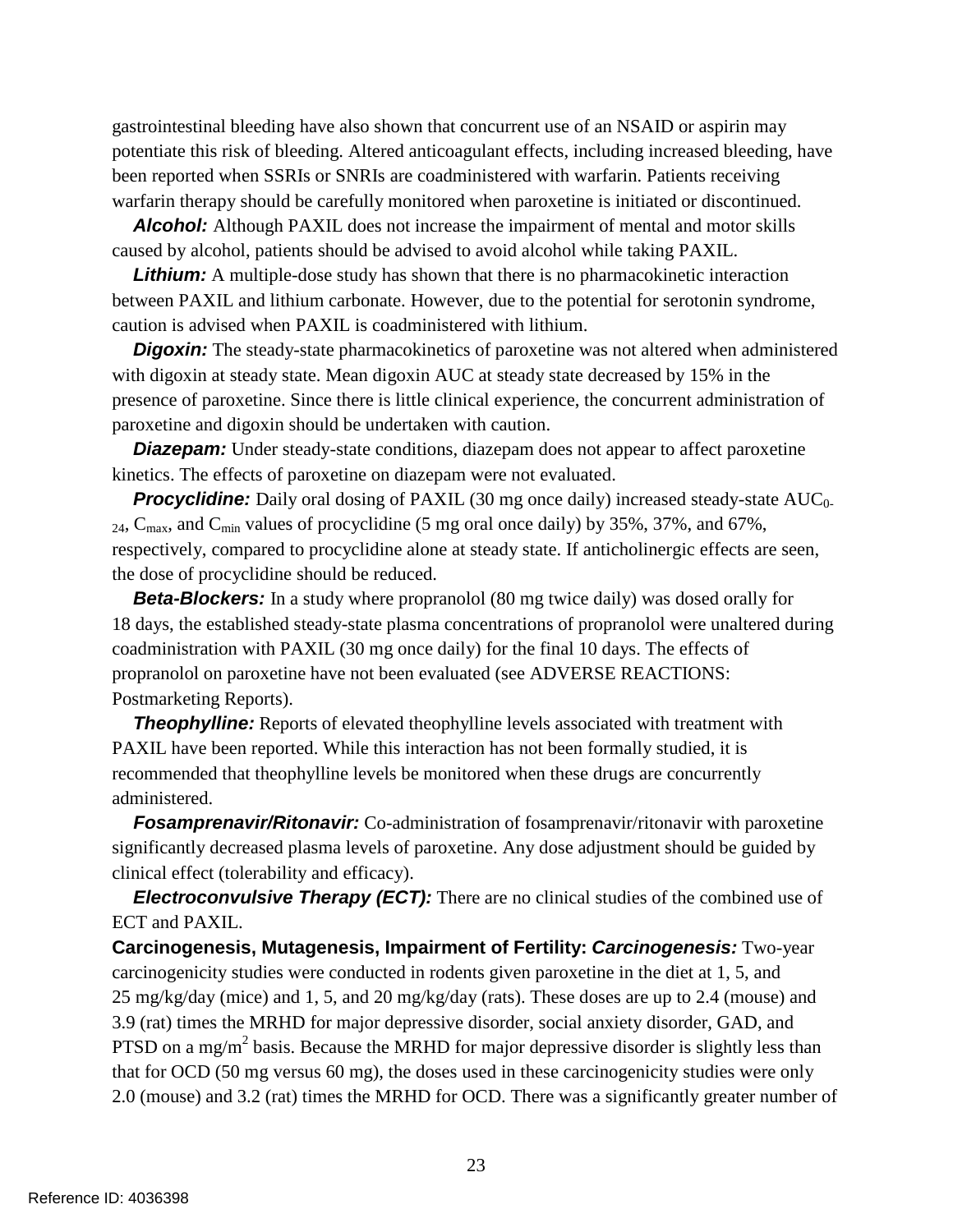gastrointestinal bleeding have also shown that concurrent use of an NSAID or aspirin may potentiate this risk of bleeding. Altered anticoagulant effects, including increased bleeding, have been reported when SSRIs or SNRIs are coadministered with warfarin. Patients receiving warfarin therapy should be carefully monitored when paroxetine is initiated or discontinued.

***Alcohol:*** Although PAXIL does not increase the impairment of mental and motor skills caused by alcohol, patients should be advised to avoid alcohol while taking PAXIL.

***Lithium:*** A multiple-dose study has shown that there is no pharmacokinetic interaction between PAXIL and lithium carbonate. However, due to the potential for serotonin syndrome, caution is advised when PAXIL is coadministered with lithium.

***Digoxin:*** The steady-state pharmacokinetics of paroxetine was not altered when administered with digoxin at steady state. Mean digoxin AUC at steady state decreased by 15% in the presence of paroxetine. Since there is little clinical experience, the concurrent administration of paroxetine and digoxin should be undertaken with caution.

***Diazepam:*** Under steady-state conditions, diazepam does not appear to affect paroxetine kinetics. The effects of paroxetine on diazepam were not evaluated.

***Procyclidine:*** Daily oral dosing of PAXIL (30 mg once daily) increased steady-state $AUC_{0-24}$, $C_{max}$, and $C_{min}$ values of procyclidine (5 mg oral once daily) by 35%, 37%, and 67%, respectively, compared to procyclidine alone at steady state. If anticholinergic effects are seen, the dose of procyclidine should be reduced.

***Beta-Blockers:*** In a study where propranolol (80 mg twice daily) was dosed orally for 18 days, the established steady-state plasma concentrations of propranolol were unaltered during coadministration with PAXIL (30 mg once daily) for the final 10 days. The effects of propranolol on paroxetine have not been evaluated (see ADVERSE REACTIONS: Postmarketing Reports).

***Theophylline:*** Reports of elevated theophylline levels associated with treatment with PAXIL have been reported. While this interaction has not been formally studied, it is recommended that theophylline levels be monitored when these drugs are concurrently administered.

***Fosamprenavir/Ritonavir:*** Co-administration of fosamprenavir/ritonavir with paroxetine significantly decreased plasma levels of paroxetine. Any dose adjustment should be guided by clinical effect (tolerability and efficacy).

***Electroconvulsive Therapy (ECT):*** There are no clinical studies of the combined use of ECT and PAXIL.

**Carcinogenesis, Mutagenesis, Impairment of Fertility:** ***Carcinogenesis:*** Two-year carcinogenicity studies were conducted in rodents given paroxetine in the diet at 1, 5, and 25 mg/kg/day (mice) and 1, 5, and 20 mg/kg/day (rats). These doses are up to 2.4 (mouse) and 3.9 (rat) times the MRHD for major depressive disorder, social anxiety disorder, GAD, and PTSD on a $mg/m^2$ basis. Because the MRHD for major depressive disorder is slightly less than that for OCD (50 mg versus 60 mg), the doses used in these carcinogenicity studies were only 2.0 (mouse) and 3.2 (rat) times the MRHD for OCD. There was a significantly greater number of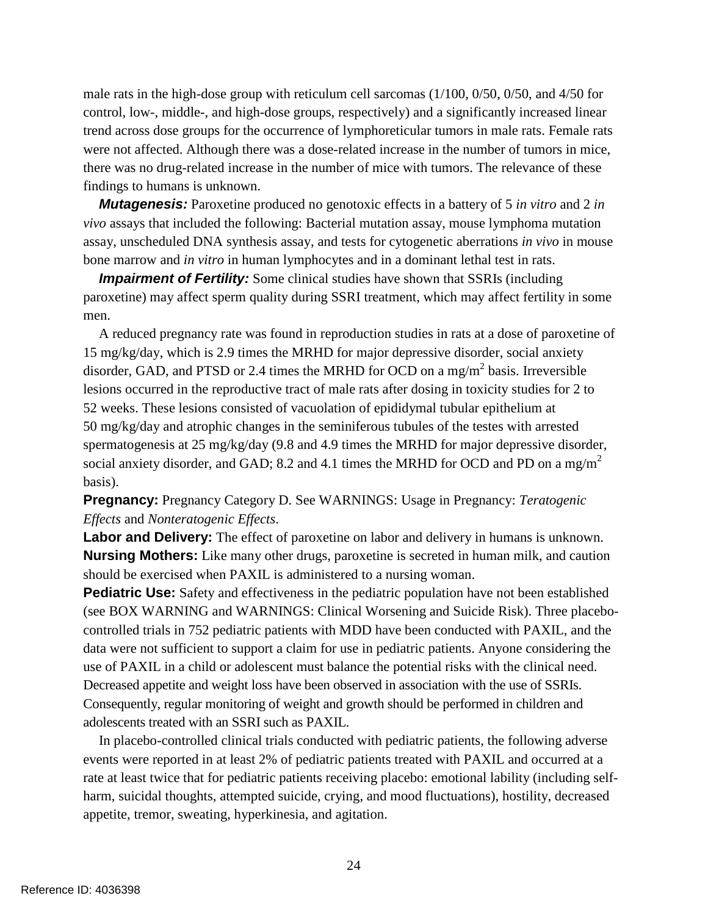male rats in the high-dose group with reticulum cell sarcomas (1/100, 0/50, 0/50, and 4/50 for control, low-, middle-, and high-dose groups, respectively) and a significantly increased linear trend across dose groups for the occurrence of lymphoreticular tumors in male rats. Female rats were not affected. Although there was a dose-related increase in the number of tumors in mice, there was no drug-related increase in the number of mice with tumors. The relevance of these findings to humans is unknown.

***Mutagenesis:*** Paroxetine produced no genotoxic effects in a battery of 5 *in vitro* and 2 *in vivo* assays that included the following: Bacterial mutation assay, mouse lymphoma mutation assay, unscheduled DNA synthesis assay, and tests for cytogenetic aberrations *in vivo* in mouse bone marrow and *in vitro* in human lymphocytes and in a dominant lethal test in rats.

***Impairment of Fertility:*** Some clinical studies have shown that SSRIs (including paroxetine) may affect sperm quality during SSRI treatment, which may affect fertility in some men.

A reduced pregnancy rate was found in reproduction studies in rats at a dose of paroxetine of 15 mg/kg/day, which is 2.9 times the MRHD for major depressive disorder, social anxiety disorder, GAD, and PTSD or 2.4 times the MRHD for OCD on a $mg/m^2$ basis. Irreversible lesions occurred in the reproductive tract of male rats after dosing in toxicity studies for 2 to 52 weeks. These lesions consisted of vacuolation of epididymal tubular epithelium at 50 mg/kg/day and atrophic changes in the seminiferous tubules of the testes with arrested spermatogenesis at 25 mg/kg/day (9.8 and 4.9 times the MRHD for major depressive disorder, social anxiety disorder, and GAD; 8.2 and 4.1 times the MRHD for OCD and PD on a $mg/m^2$ basis).

**Pregnancy:** Pregnancy Category D. See WARNINGS: Usage in Pregnancy: *Teratogenic Effects* and *Nonteratogenic Effects*.

**Labor and Delivery:** The effect of paroxetine on labor and delivery in humans is unknown.

**Nursing Mothers:** Like many other drugs, paroxetine is secreted in human milk, and caution should be exercised when PAXIL is administered to a nursing woman.

**Pediatric Use:** Safety and effectiveness in the pediatric population have not been established (see BOX WARNING and WARNINGS: Clinical Worsening and Suicide Risk). Three placebo-controlled trials in 752 pediatric patients with MDD have been conducted with PAXIL, and the data were not sufficient to support a claim for use in pediatric patients. Anyone considering the use of PAXIL in a child or adolescent must balance the potential risks with the clinical need. Decreased appetite and weight loss have been observed in association with the use of SSRIs. Consequently, regular monitoring of weight and growth should be performed in children and adolescents treated with an SSRI such as PAXIL.

In placebo-controlled clinical trials conducted with pediatric patients, the following adverse events were reported in at least 2% of pediatric patients treated with PAXIL and occurred at a rate at least twice that for pediatric patients receiving placebo: emotional lability (including self-harm, suicidal thoughts, attempted suicide, crying, and mood fluctuations), hostility, decreased appetite, tremor, sweating, hyperkinesia, and agitation.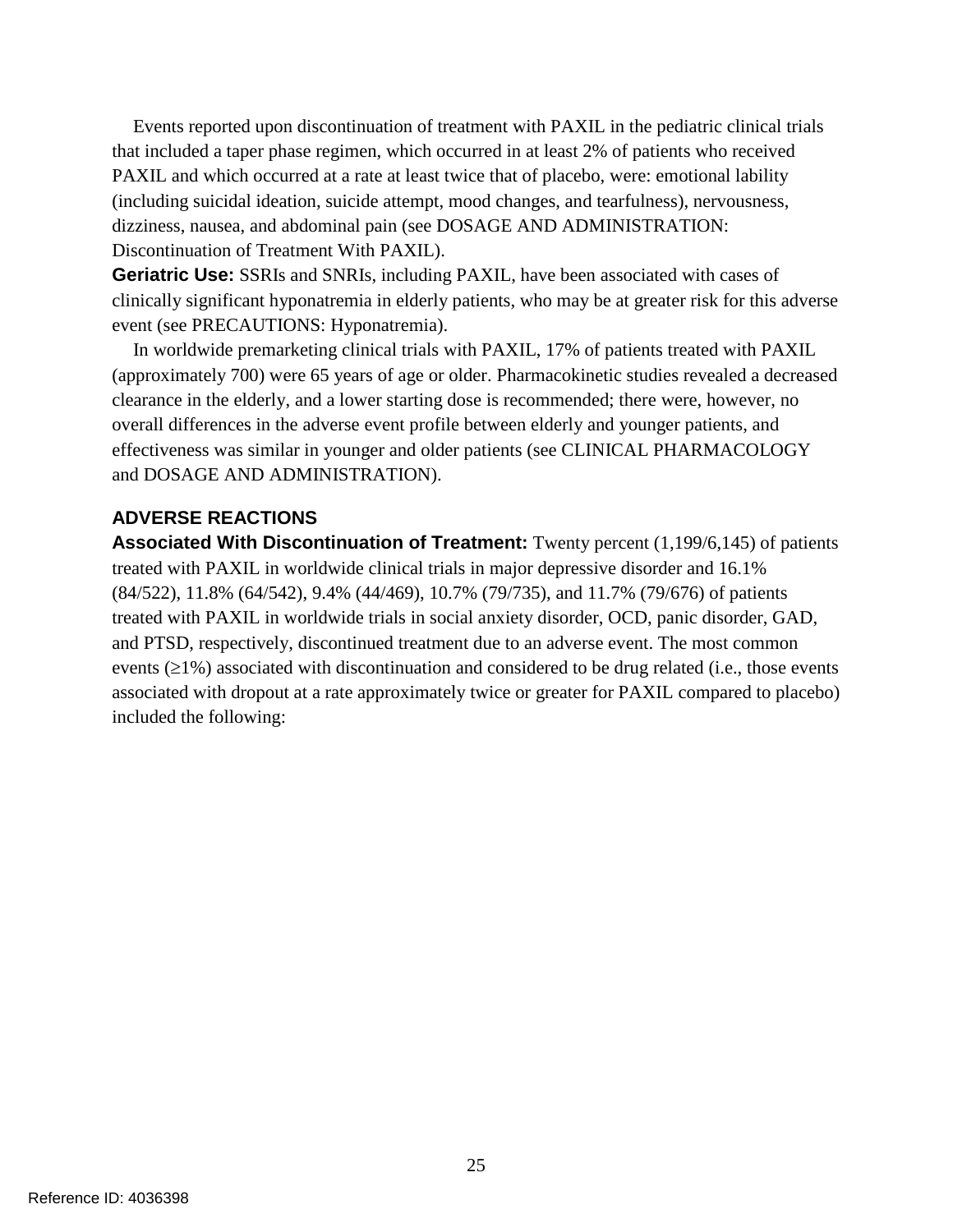Events reported upon discontinuation of treatment with PAXIL in the pediatric clinical trials that included a taper phase regimen, which occurred in at least 2% of patients who received PAXIL and which occurred at a rate at least twice that of placebo, were: emotional lability (including suicidal ideation, suicide attempt, mood changes, and tearfulness), nervousness, dizziness, nausea, and abdominal pain (see DOSAGE AND ADMINISTRATION: Discontinuation of Treatment With PAXIL).

**Geriatric Use:** SSRIs and SNRIs, including PAXIL, have been associated with cases of clinically significant hyponatremia in elderly patients, who may be at greater risk for this adverse event (see PRECAUTIONS: Hyponatremia).

In worldwide premarketing clinical trials with PAXIL, 17% of patients treated with PAXIL (approximately 700) were 65 years of age or older. Pharmacokinetic studies revealed a decreased clearance in the elderly, and a lower starting dose is recommended; there were, however, no overall differences in the adverse event profile between elderly and younger patients, and effectiveness was similar in younger and older patients (see CLINICAL PHARMACOLOGY and DOSAGE AND ADMINISTRATION).

## ADVERSE REACTIONS

**Associated With Discontinuation of Treatment:** Twenty percent (1,199/6,145) of patients treated with PAXIL in worldwide clinical trials in major depressive disorder and 16.1% (84/522), 11.8% (64/542), 9.4% (44/469), 10.7% (79/735), and 11.7% (79/676) of patients treated with PAXIL in worldwide trials in social anxiety disorder, OCD, panic disorder, GAD, and PTSD, respectively, discontinued treatment due to an adverse event. The most common events ($\geq$1%) associated with discontinuation and considered to be drug related (i.e., those events associated with dropout at a rate approximately twice or greater for PAXIL compared to placebo) included the following: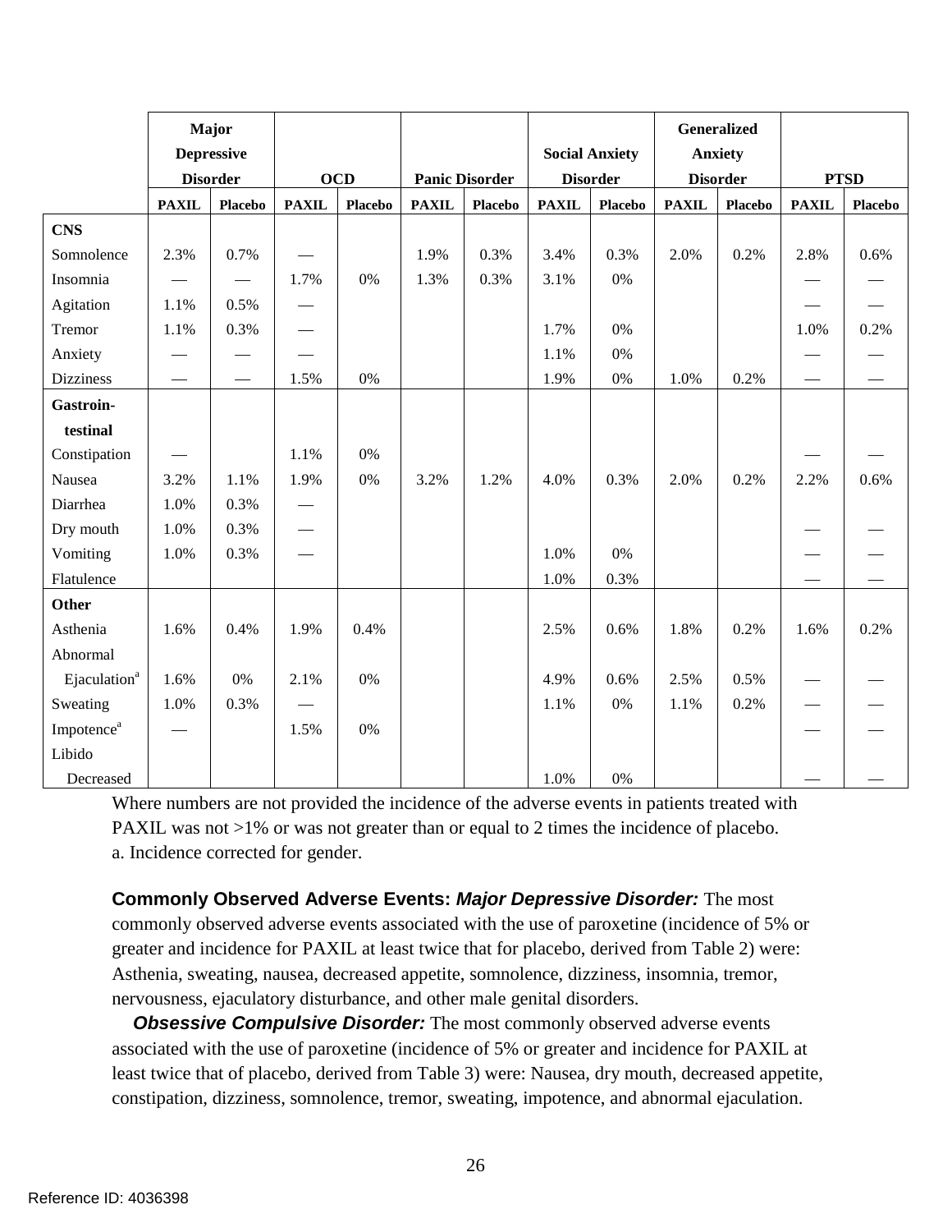| | Major Depressive Disorder | | OCD | | Panic Disorder | | Social Anxiety Disorder | | Generalized Anxiety Disorder | | PTSD | |
|---|---|---|---|---|---|---|---|---|---|---|---|---|
| | PAXIL | Placebo | PAXIL | Placebo | PAXIL | Placebo | PAXIL | Placebo | PAXIL | Placebo | PAXIL | Placebo |
| **CNS** | | | | | | | | | | | | |
| Somnolence | 2.3% | 0.7% | — | | 1.9% | 0.3% | 3.4% | 0.3% | 2.0% | 0.2% | 2.8% | 0.6% |
| Insomnia | — | — | 1.7% | 0% | 1.3% | 0.3% | 3.1% | 0% | | | — | — |
| Agitation | 1.1% | 0.5% | — | | | | | | | | — | — |
| Tremor | 1.1% | 0.3% | — | | | | 1.7% | 0% | | | 1.0% | 0.2% |
| Anxiety | — | — | — | | | | 1.1% | 0% | | | — | — |
| Dizziness | — | — | 1.5% | 0% | | | 1.9% | 0% | 1.0% | 0.2% | — | — |
| **Gastrointestinal** | | | | | | | | | | | | |
| Constipation | — | | 1.1% | 0% | | | | | | | — | — |
| Nausea | 3.2% | 1.1% | 1.9% | 0% | 3.2% | 1.2% | 4.0% | 0.3% | 2.0% | 0.2% | 2.2% | 0.6% |
| Diarrhea | 1.0% | 0.3% | — | | | | | | | | | |
| Dry mouth | 1.0% | 0.3% | — | | | | | | | | — | — |
| Vomiting | 1.0% | 0.3% | — | | | | 1.0% | 0% | | | — | — |
| Flatulence | | | | | | | 1.0% | 0.3% | | | — | — |
| **Other** | | | | | | | | | | | | |
| Asthenia | 1.6% | 0.4% | 1.9% | 0.4% | | | 2.5% | 0.6% | 1.8% | 0.2% | 1.6% | 0.2% |
| Abnormal Ejaculation[a] | 1.6% | 0% | 2.1% | 0% | | | 4.9% | 0.6% | 2.5% | 0.5% | — | — |
| Sweating | 1.0% | 0.3% | — | | | | 1.1% | 0% | 1.1% | 0.2% | — | — |
| Impotence[a] | — | | 1.5% | 0% | | | | | | | — | — |
| Libido Decreased | | | | | | | 1.0% | 0% | | | — | — |

Where numbers are not provided the incidence of the adverse events in patients treated with PAXIL was not >1% or was not greater than or equal to 2 times the incidence of placebo.
a. Incidence corrected for gender.

**Commonly Observed Adverse Events:** ***Major Depressive Disorder:*** The most commonly observed adverse events associated with the use of paroxetine (incidence of 5% or greater and incidence for PAXIL at least twice that for placebo, derived from Table 2) were: Asthenia, sweating, nausea, decreased appetite, somnolence, dizziness, insomnia, tremor, nervousness, ejaculatory disturbance, and other male genital disorders.

***Obsessive Compulsive Disorder:*** The most commonly observed adverse events associated with the use of paroxetine (incidence of 5% or greater and incidence for PAXIL at least twice that of placebo, derived from Table 3) were: Nausea, dry mouth, decreased appetite, constipation, dizziness, somnolence, tremor, sweating, impotence, and abnormal ejaculation.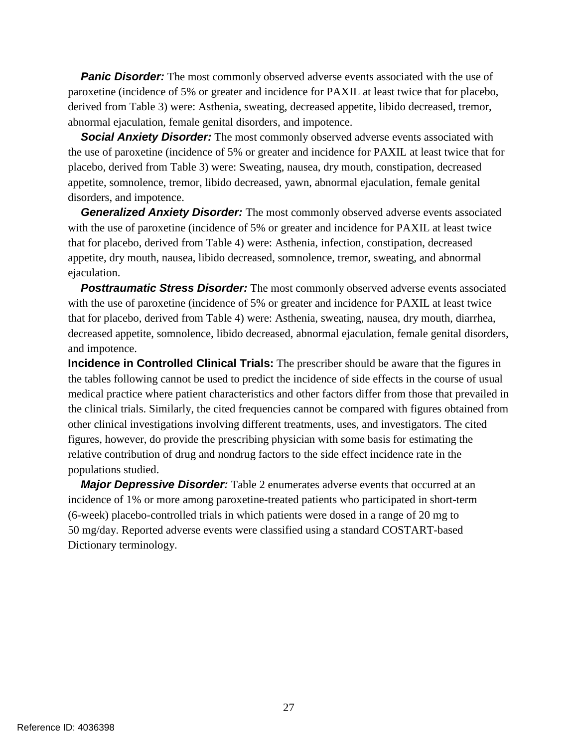***Panic Disorder:*** The most commonly observed adverse events associated with the use of paroxetine (incidence of 5% or greater and incidence for PAXIL at least twice that for placebo, derived from Table 3) were: Asthenia, sweating, decreased appetite, libido decreased, tremor, abnormal ejaculation, female genital disorders, and impotence.

***Social Anxiety Disorder:*** The most commonly observed adverse events associated with the use of paroxetine (incidence of 5% or greater and incidence for PAXIL at least twice that for placebo, derived from Table 3) were: Sweating, nausea, dry mouth, constipation, decreased appetite, somnolence, tremor, libido decreased, yawn, abnormal ejaculation, female genital disorders, and impotence.

***Generalized Anxiety Disorder:*** The most commonly observed adverse events associated with the use of paroxetine (incidence of 5% or greater and incidence for PAXIL at least twice that for placebo, derived from Table 4) were: Asthenia, infection, constipation, decreased appetite, dry mouth, nausea, libido decreased, somnolence, tremor, sweating, and abnormal ejaculation.

***Posttraumatic Stress Disorder:*** The most commonly observed adverse events associated with the use of paroxetine (incidence of 5% or greater and incidence for PAXIL at least twice that for placebo, derived from Table 4) were: Asthenia, sweating, nausea, dry mouth, diarrhea, decreased appetite, somnolence, libido decreased, abnormal ejaculation, female genital disorders, and impotence.

**Incidence in Controlled Clinical Trials:** The prescriber should be aware that the figures in the tables following cannot be used to predict the incidence of side effects in the course of usual medical practice where patient characteristics and other factors differ from those that prevailed in the clinical trials. Similarly, the cited frequencies cannot be compared with figures obtained from other clinical investigations involving different treatments, uses, and investigators. The cited figures, however, do provide the prescribing physician with some basis for estimating the relative contribution of drug and nondrug factors to the side effect incidence rate in the populations studied.

***Major Depressive Disorder:*** Table 2 enumerates adverse events that occurred at an incidence of 1% or more among paroxetine-treated patients who participated in short-term (6-week) placebo-controlled trials in which patients were dosed in a range of 20 mg to 50 mg/day. Reported adverse events were classified using a standard COSTART-based Dictionary terminology.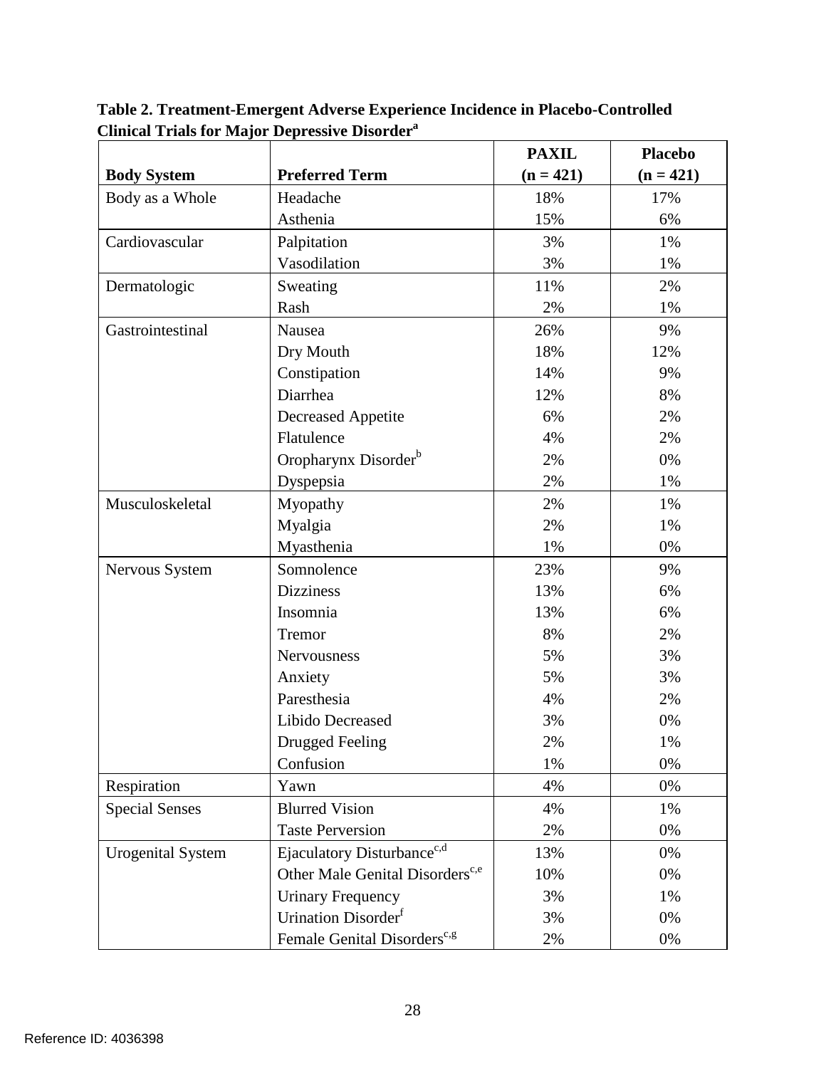**Table 2. Treatment-Emergent Adverse Experience Incidence in Placebo-Controlled Clinical Trials for Major Depressive Disorder[a]**

| Body System | Preferred Term | PAXIL (n = 421) | Placebo (n = 421) |
|---|---|---|---|
| Body as a Whole | Headache | 18% | 17% |
| | Asthenia | 15% | 6% |
| Cardiovascular | Palpitation | 3% | 1% |
| | Vasodilation | 3% | 1% |
| Dermatologic | Sweating | 11% | 2% |
| | Rash | 2% | 1% |
| Gastrointestinal | Nausea | 26% | 9% |
| | Dry Mouth | 18% | 12% |
| | Constipation | 14% | 9% |
| | Diarrhea | 12% | 8% |
| | Decreased Appetite | 6% | 2% |
| | Flatulence | 4% | 2% |
| | Oropharynx Disorder[b] | 2% | 0% |
| | Dyspepsia | 2% | 1% |
| Musculoskeletal | Myopathy | 2% | 1% |
| | Myalgia | 2% | 1% |
| | Myasthenia | 1% | 0% |
| Nervous System | Somnolence | 23% | 9% |
| | Dizziness | 13% | 6% |
| | Insomnia | 13% | 6% |
| | Tremor | 8% | 2% |
| | Nervousness | 5% | 3% |
| | Anxiety | 5% | 3% |
| | Paresthesia | 4% | 2% |
| | Libido Decreased | 3% | 0% |
| | Drugged Feeling | 2% | 1% |
| | Confusion | 1% | 0% |
| Respiration | Yawn | 4% | 0% |
| Special Senses | Blurred Vision | 4% | 1% |
| | Taste Perversion | 2% | 0% |
| Urogenital System | Ejaculatory Disturbance[c,d] | 13% | 0% |
| | Other Male Genital Disorders[c,e] | 10% | 0% |
| | Urinary Frequency | 3% | 1% |
| | Urination Disorder[f] | 3% | 0% |
| | Female Genital Disorders[c,g] | 2% | 0% |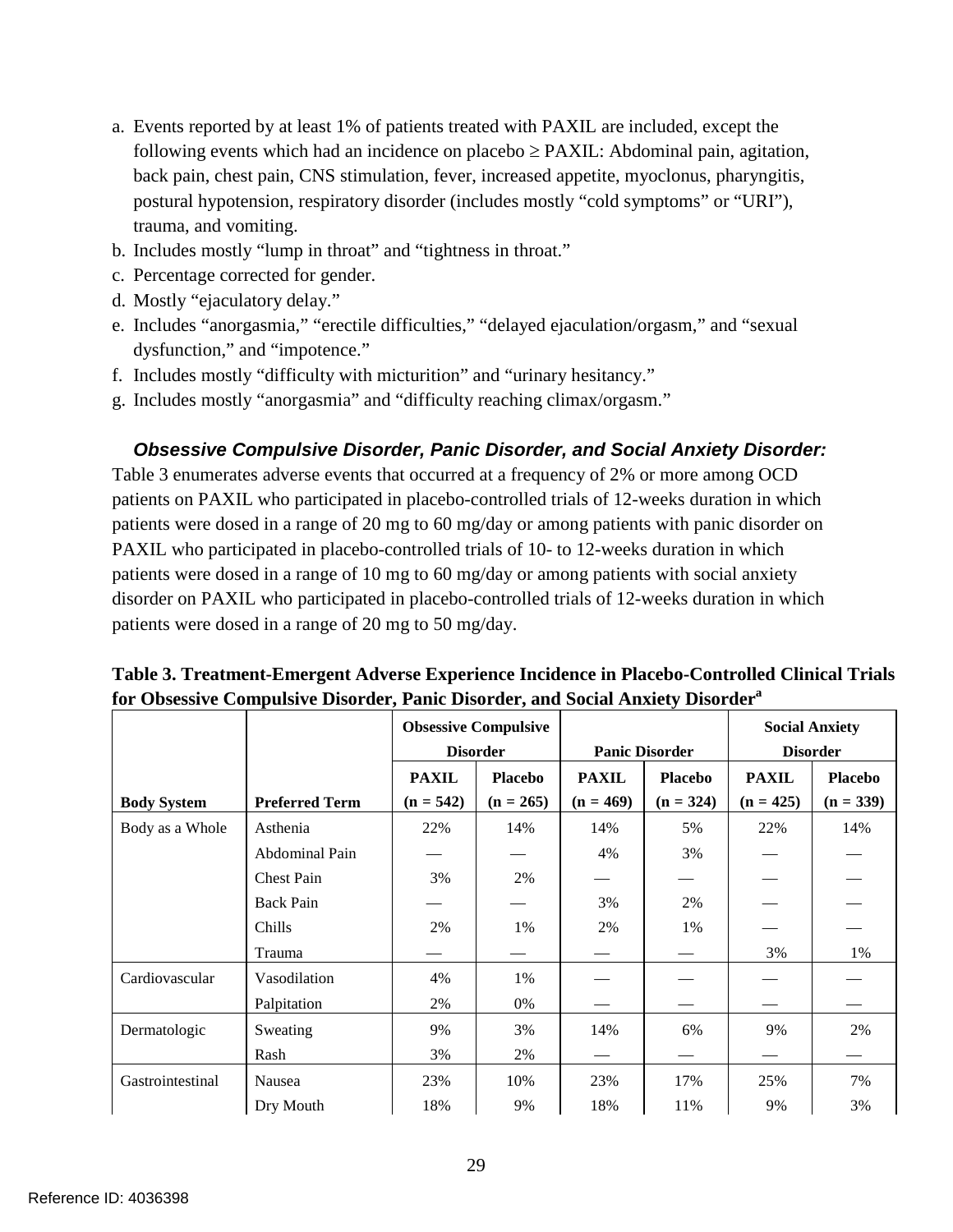a. Events reported by at least 1% of patients treated with PAXIL are included, except the following events which had an incidence on placebo ≥ PAXIL: Abdominal pain, agitation, back pain, chest pain, CNS stimulation, fever, increased appetite, myoclonus, pharyngitis, postural hypotension, respiratory disorder (includes mostly "cold symptoms" or "URI"), trauma, and vomiting.
b. Includes mostly "lump in throat" and "tightness in throat."
c. Percentage corrected for gender.
d. Mostly "ejaculatory delay."
e. Includes "anorgasmia," "erectile difficulties," "delayed ejaculation/orgasm," and "sexual dysfunction," and "impotence."
f. Includes mostly "difficulty with micturition" and "urinary hesitancy."
g. Includes mostly "anorgasmia" and "difficulty reaching climax/orgasm."

***Obsessive Compulsive Disorder, Panic Disorder, and Social Anxiety Disorder:*** Table 3 enumerates adverse events that occurred at a frequency of 2% or more among OCD patients on PAXIL who participated in placebo-controlled trials of 12-weeks duration in which patients were dosed in a range of 20 mg to 60 mg/day or among patients with panic disorder on PAXIL who participated in placebo-controlled trials of 10- to 12-weeks duration in which patients were dosed in a range of 10 mg to 60 mg/day or among patients with social anxiety disorder on PAXIL who participated in placebo-controlled trials of 12-weeks duration in which patients were dosed in a range of 20 mg to 50 mg/day.

**Table 3. Treatment-Emergent Adverse Experience Incidence in Placebo-Controlled Clinical Trials for Obsessive Compulsive Disorder, Panic Disorder, and Social Anxiety Disorder[a]**

| | | Obsessive Compulsive Disorder | | Panic Disorder | | Social Anxiety Disorder | |
|---|---|---|---|---|---|---|---|
| **Body System** | **Preferred Term** | **PAXIL (n = 542)** | **Placebo (n = 265)** | **PAXIL (n = 469)** | **Placebo (n = 324)** | **PAXIL (n = 425)** | **Placebo (n = 339)** |
| Body as a Whole | Asthenia | 22% | 14% | 14% | 5% | 22% | 14% |
| | Abdominal Pain | — | — | 4% | 3% | — | — |
| | Chest Pain | 3% | 2% | — | — | — | — |
| | Back Pain | — | — | 3% | 2% | — | — |
| | Chills | 2% | 1% | 2% | 1% | — | — |
| | Trauma | — | — | — | — | 3% | 1% |
| Cardiovascular | Vasodilation | 4% | 1% | — | — | — | — |
| | Palpitation | 2% | 0% | — | — | — | — |
| Dermatologic | Sweating | 9% | 3% | 14% | 6% | 9% | 2% |
| | Rash | 3% | 2% | — | — | — | — |
| Gastrointestinal | Nausea | 23% | 10% | 23% | 17% | 25% | 7% |
| | Dry Mouth | 18% | 9% | 18% | 11% | 9% | 3% |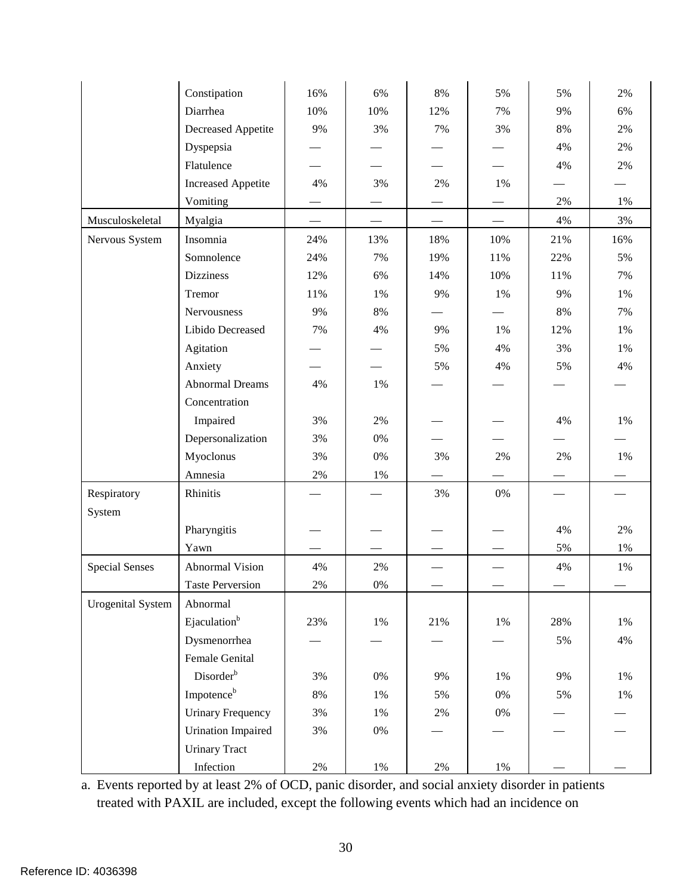| | | | | | | | |
|---|---|---|---|---|---|---|---|
| | Constipation | 16% | 6% | 8% | 5% | 5% | 2% |
| | Diarrhea | 10% | 10% | 12% | 7% | 9% | 6% |
| | Decreased Appetite | 9% | 3% | 7% | 3% | 8% | 2% |
| | Dyspepsia | — | — | — | — | 4% | 2% |
| | Flatulence | — | — | — | — | 4% | 2% |
| | Increased Appetite | 4% | 3% | 2% | 1% | — | — |
| | Vomiting | — | — | — | — | 2% | 1% |
| Musculoskeletal | Myalgia | — | — | — | — | 4% | 3% |
| Nervous System | Insomnia | 24% | 13% | 18% | 10% | 21% | 16% |
| | Somnolence | 24% | 7% | 19% | 11% | 22% | 5% |
| | Dizziness | 12% | 6% | 14% | 10% | 11% | 7% |
| | Tremor | 11% | 1% | 9% | 1% | 9% | 1% |
| | Nervousness | 9% | 8% | — | — | 8% | 7% |
| | Libido Decreased | 7% | 4% | 9% | 1% | 12% | 1% |
| | Agitation | — | — | 5% | 4% | 3% | 1% |
| | Anxiety | — | — | 5% | 4% | 5% | 4% |
| | Abnormal Dreams | 4% | 1% | — | — | — | — |
| | Concentration Impaired | 3% | 2% | — | — | 4% | 1% |
| | Depersonalization | 3% | 0% | — | — | — | — |
| | Myoclonus | 3% | 0% | 3% | 2% | 2% | 1% |
| | Amnesia | 2% | 1% | — | — | — | — |
| Respiratory System | Rhinitis | — | — | 3% | 0% | — | — |
| | Pharyngitis | — | — | — | — | 4% | 2% |
| | Yawn | — | — | — | — | 5% | 1% |
| Special Senses | Abnormal Vision | 4% | 2% | — | — | 4% | 1% |
| | Taste Perversion | 2% | 0% | — | — | — | — |
| Urogenital System | Abnormal Ejaculation[b] | 23% | 1% | 21% | 1% | 28% | 1% |
| | Dysmenorrhea | — | — | — | — | 5% | 4% |
| | Female Genital Disorder[b] | 3% | 0% | 9% | 1% | 9% | 1% |
| | Impotence[b] | 8% | 1% | 5% | 0% | 5% | 1% |
| | Urinary Frequency | 3% | 1% | 2% | 0% | — | — |
| | Urination Impaired | 3% | 0% | — | — | — | — |
| | Urinary Tract Infection | 2% | 1% | 2% | 1% | — | — |

a. Events reported by at least 2% of OCD, panic disorder, and social anxiety disorder in patients treated with PAXIL are included, except the following events which had an incidence on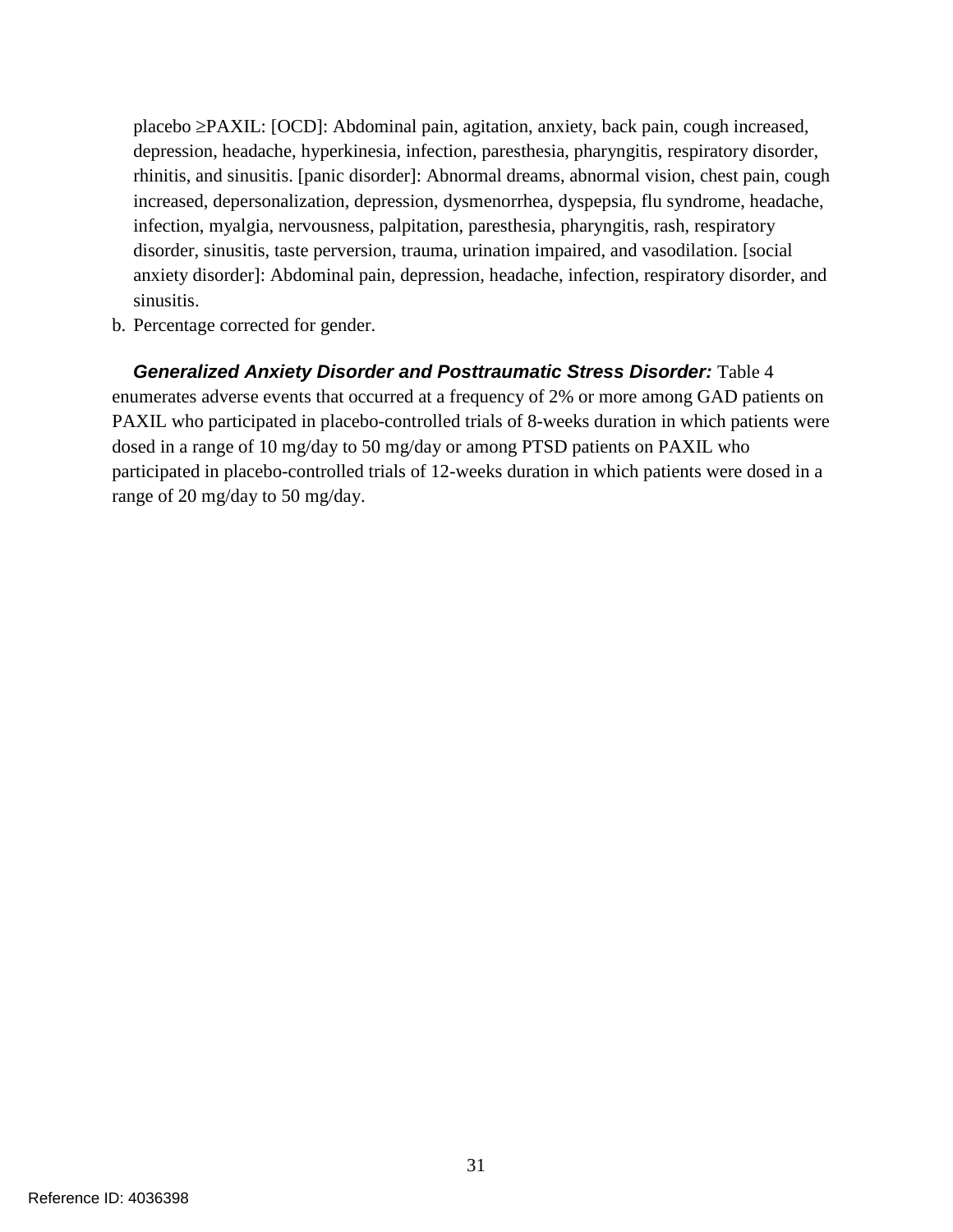placebo ≥PAXIL: [OCD]: Abdominal pain, agitation, anxiety, back pain, cough increased, depression, headache, hyperkinesia, infection, paresthesia, pharyngitis, respiratory disorder, rhinitis, and sinusitis. [panic disorder]: Abnormal dreams, abnormal vision, chest pain, cough increased, depersonalization, depression, dysmenorrhea, dyspepsia, flu syndrome, headache, infection, myalgia, nervousness, palpitation, paresthesia, pharyngitis, rash, respiratory disorder, sinusitis, taste perversion, trauma, urination impaired, and vasodilation. [social anxiety disorder]: Abdominal pain, depression, headache, infection, respiratory disorder, and sinusitis.

b. Percentage corrected for gender.

***Generalized Anxiety Disorder and Posttraumatic Stress Disorder:*** Table 4 enumerates adverse events that occurred at a frequency of 2% or more among GAD patients on PAXIL who participated in placebo-controlled trials of 8-weeks duration in which patients were dosed in a range of 10 mg/day to 50 mg/day or among PTSD patients on PAXIL who participated in placebo-controlled trials of 12-weeks duration in which patients were dosed in a range of 20 mg/day to 50 mg/day.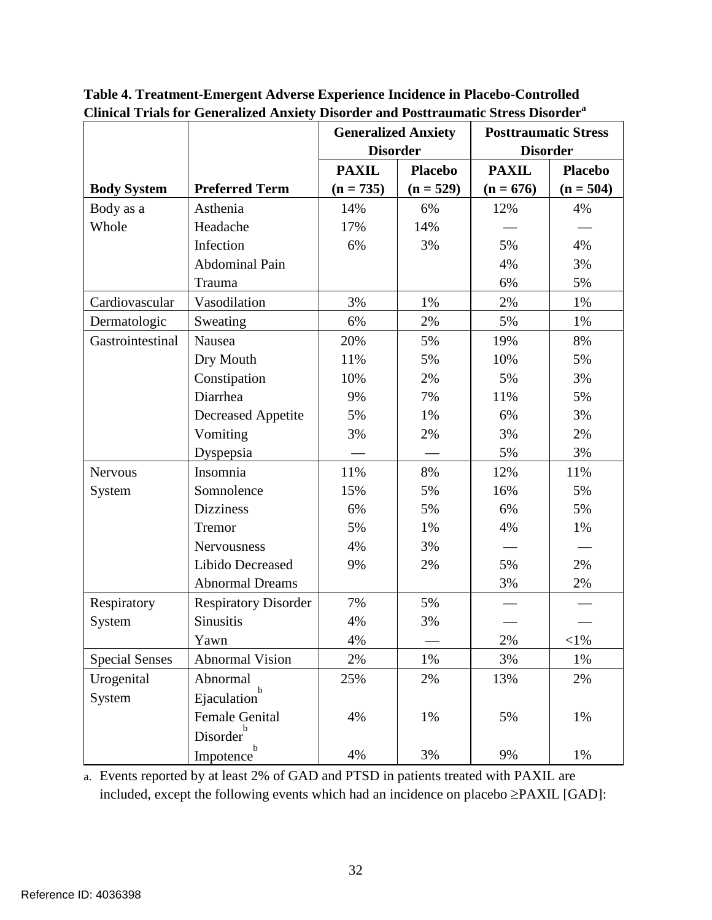**Table 4. Treatment-Emergent Adverse Experience Incidence in Placebo-Controlled Clinical Trials for Generalized Anxiety Disorder and Posttraumatic Stress Disorder[a]**

| | | Generalized Anxiety Disorder | | Posttraumatic Stress Disorder | |
|---|---|---|---|---|---|
| **Body System** | **Preferred Term** | **PAXIL (n = 735)** | **Placebo (n = 529)** | **PAXIL (n = 676)** | **Placebo (n = 504)** |
| Body as a Whole | Asthenia | 14% | 6% | 12% | 4% |
| | Headache | 17% | 14% | — | — |
| | Infection | 6% | 3% | 5% | 4% |
| | Abdominal Pain | | | 4% | 3% |
| | Trauma | | | 6% | 5% |
| Cardiovascular | Vasodilation | 3% | 1% | 2% | 1% |
| Dermatologic | Sweating | 6% | 2% | 5% | 1% |
| Gastrointestinal | Nausea | 20% | 5% | 19% | 8% |
| | Dry Mouth | 11% | 5% | 10% | 5% |
| | Constipation | 10% | 2% | 5% | 3% |
| | Diarrhea | 9% | 7% | 11% | 5% |
| | Decreased Appetite | 5% | 1% | 6% | 3% |
| | Vomiting | 3% | 2% | 3% | 2% |
| | Dyspepsia | — | — | 5% | 3% |
| Nervous System | Insomnia | 11% | 8% | 12% | 11% |
| | Somnolence | 15% | 5% | 16% | 5% |
| | Dizziness | 6% | 5% | 6% | 5% |
| | Tremor | 5% | 1% | 4% | 1% |
| | Nervousness | 4% | 3% | — | — |
| | Libido Decreased | 9% | 2% | 5% | 2% |
| | Abnormal Dreams | | | 3% | 2% |
| Respiratory System | Respiratory Disorder | 7% | 5% | — | — |
| | Sinusitis | 4% | 3% | — | — |
| | Yawn | 4% | — | 2% | <1% |
| Special Senses | Abnormal Vision | 2% | 1% | 3% | 1% |
| Urogenital System | Abnormal Ejaculation[b] | 25% | 2% | 13% | 2% |
| | Female Genital Disorder[b] | 4% | 1% | 5% | 1% |
| | Impotence[b] | 4% | 3% | 9% | 1% |

a. Events reported by at least 2% of GAD and PTSD in patients treated with PAXIL are included, except the following events which had an incidence on placebo ≥PAXIL [GAD]: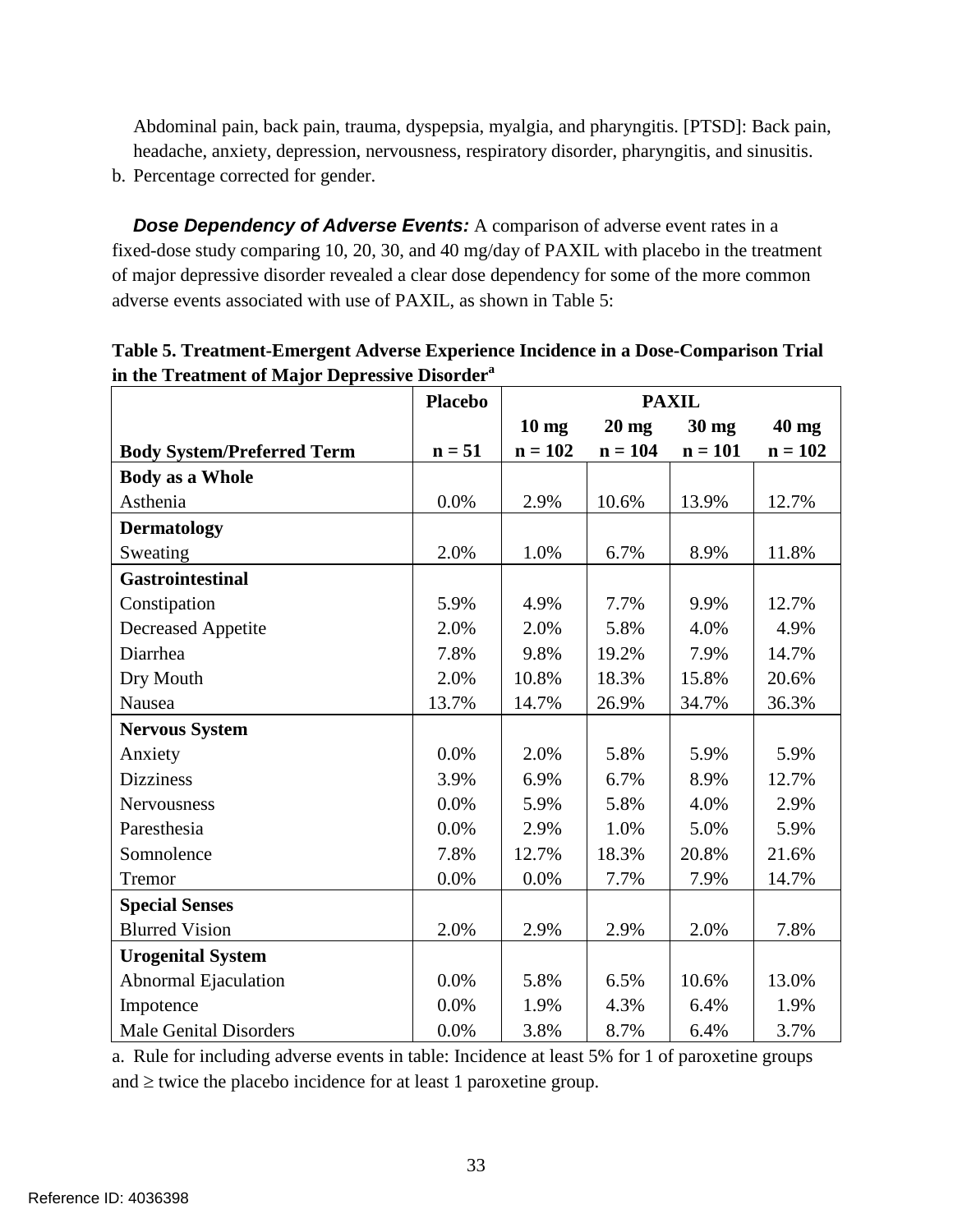Abdominal pain, back pain, trauma, dyspepsia, myalgia, and pharyngitis. [PTSD]: Back pain, headache, anxiety, depression, nervousness, respiratory disorder, pharyngitis, and sinusitis.

b. Percentage corrected for gender.

***Dose Dependency of Adverse Events:*** A comparison of adverse event rates in a fixed-dose study comparing 10, 20, 30, and 40 mg/day of PAXIL with placebo in the treatment of major depressive disorder revealed a clear dose dependency for some of the more common adverse events associated with use of PAXIL, as shown in Table 5:

**Table 5. Treatment-Emergent Adverse Experience Incidence in a Dose-Comparison Trial in the Treatment of Major Depressive Disorder[a]**

| | Placebo | PAXIL | | | |
|---|---|---|---|---|---|
| | | 10 mg | 20 mg | 30 mg | 40 mg |
| **Body System/Preferred Term** | **n = 51** | **n = 102** | **n = 104** | **n = 101** | **n = 102** |
| **Body as a Whole** | | | | | |
| Asthenia | 0.0% | 2.9% | 10.6% | 13.9% | 12.7% |
| **Dermatology** | | | | | |
| Sweating | 2.0% | 1.0% | 6.7% | 8.9% | 11.8% |
| **Gastrointestinal** | | | | | |
| Constipation | 5.9% | 4.9% | 7.7% | 9.9% | 12.7% |
| Decreased Appetite | 2.0% | 2.0% | 5.8% | 4.0% | 4.9% |
| Diarrhea | 7.8% | 9.8% | 19.2% | 7.9% | 14.7% |
| Dry Mouth | 2.0% | 10.8% | 18.3% | 15.8% | 20.6% |
| Nausea | 13.7% | 14.7% | 26.9% | 34.7% | 36.3% |
| **Nervous System** | | | | | |
| Anxiety | 0.0% | 2.0% | 5.8% | 5.9% | 5.9% |
| Dizziness | 3.9% | 6.9% | 6.7% | 8.9% | 12.7% |
| Nervousness | 0.0% | 5.9% | 5.8% | 4.0% | 2.9% |
| Paresthesia | 0.0% | 2.9% | 1.0% | 5.0% | 5.9% |
| Somnolence | 7.8% | 12.7% | 18.3% | 20.8% | 21.6% |
| Tremor | 0.0% | 0.0% | 7.7% | 7.9% | 14.7% |
| **Special Senses** | | | | | |
| Blurred Vision | 2.0% | 2.9% | 2.9% | 2.0% | 7.8% |
| **Urogenital System** | | | | | |
| Abnormal Ejaculation | 0.0% | 5.8% | 6.5% | 10.6% | 13.0% |
| Impotence | 0.0% | 1.9% | 4.3% | 6.4% | 1.9% |
| Male Genital Disorders | 0.0% | 3.8% | 8.7% | 6.4% | 3.7% |

a. Rule for including adverse events in table: Incidence at least 5% for 1 of paroxetine groups and ≥ twice the placebo incidence for at least 1 paroxetine group.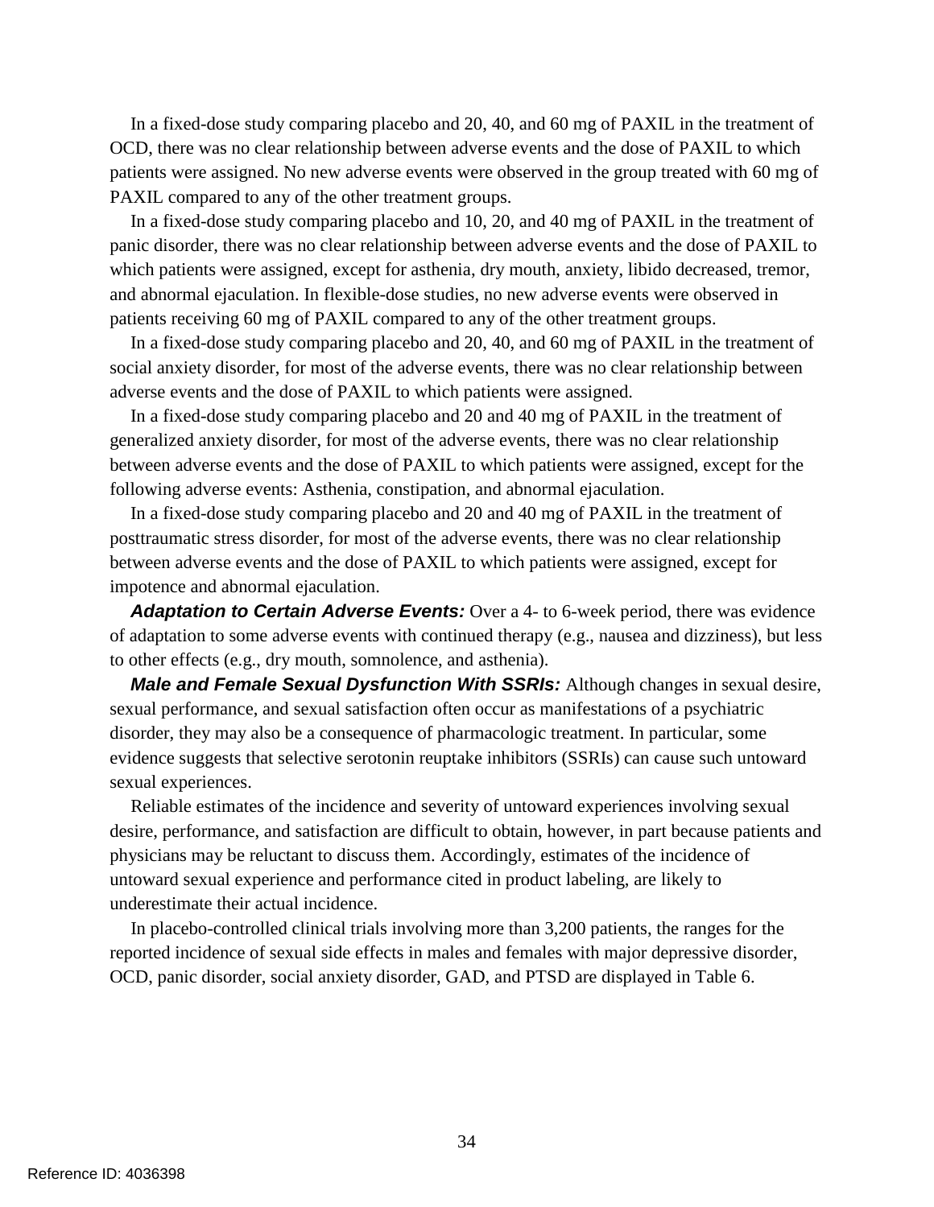In a fixed-dose study comparing placebo and 20, 40, and 60 mg of PAXIL in the treatment of OCD, there was no clear relationship between adverse events and the dose of PAXIL to which patients were assigned. No new adverse events were observed in the group treated with 60 mg of PAXIL compared to any of the other treatment groups.

In a fixed-dose study comparing placebo and 10, 20, and 40 mg of PAXIL in the treatment of panic disorder, there was no clear relationship between adverse events and the dose of PAXIL to which patients were assigned, except for asthenia, dry mouth, anxiety, libido decreased, tremor, and abnormal ejaculation. In flexible-dose studies, no new adverse events were observed in patients receiving 60 mg of PAXIL compared to any of the other treatment groups.

In a fixed-dose study comparing placebo and 20, 40, and 60 mg of PAXIL in the treatment of social anxiety disorder, for most of the adverse events, there was no clear relationship between adverse events and the dose of PAXIL to which patients were assigned.

In a fixed-dose study comparing placebo and 20 and 40 mg of PAXIL in the treatment of generalized anxiety disorder, for most of the adverse events, there was no clear relationship between adverse events and the dose of PAXIL to which patients were assigned, except for the following adverse events: Asthenia, constipation, and abnormal ejaculation.

In a fixed-dose study comparing placebo and 20 and 40 mg of PAXIL in the treatment of posttraumatic stress disorder, for most of the adverse events, there was no clear relationship between adverse events and the dose of PAXIL to which patients were assigned, except for impotence and abnormal ejaculation.

***Adaptation to Certain Adverse Events:*** Over a 4- to 6-week period, there was evidence of adaptation to some adverse events with continued therapy (e.g., nausea and dizziness), but less to other effects (e.g., dry mouth, somnolence, and asthenia).

***Male and Female Sexual Dysfunction With SSRIs:*** Although changes in sexual desire, sexual performance, and sexual satisfaction often occur as manifestations of a psychiatric disorder, they may also be a consequence of pharmacologic treatment. In particular, some evidence suggests that selective serotonin reuptake inhibitors (SSRIs) can cause such untoward sexual experiences.

Reliable estimates of the incidence and severity of untoward experiences involving sexual desire, performance, and satisfaction are difficult to obtain, however, in part because patients and physicians may be reluctant to discuss them. Accordingly, estimates of the incidence of untoward sexual experience and performance cited in product labeling, are likely to underestimate their actual incidence.

In placebo-controlled clinical trials involving more than 3,200 patients, the ranges for the reported incidence of sexual side effects in males and females with major depressive disorder, OCD, panic disorder, social anxiety disorder, GAD, and PTSD are displayed in Table 6.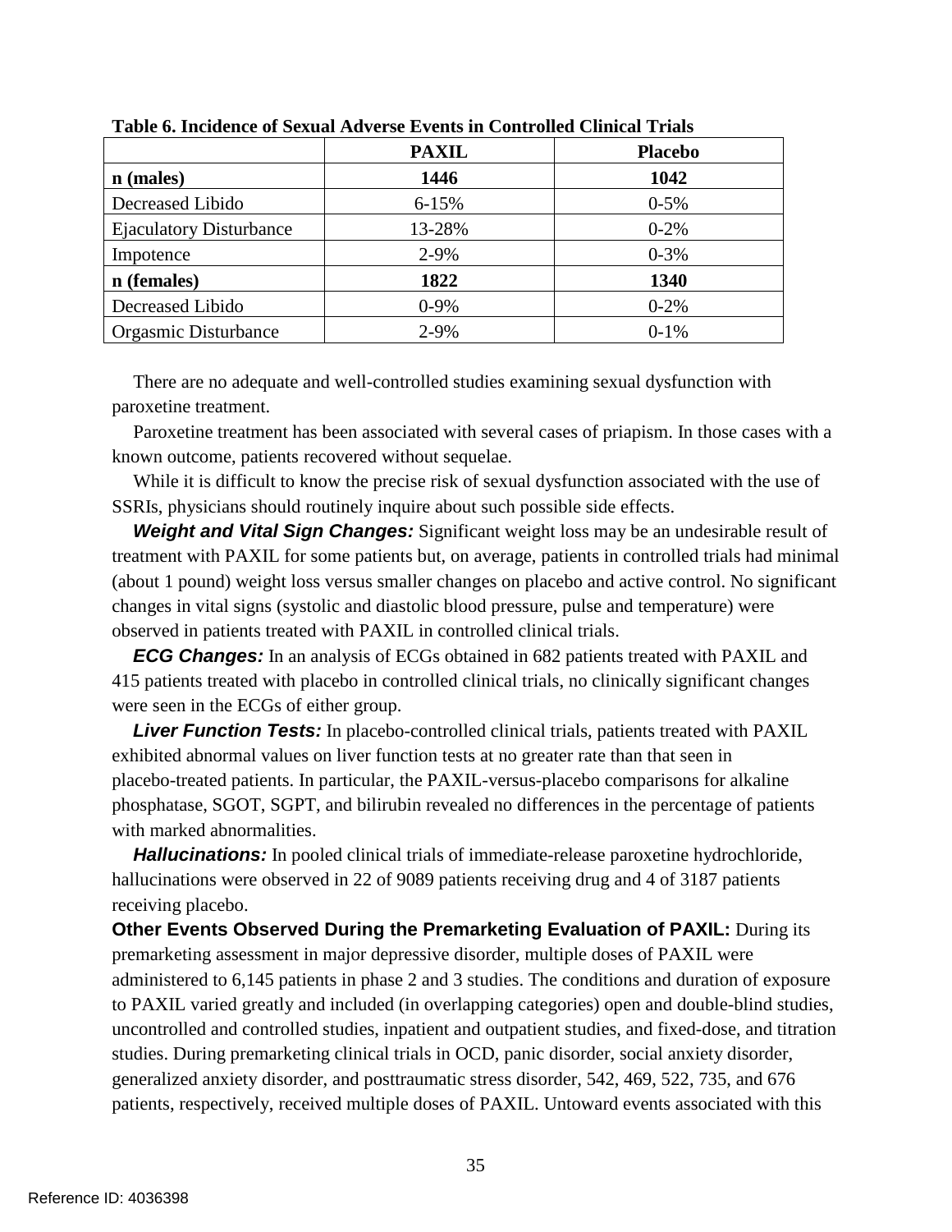**Table 6. Incidence of Sexual Adverse Events in Controlled Clinical Trials**

| | **PAXIL** | **Placebo** |
|---|---|---|
| **n (males)** | **1446** | **1042** |
| Decreased Libido | 6-15% | 0-5% |
| Ejaculatory Disturbance | 13-28% | 0-2% |
| Impotence | 2-9% | 0-3% |
| **n (females)** | **1822** | **1340** |
| Decreased Libido | 0-9% | 0-2% |
| Orgasmic Disturbance | 2-9% | 0-1% |

There are no adequate and well-controlled studies examining sexual dysfunction with paroxetine treatment.

Paroxetine treatment has been associated with several cases of priapism. In those cases with a known outcome, patients recovered without sequelae.

While it is difficult to know the precise risk of sexual dysfunction associated with the use of SSRIs, physicians should routinely inquire about such possible side effects.

***Weight and Vital Sign Changes:*** Significant weight loss may be an undesirable result of treatment with PAXIL for some patients but, on average, patients in controlled trials had minimal (about 1 pound) weight loss versus smaller changes on placebo and active control. No significant changes in vital signs (systolic and diastolic blood pressure, pulse and temperature) were observed in patients treated with PAXIL in controlled clinical trials.

***ECG Changes:*** In an analysis of ECGs obtained in 682 patients treated with PAXIL and 415 patients treated with placebo in controlled clinical trials, no clinically significant changes were seen in the ECGs of either group.

***Liver Function Tests:*** In placebo-controlled clinical trials, patients treated with PAXIL exhibited abnormal values on liver function tests at no greater rate than that seen in placebo-treated patients. In particular, the PAXIL-versus-placebo comparisons for alkaline phosphatase, SGOT, SGPT, and bilirubin revealed no differences in the percentage of patients with marked abnormalities.

***Hallucinations:*** In pooled clinical trials of immediate-release paroxetine hydrochloride, hallucinations were observed in 22 of 9089 patients receiving drug and 4 of 3187 patients receiving placebo.

**Other Events Observed During the Premarketing Evaluation of PAXIL:** During its premarketing assessment in major depressive disorder, multiple doses of PAXIL were administered to 6,145 patients in phase 2 and 3 studies. The conditions and duration of exposure to PAXIL varied greatly and included (in overlapping categories) open and double-blind studies, uncontrolled and controlled studies, inpatient and outpatient studies, and fixed-dose, and titration studies. During premarketing clinical trials in OCD, panic disorder, social anxiety disorder, generalized anxiety disorder, and posttraumatic stress disorder, 542, 469, 522, 735, and 676 patients, respectively, received multiple doses of PAXIL. Untoward events associated with this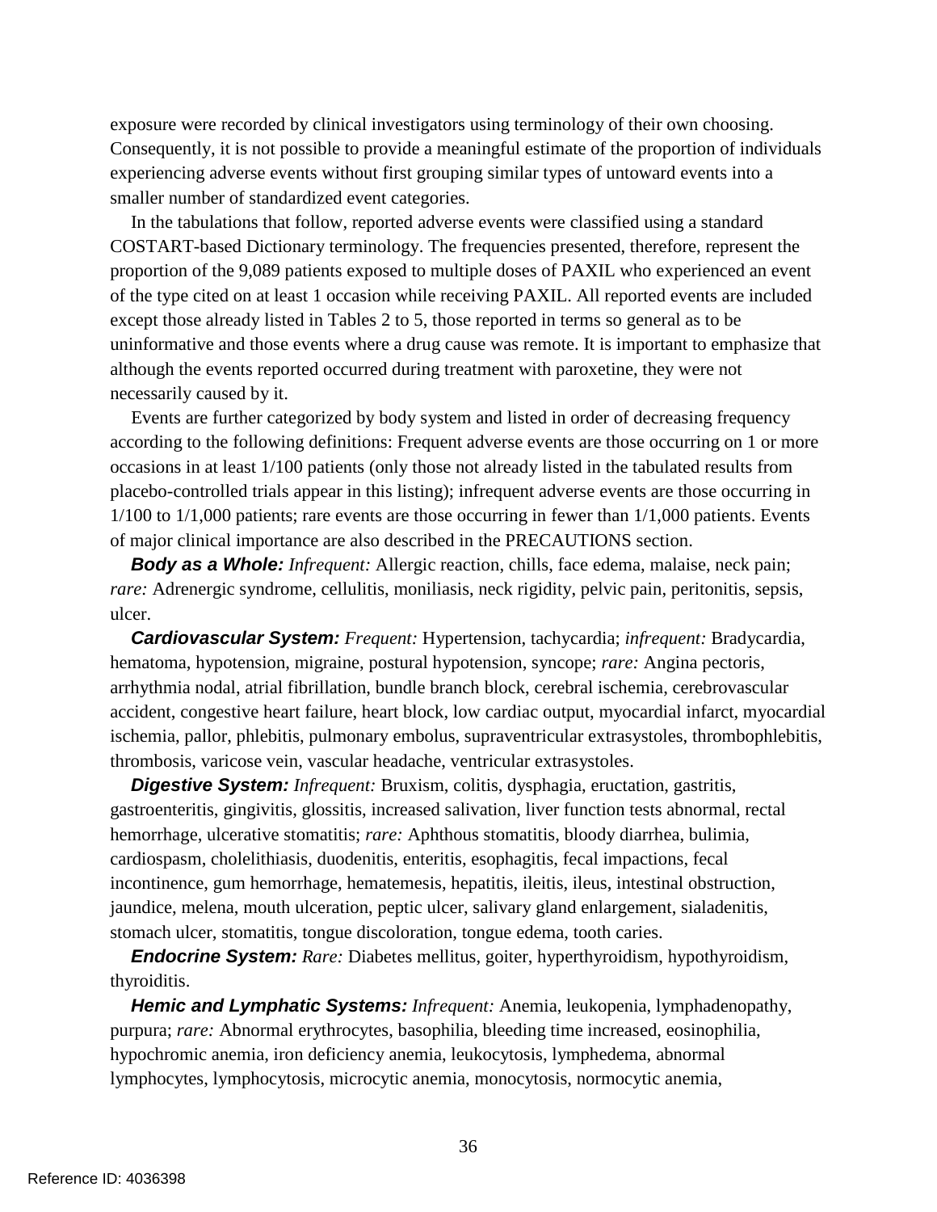exposure were recorded by clinical investigators using terminology of their own choosing. Consequently, it is not possible to provide a meaningful estimate of the proportion of individuals experiencing adverse events without first grouping similar types of untoward events into a smaller number of standardized event categories.

In the tabulations that follow, reported adverse events were classified using a standard COSTART-based Dictionary terminology. The frequencies presented, therefore, represent the proportion of the 9,089 patients exposed to multiple doses of PAXIL who experienced an event of the type cited on at least 1 occasion while receiving PAXIL. All reported events are included except those already listed in Tables 2 to 5, those reported in terms so general as to be uninformative and those events where a drug cause was remote. It is important to emphasize that although the events reported occurred during treatment with paroxetine, they were not necessarily caused by it.

Events are further categorized by body system and listed in order of decreasing frequency according to the following definitions: Frequent adverse events are those occurring on 1 or more occasions in at least 1/100 patients (only those not already listed in the tabulated results from placebo-controlled trials appear in this listing); infrequent adverse events are those occurring in 1/100 to 1/1,000 patients; rare events are those occurring in fewer than 1/1,000 patients. Events of major clinical importance are also described in the PRECAUTIONS section.

***Body as a Whole:*** *Infrequent:* Allergic reaction, chills, face edema, malaise, neck pain; *rare:* Adrenergic syndrome, cellulitis, moniliasis, neck rigidity, pelvic pain, peritonitis, sepsis, ulcer.

***Cardiovascular System:*** *Frequent:* Hypertension, tachycardia; *infrequent:* Bradycardia, hematoma, hypotension, migraine, postural hypotension, syncope; *rare:* Angina pectoris, arrhythmia nodal, atrial fibrillation, bundle branch block, cerebral ischemia, cerebrovascular accident, congestive heart failure, heart block, low cardiac output, myocardial infarct, myocardial ischemia, pallor, phlebitis, pulmonary embolus, supraventricular extrasystoles, thrombophlebitis, thrombosis, varicose vein, vascular headache, ventricular extrasystoles.

***Digestive System:*** *Infrequent:* Bruxism, colitis, dysphagia, eructation, gastritis, gastroenteritis, gingivitis, glossitis, increased salivation, liver function tests abnormal, rectal hemorrhage, ulcerative stomatitis; *rare:* Aphthous stomatitis, bloody diarrhea, bulimia, cardiospasm, cholelithiasis, duodenitis, enteritis, esophagitis, fecal impactions, fecal incontinence, gum hemorrhage, hematemesis, hepatitis, ileitis, ileus, intestinal obstruction, jaundice, melena, mouth ulceration, peptic ulcer, salivary gland enlargement, sialadenitis, stomach ulcer, stomatitis, tongue discoloration, tongue edema, tooth caries.

***Endocrine System:*** *Rare:* Diabetes mellitus, goiter, hyperthyroidism, hypothyroidism, thyroiditis.

***Hemic and Lymphatic Systems:*** *Infrequent:* Anemia, leukopenia, lymphadenopathy, purpura; *rare:* Abnormal erythrocytes, basophilia, bleeding time increased, eosinophilia, hypochromic anemia, iron deficiency anemia, leukocytosis, lymphedema, abnormal lymphocytes, lymphocytosis, microcytic anemia, monocytosis, normocytic anemia,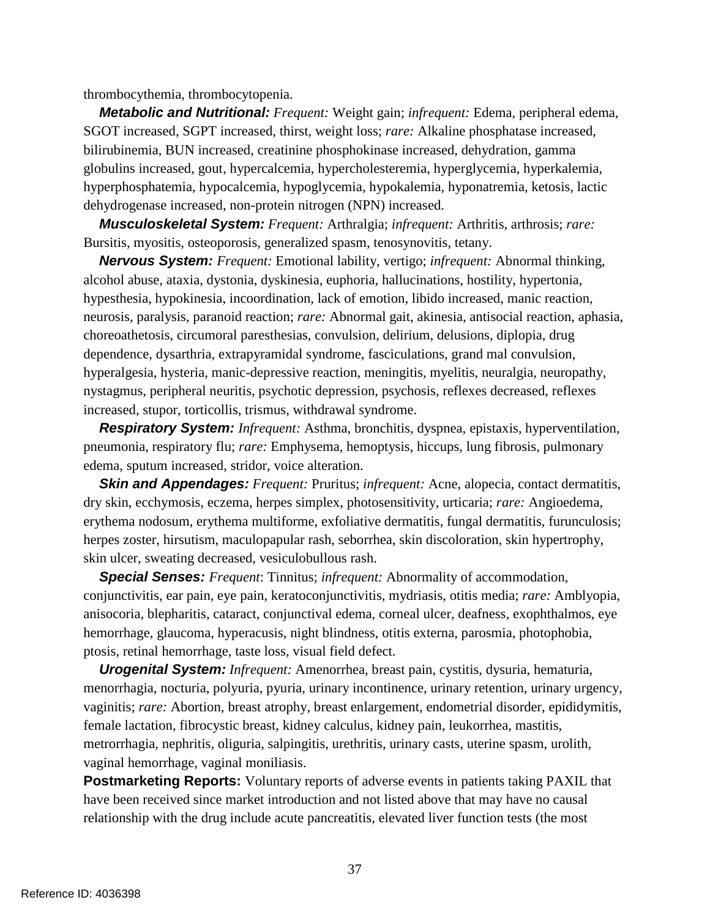thrombocythemia, thrombocytopenia.

***Metabolic and Nutritional:*** *Frequent:* Weight gain; *infrequent:* Edema, peripheral edema, SGOT increased, SGPT increased, thirst, weight loss; *rare:* Alkaline phosphatase increased, bilirubinemia, BUN increased, creatinine phosphokinase increased, dehydration, gamma globulins increased, gout, hypercalcemia, hypercholesteremia, hyperglycemia, hyperkalemia, hyperphosphatemia, hypocalcemia, hypoglycemia, hypokalemia, hyponatremia, ketosis, lactic dehydrogenase increased, non-protein nitrogen (NPN) increased.

***Musculoskeletal System:*** *Frequent:* Arthralgia; *infrequent:* Arthritis, arthrosis; *rare:* Bursitis, myositis, osteoporosis, generalized spasm, tenosynovitis, tetany.

***Nervous System:*** *Frequent:* Emotional lability, vertigo; *infrequent:* Abnormal thinking, alcohol abuse, ataxia, dystonia, dyskinesia, euphoria, hallucinations, hostility, hypertonia, hypesthesia, hypokinesia, incoordination, lack of emotion, libido increased, manic reaction, neurosis, paralysis, paranoid reaction; *rare:* Abnormal gait, akinesia, antisocial reaction, aphasia, choreoathetosis, circumoral paresthesias, convulsion, delirium, delusions, diplopia, drug dependence, dysarthria, extrapyramidal syndrome, fasciculations, grand mal convulsion, hyperalgesia, hysteria, manic-depressive reaction, meningitis, myelitis, neuralgia, neuropathy, nystagmus, peripheral neuritis, psychotic depression, psychosis, reflexes decreased, reflexes increased, stupor, torticollis, trismus, withdrawal syndrome.

***Respiratory System:*** *Infrequent:* Asthma, bronchitis, dyspnea, epistaxis, hyperventilation, pneumonia, respiratory flu; *rare:* Emphysema, hemoptysis, hiccups, lung fibrosis, pulmonary edema, sputum increased, stridor, voice alteration.

***Skin and Appendages:*** *Frequent:* Pruritus; *infrequent:* Acne, alopecia, contact dermatitis, dry skin, ecchymosis, eczema, herpes simplex, photosensitivity, urticaria; *rare:* Angioedema, erythema nodosum, erythema multiforme, exfoliative dermatitis, fungal dermatitis, furunculosis; herpes zoster, hirsutism, maculopapular rash, seborrhea, skin discoloration, skin hypertrophy, skin ulcer, sweating decreased, vesiculobullous rash.

***Special Senses:*** *Frequent*: Tinnitus; *infrequent:* Abnormality of accommodation, conjunctivitis, ear pain, eye pain, keratoconjunctivitis, mydriasis, otitis media; *rare:* Amblyopia, anisocoria, blepharitis, cataract, conjunctival edema, corneal ulcer, deafness, exophthalmos, eye hemorrhage, glaucoma, hyperacusis, night blindness, otitis externa, parosmia, photophobia, ptosis, retinal hemorrhage, taste loss, visual field defect.

***Urogenital System:*** *Infrequent:* Amenorrhea, breast pain, cystitis, dysuria, hematuria, menorrhagia, nocturia, polyuria, pyuria, urinary incontinence, urinary retention, urinary urgency, vaginitis; *rare:* Abortion, breast atrophy, breast enlargement, endometrial disorder, epididymitis, female lactation, fibrocystic breast, kidney calculus, kidney pain, leukorrhea, mastitis, metrorrhagia, nephritis, oliguria, salpingitis, urethritis, urinary casts, uterine spasm, urolith, vaginal hemorrhage, vaginal moniliasis.

**Postmarketing Reports:** Voluntary reports of adverse events in patients taking PAXIL that have been received since market introduction and not listed above that may have no causal relationship with the drug include acute pancreatitis, elevated liver function tests (the most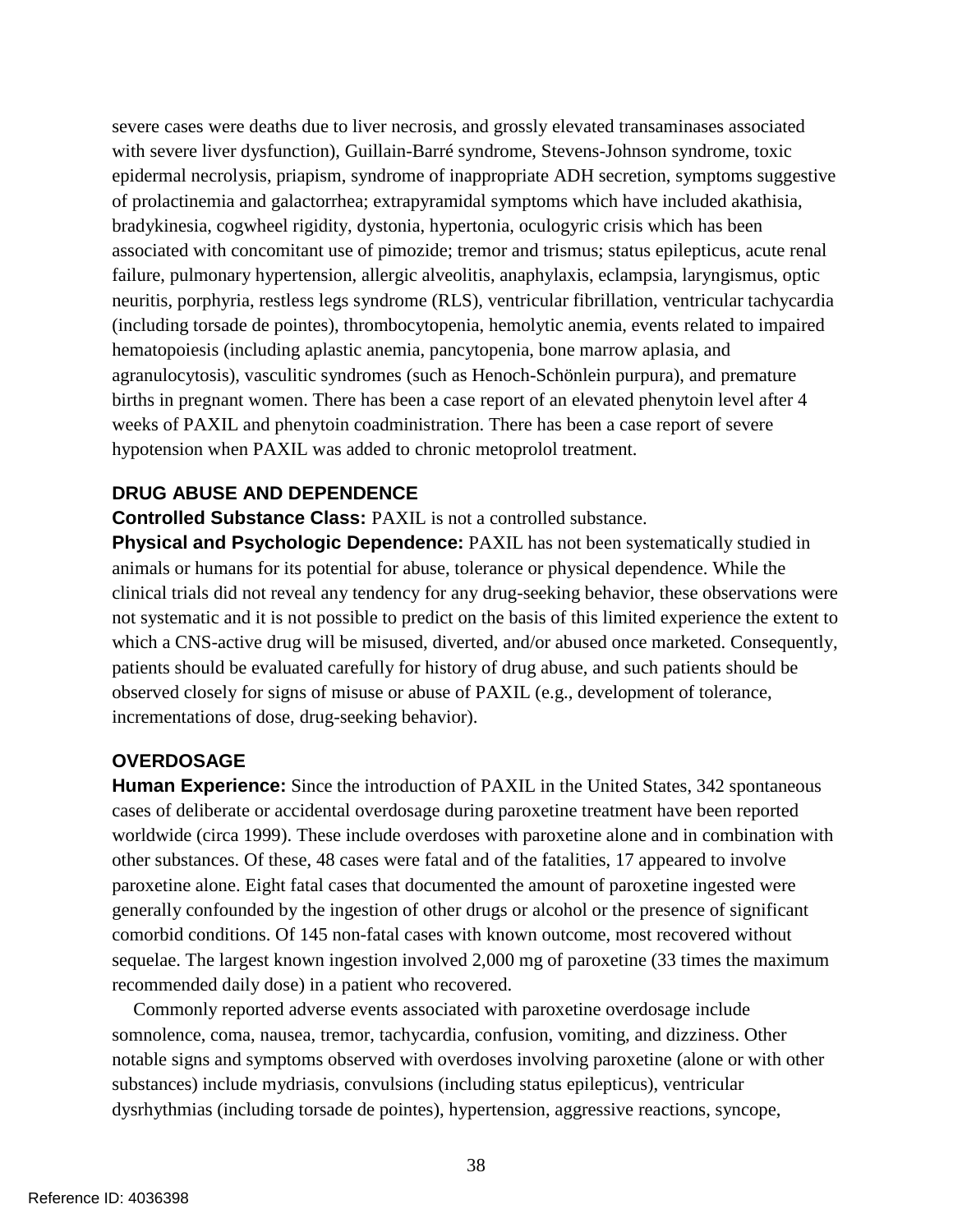severe cases were deaths due to liver necrosis, and grossly elevated transaminases associated with severe liver dysfunction), Guillain-Barré syndrome, Stevens-Johnson syndrome, toxic epidermal necrolysis, priapism, syndrome of inappropriate ADH secretion, symptoms suggestive of prolactinemia and galactorrhea; extrapyramidal symptoms which have included akathisia, bradykinesia, cogwheel rigidity, dystonia, hypertonia, oculogyric crisis which has been associated with concomitant use of pimozide; tremor and trismus; status epilepticus, acute renal failure, pulmonary hypertension, allergic alveolitis, anaphylaxis, eclampsia, laryngismus, optic neuritis, porphyria, restless legs syndrome (RLS), ventricular fibrillation, ventricular tachycardia (including torsade de pointes), thrombocytopenia, hemolytic anemia, events related to impaired hematopoiesis (including aplastic anemia, pancytopenia, bone marrow aplasia, and agranulocytosis), vasculitic syndromes (such as Henoch-Schönlein purpura), and premature births in pregnant women. There has been a case report of an elevated phenytoin level after 4 weeks of PAXIL and phenytoin coadministration. There has been a case report of severe hypotension when PAXIL was added to chronic metoprolol treatment.

## DRUG ABUSE AND DEPENDENCE

**Controlled Substance Class:** PAXIL is not a controlled substance.

**Physical and Psychologic Dependence:** PAXIL has not been systematically studied in animals or humans for its potential for abuse, tolerance or physical dependence. While the clinical trials did not reveal any tendency for any drug-seeking behavior, these observations were not systematic and it is not possible to predict on the basis of this limited experience the extent to which a CNS-active drug will be misused, diverted, and/or abused once marketed. Consequently, patients should be evaluated carefully for history of drug abuse, and such patients should be observed closely for signs of misuse or abuse of PAXIL (e.g., development of tolerance, incrementations of dose, drug-seeking behavior).

## OVERDOSAGE

**Human Experience:** Since the introduction of PAXIL in the United States, 342 spontaneous cases of deliberate or accidental overdosage during paroxetine treatment have been reported worldwide (circa 1999). These include overdoses with paroxetine alone and in combination with other substances. Of these, 48 cases were fatal and of the fatalities, 17 appeared to involve paroxetine alone. Eight fatal cases that documented the amount of paroxetine ingested were generally confounded by the ingestion of other drugs or alcohol or the presence of significant comorbid conditions. Of 145 non-fatal cases with known outcome, most recovered without sequelae. The largest known ingestion involved 2,000 mg of paroxetine (33 times the maximum recommended daily dose) in a patient who recovered.

Commonly reported adverse events associated with paroxetine overdosage include somnolence, coma, nausea, tremor, tachycardia, confusion, vomiting, and dizziness. Other notable signs and symptoms observed with overdoses involving paroxetine (alone or with other substances) include mydriasis, convulsions (including status epilepticus), ventricular dysrhythmias (including torsade de pointes), hypertension, aggressive reactions, syncope,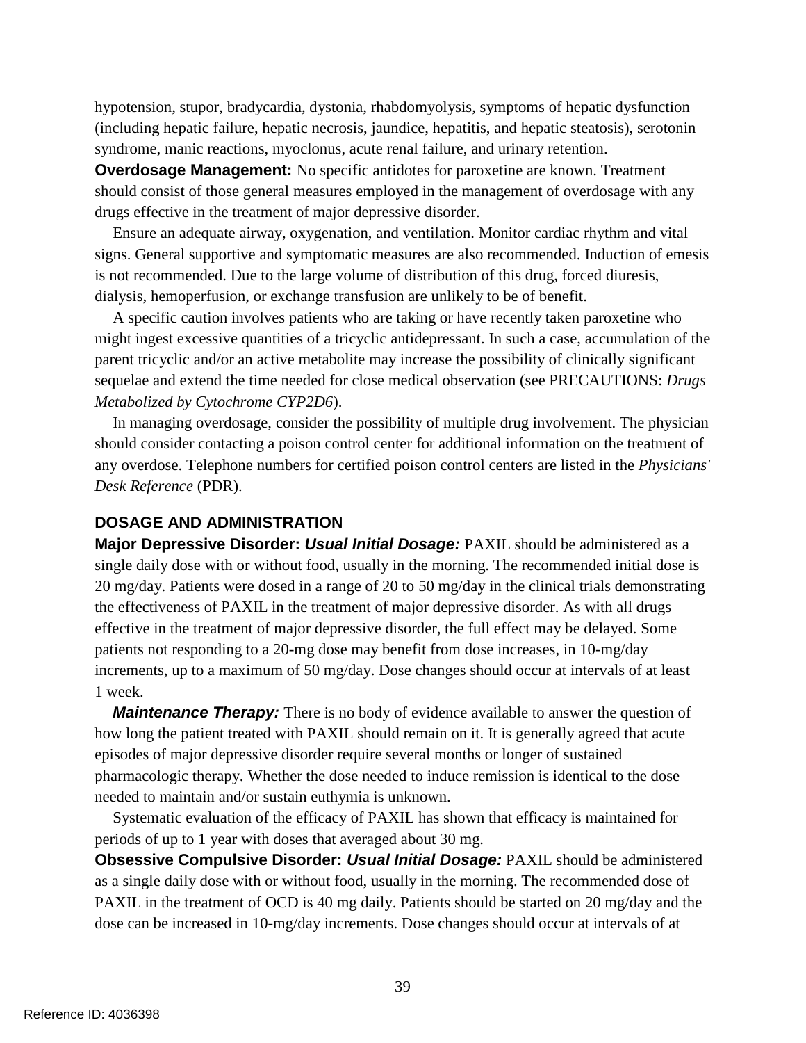hypotension, stupor, bradycardia, dystonia, rhabdomyolysis, symptoms of hepatic dysfunction (including hepatic failure, hepatic necrosis, jaundice, hepatitis, and hepatic steatosis), serotonin syndrome, manic reactions, myoclonus, acute renal failure, and urinary retention.

**Overdosage Management:** No specific antidotes for paroxetine are known. Treatment should consist of those general measures employed in the management of overdosage with any drugs effective in the treatment of major depressive disorder.

Ensure an adequate airway, oxygenation, and ventilation. Monitor cardiac rhythm and vital signs. General supportive and symptomatic measures are also recommended. Induction of emesis is not recommended. Due to the large volume of distribution of this drug, forced diuresis, dialysis, hemoperfusion, or exchange transfusion are unlikely to be of benefit.

A specific caution involves patients who are taking or have recently taken paroxetine who might ingest excessive quantities of a tricyclic antidepressant. In such a case, accumulation of the parent tricyclic and/or an active metabolite may increase the possibility of clinically significant sequelae and extend the time needed for close medical observation (see PRECAUTIONS: *Drugs Metabolized by Cytochrome CYP2D6*).

In managing overdosage, consider the possibility of multiple drug involvement. The physician should consider contacting a poison control center for additional information on the treatment of any overdose. Telephone numbers for certified poison control centers are listed in the *Physicians' Desk Reference* (PDR).

## DOSAGE AND ADMINISTRATION

**Major Depressive Disorder:** ***Usual Initial Dosage:*** PAXIL should be administered as a single daily dose with or without food, usually in the morning. The recommended initial dose is 20 mg/day. Patients were dosed in a range of 20 to 50 mg/day in the clinical trials demonstrating the effectiveness of PAXIL in the treatment of major depressive disorder. As with all drugs effective in the treatment of major depressive disorder, the full effect may be delayed. Some patients not responding to a 20-mg dose may benefit from dose increases, in 10-mg/day increments, up to a maximum of 50 mg/day. Dose changes should occur at intervals of at least 1 week.

***Maintenance Therapy:*** There is no body of evidence available to answer the question of how long the patient treated with PAXIL should remain on it. It is generally agreed that acute episodes of major depressive disorder require several months or longer of sustained pharmacologic therapy. Whether the dose needed to induce remission is identical to the dose needed to maintain and/or sustain euthymia is unknown.

Systematic evaluation of the efficacy of PAXIL has shown that efficacy is maintained for periods of up to 1 year with doses that averaged about 30 mg.

**Obsessive Compulsive Disorder:** ***Usual Initial Dosage:*** PAXIL should be administered as a single daily dose with or without food, usually in the morning. The recommended dose of PAXIL in the treatment of OCD is 40 mg daily. Patients should be started on 20 mg/day and the dose can be increased in 10-mg/day increments. Dose changes should occur at intervals of at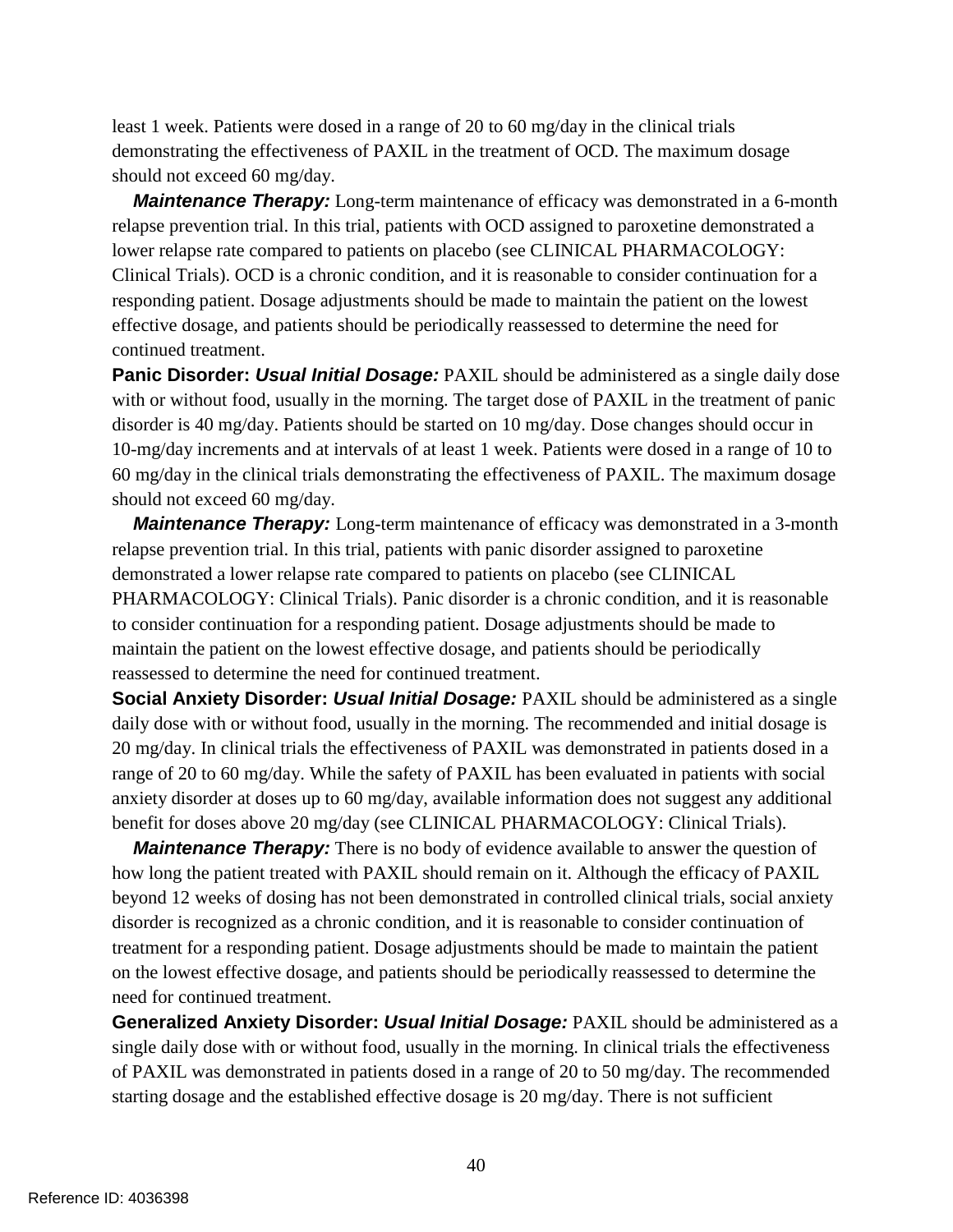least 1 week. Patients were dosed in a range of 20 to 60 mg/day in the clinical trials demonstrating the effectiveness of PAXIL in the treatment of OCD. The maximum dosage should not exceed 60 mg/day.

***Maintenance Therapy:*** Long-term maintenance of efficacy was demonstrated in a 6-month relapse prevention trial. In this trial, patients with OCD assigned to paroxetine demonstrated a lower relapse rate compared to patients on placebo (see CLINICAL PHARMACOLOGY: Clinical Trials). OCD is a chronic condition, and it is reasonable to consider continuation for a responding patient. Dosage adjustments should be made to maintain the patient on the lowest effective dosage, and patients should be periodically reassessed to determine the need for continued treatment.

**Panic Disorder:** ***Usual Initial Dosage:*** PAXIL should be administered as a single daily dose with or without food, usually in the morning. The target dose of PAXIL in the treatment of panic disorder is 40 mg/day. Patients should be started on 10 mg/day. Dose changes should occur in 10-mg/day increments and at intervals of at least 1 week. Patients were dosed in a range of 10 to 60 mg/day in the clinical trials demonstrating the effectiveness of PAXIL. The maximum dosage should not exceed 60 mg/day.

***Maintenance Therapy:*** Long-term maintenance of efficacy was demonstrated in a 3-month relapse prevention trial. In this trial, patients with panic disorder assigned to paroxetine demonstrated a lower relapse rate compared to patients on placebo (see CLINICAL PHARMACOLOGY: Clinical Trials). Panic disorder is a chronic condition, and it is reasonable to consider continuation for a responding patient. Dosage adjustments should be made to maintain the patient on the lowest effective dosage, and patients should be periodically reassessed to determine the need for continued treatment.

**Social Anxiety Disorder:** ***Usual Initial Dosage:*** PAXIL should be administered as a single daily dose with or without food, usually in the morning. The recommended and initial dosage is 20 mg/day. In clinical trials the effectiveness of PAXIL was demonstrated in patients dosed in a range of 20 to 60 mg/day. While the safety of PAXIL has been evaluated in patients with social anxiety disorder at doses up to 60 mg/day, available information does not suggest any additional benefit for doses above 20 mg/day (see CLINICAL PHARMACOLOGY: Clinical Trials).

***Maintenance Therapy:*** There is no body of evidence available to answer the question of how long the patient treated with PAXIL should remain on it. Although the efficacy of PAXIL beyond 12 weeks of dosing has not been demonstrated in controlled clinical trials, social anxiety disorder is recognized as a chronic condition, and it is reasonable to consider continuation of treatment for a responding patient. Dosage adjustments should be made to maintain the patient on the lowest effective dosage, and patients should be periodically reassessed to determine the need for continued treatment.

**Generalized Anxiety Disorder:** ***Usual Initial Dosage:*** PAXIL should be administered as a single daily dose with or without food, usually in the morning. In clinical trials the effectiveness of PAXIL was demonstrated in patients dosed in a range of 20 to 50 mg/day. The recommended starting dosage and the established effective dosage is 20 mg/day. There is not sufficient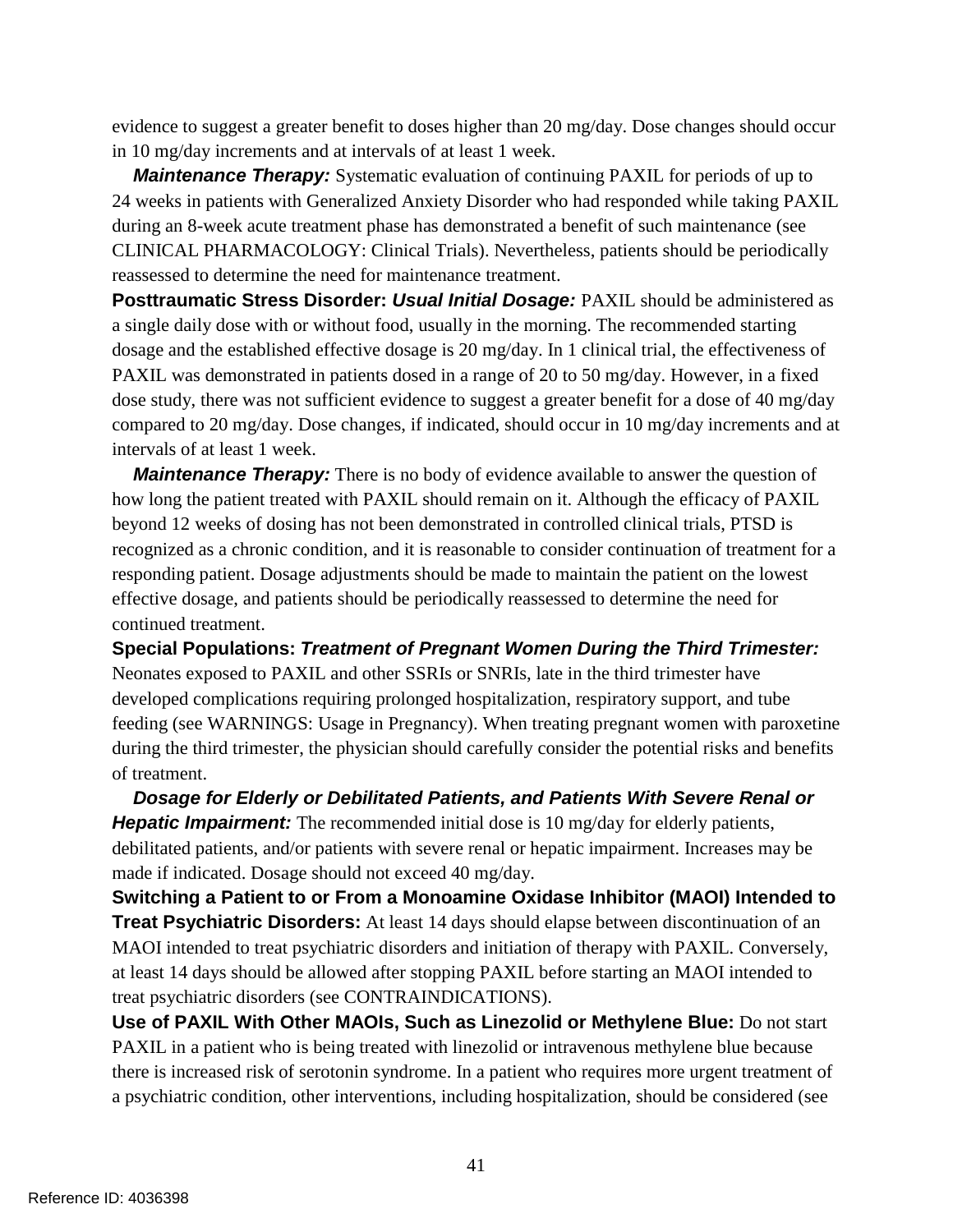evidence to suggest a greater benefit to doses higher than 20 mg/day. Dose changes should occur in 10 mg/day increments and at intervals of at least 1 week.

***Maintenance Therapy:*** Systematic evaluation of continuing PAXIL for periods of up to 24 weeks in patients with Generalized Anxiety Disorder who had responded while taking PAXIL during an 8-week acute treatment phase has demonstrated a benefit of such maintenance (see CLINICAL PHARMACOLOGY: Clinical Trials). Nevertheless, patients should be periodically reassessed to determine the need for maintenance treatment.

**Posttraumatic Stress Disorder:** ***Usual Initial Dosage:*** PAXIL should be administered as a single daily dose with or without food, usually in the morning. The recommended starting dosage and the established effective dosage is 20 mg/day. In 1 clinical trial, the effectiveness of PAXIL was demonstrated in patients dosed in a range of 20 to 50 mg/day. However, in a fixed dose study, there was not sufficient evidence to suggest a greater benefit for a dose of 40 mg/day compared to 20 mg/day. Dose changes, if indicated, should occur in 10 mg/day increments and at intervals of at least 1 week.

***Maintenance Therapy:*** There is no body of evidence available to answer the question of how long the patient treated with PAXIL should remain on it. Although the efficacy of PAXIL beyond 12 weeks of dosing has not been demonstrated in controlled clinical trials, PTSD is recognized as a chronic condition, and it is reasonable to consider continuation of treatment for a responding patient. Dosage adjustments should be made to maintain the patient on the lowest effective dosage, and patients should be periodically reassessed to determine the need for continued treatment.

**Special Populations:** ***Treatment of Pregnant Women During the Third Trimester:*** Neonates exposed to PAXIL and other SSRIs or SNRIs, late in the third trimester have developed complications requiring prolonged hospitalization, respiratory support, and tube feeding (see WARNINGS: Usage in Pregnancy). When treating pregnant women with paroxetine during the third trimester, the physician should carefully consider the potential risks and benefits of treatment.

***Dosage for Elderly or Debilitated Patients, and Patients With Severe Renal or Hepatic Impairment:*** The recommended initial dose is 10 mg/day for elderly patients, debilitated patients, and/or patients with severe renal or hepatic impairment. Increases may be made if indicated. Dosage should not exceed 40 mg/day.

**Switching a Patient to or From a Monoamine Oxidase Inhibitor (MAOI) Intended to Treat Psychiatric Disorders:** At least 14 days should elapse between discontinuation of an MAOI intended to treat psychiatric disorders and initiation of therapy with PAXIL. Conversely, at least 14 days should be allowed after stopping PAXIL before starting an MAOI intended to treat psychiatric disorders (see CONTRAINDICATIONS).

**Use of PAXIL With Other MAOIs, Such as Linezolid or Methylene Blue:** Do not start PAXIL in a patient who is being treated with linezolid or intravenous methylene blue because there is increased risk of serotonin syndrome. In a patient who requires more urgent treatment of a psychiatric condition, other interventions, including hospitalization, should be considered (see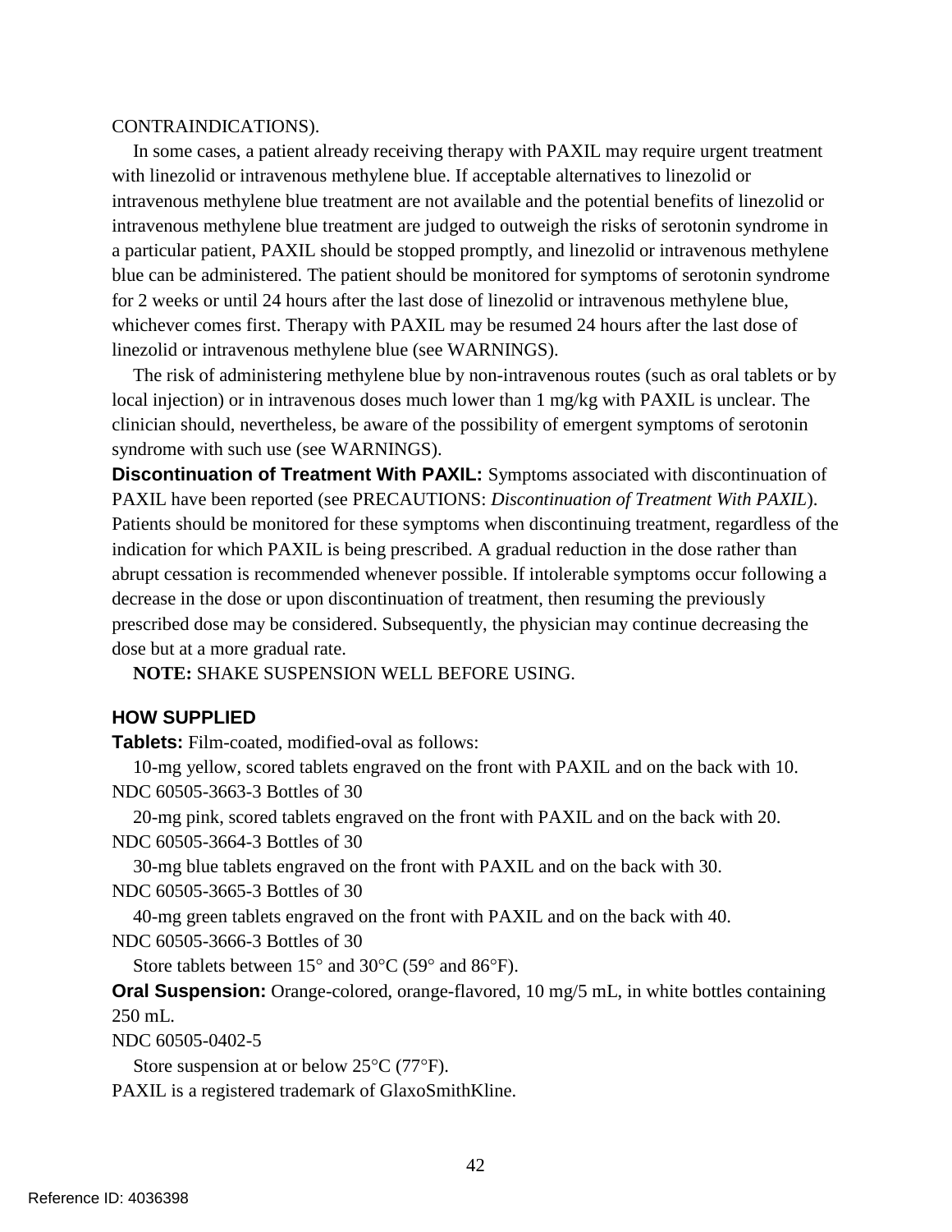CONTRAINDICATIONS).

In some cases, a patient already receiving therapy with PAXIL may require urgent treatment with linezolid or intravenous methylene blue. If acceptable alternatives to linezolid or intravenous methylene blue treatment are not available and the potential benefits of linezolid or intravenous methylene blue treatment are judged to outweigh the risks of serotonin syndrome in a particular patient, PAXIL should be stopped promptly, and linezolid or intravenous methylene blue can be administered. The patient should be monitored for symptoms of serotonin syndrome for 2 weeks or until 24 hours after the last dose of linezolid or intravenous methylene blue, whichever comes first. Therapy with PAXIL may be resumed 24 hours after the last dose of linezolid or intravenous methylene blue (see WARNINGS).

The risk of administering methylene blue by non-intravenous routes (such as oral tablets or by local injection) or in intravenous doses much lower than 1 mg/kg with PAXIL is unclear. The clinician should, nevertheless, be aware of the possibility of emergent symptoms of serotonin syndrome with such use (see WARNINGS).

**Discontinuation of Treatment With PAXIL:** Symptoms associated with discontinuation of PAXIL have been reported (see PRECAUTIONS: *Discontinuation of Treatment With PAXIL*). Patients should be monitored for these symptoms when discontinuing treatment, regardless of the indication for which PAXIL is being prescribed. A gradual reduction in the dose rather than abrupt cessation is recommended whenever possible. If intolerable symptoms occur following a decrease in the dose or upon discontinuation of treatment, then resuming the previously prescribed dose may be considered. Subsequently, the physician may continue decreasing the dose but at a more gradual rate.

**NOTE:** SHAKE SUSPENSION WELL BEFORE USING.

## HOW SUPPLIED

**Tablets:** Film-coated, modified-oval as follows:

10-mg yellow, scored tablets engraved on the front with PAXIL and on the back with 10.
NDC 60505-3663-3 Bottles of 30

20-mg pink, scored tablets engraved on the front with PAXIL and on the back with 20.
NDC 60505-3664-3 Bottles of 30

30-mg blue tablets engraved on the front with PAXIL and on the back with 30.
NDC 60505-3665-3 Bottles of 30

40-mg green tablets engraved on the front with PAXIL and on the back with 40.
NDC 60505-3666-3 Bottles of 30

Store tablets between 15° and 30°C (59° and 86°F).

**Oral Suspension:** Orange-colored, orange-flavored, 10 mg/5 mL, in white bottles containing 250 mL.

NDC 60505-0402-5

Store suspension at or below 25°C (77°F).

PAXIL is a registered trademark of GlaxoSmithKline.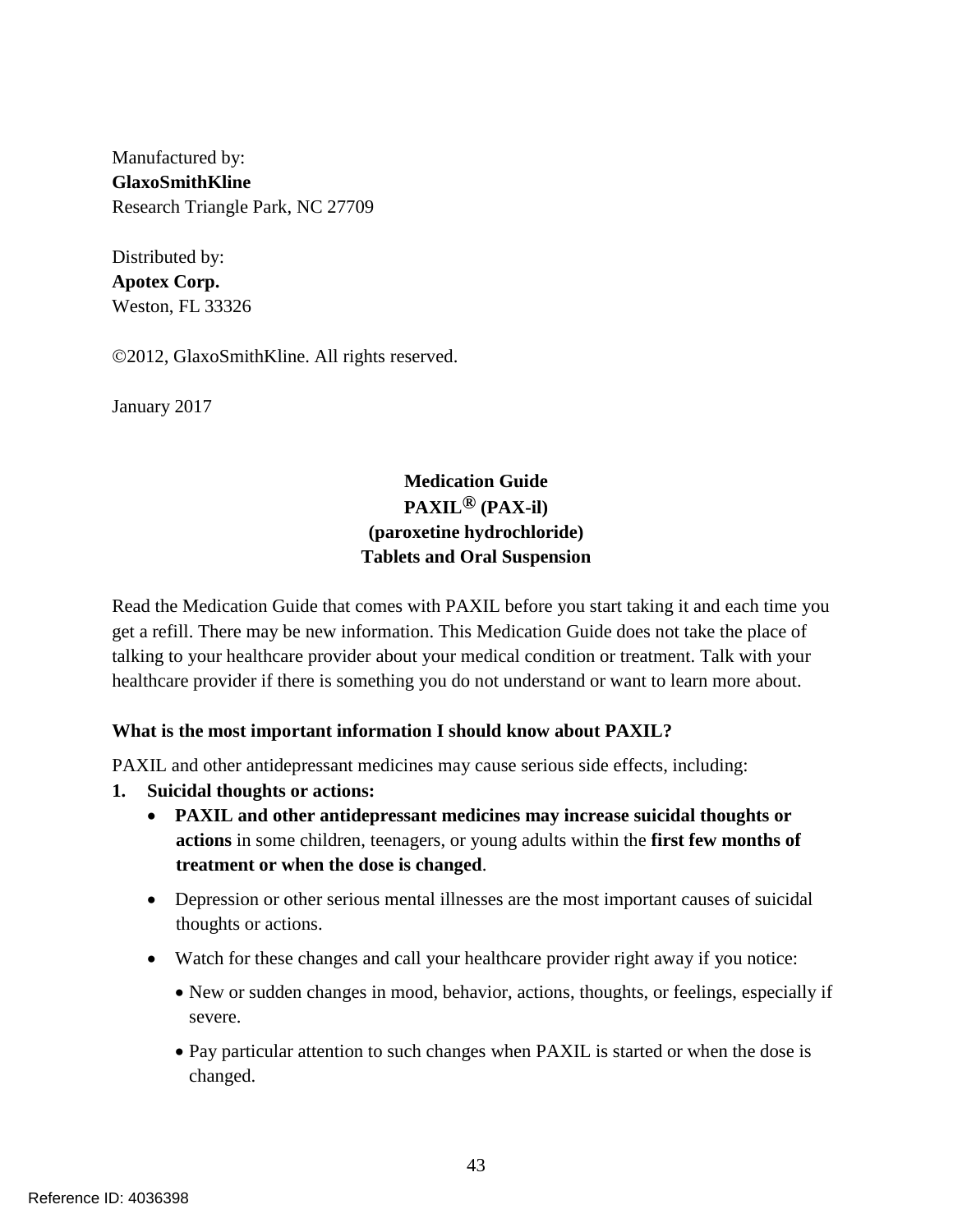Manufactured by:
**GlaxoSmithKline**
Research Triangle Park, NC 27709

Distributed by:
**Apotex Corp.**
Weston, FL 33326

©2012, GlaxoSmithKline. All rights reserved.

January 2017

# Medication Guide
# PAXIL® (PAX-il)
# (paroxetine hydrochloride)
# Tablets and Oral Suspension

Read the Medication Guide that comes with PAXIL before you start taking it and each time you get a refill. There may be new information. This Medication Guide does not take the place of talking to your healthcare provider about your medical condition or treatment. Talk with your healthcare provider if there is something you do not understand or want to learn more about.

**What is the most important information I should know about PAXIL?**

PAXIL and other antidepressant medicines may cause serious side effects, including:

1. **Suicidal thoughts or actions:**
   - **PAXIL and other antidepressant medicines may increase suicidal thoughts or actions** in some children, teenagers, or young adults within the **first few months of treatment or when the dose is changed**.
   - Depression or other serious mental illnesses are the most important causes of suicidal thoughts or actions.
   - Watch for these changes and call your healthcare provider right away if you notice:
     - New or sudden changes in mood, behavior, actions, thoughts, or feelings, especially if severe.
     - Pay particular attention to such changes when PAXIL is started or when the dose is changed.

Reference ID: 4036398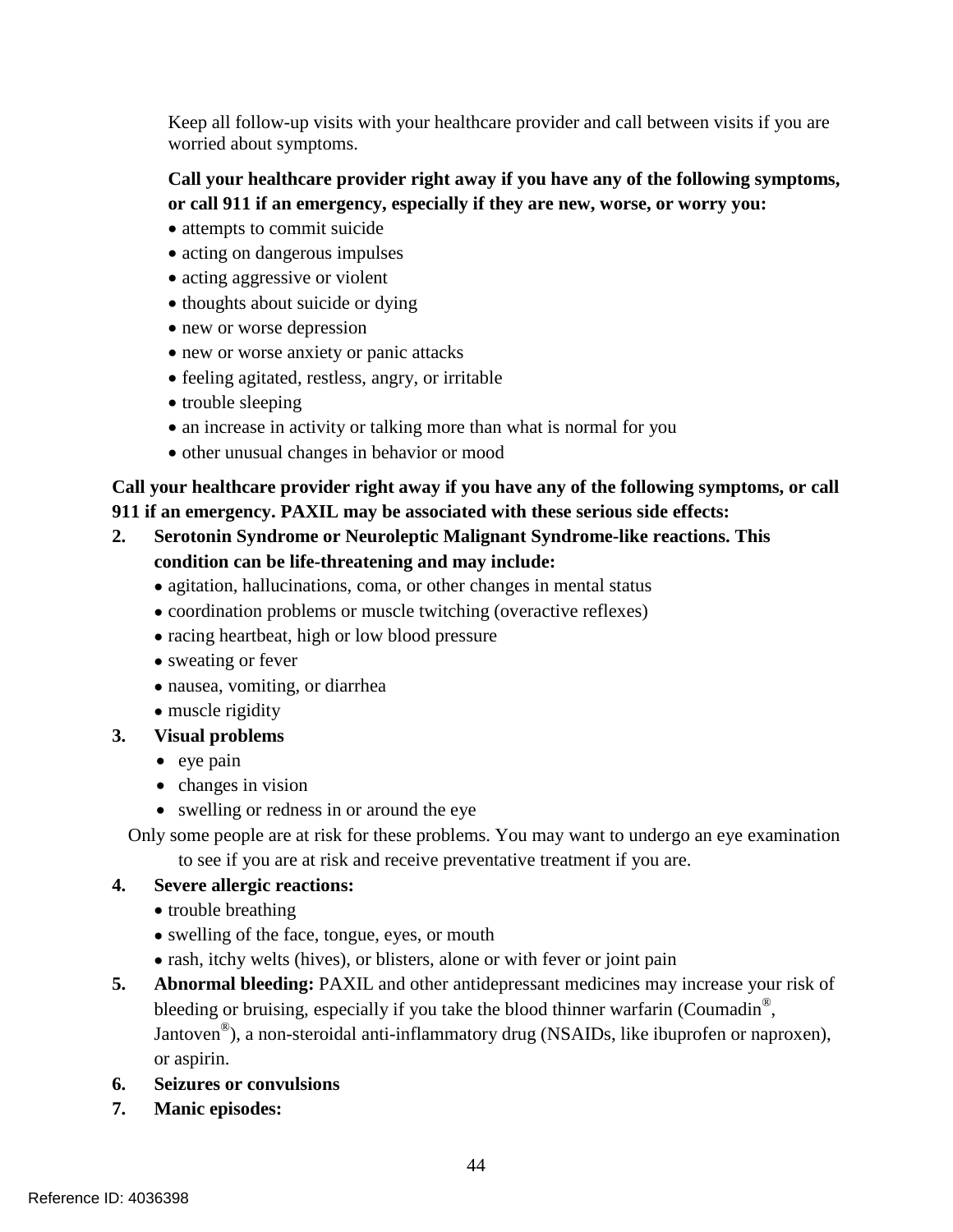Keep all follow-up visits with your healthcare provider and call between visits if you are worried about symptoms.

**Call your healthcare provider right away if you have any of the following symptoms, or call 911 if an emergency, especially if they are new, worse, or worry you:**

- attempts to commit suicide
- acting on dangerous impulses
- acting aggressive or violent
- thoughts about suicide or dying
- new or worse depression
- new or worse anxiety or panic attacks
- feeling agitated, restless, angry, or irritable
- trouble sleeping
- an increase in activity or talking more than what is normal for you
- other unusual changes in behavior or mood

**Call your healthcare provider right away if you have any of the following symptoms, or call 911 if an emergency. PAXIL may be associated with these serious side effects:**

2. **Serotonin Syndrome or Neuroleptic Malignant Syndrome-like reactions. This condition can be life-threatening and may include:**
   - agitation, hallucinations, coma, or other changes in mental status
   - coordination problems or muscle twitching (overactive reflexes)
   - racing heartbeat, high or low blood pressure
   - sweating or fever
   - nausea, vomiting, or diarrhea
   - muscle rigidity
3. **Visual problems**
   - eye pain
   - changes in vision
   - swelling or redness in or around the eye

   Only some people are at risk for these problems. You may want to undergo an eye examination to see if you are at risk and receive preventative treatment if you are.
4. **Severe allergic reactions:**
   - trouble breathing
   - swelling of the face, tongue, eyes, or mouth
   - rash, itchy welts (hives), or blisters, alone or with fever or joint pain
5. **Abnormal bleeding:** PAXIL and other antidepressant medicines may increase your risk of bleeding or bruising, especially if you take the blood thinner warfarin (Coumadin®, Jantoven®), a non-steroidal anti-inflammatory drug (NSAIDs, like ibuprofen or naproxen), or aspirin.
6. **Seizures or convulsions**
7. **Manic episodes:**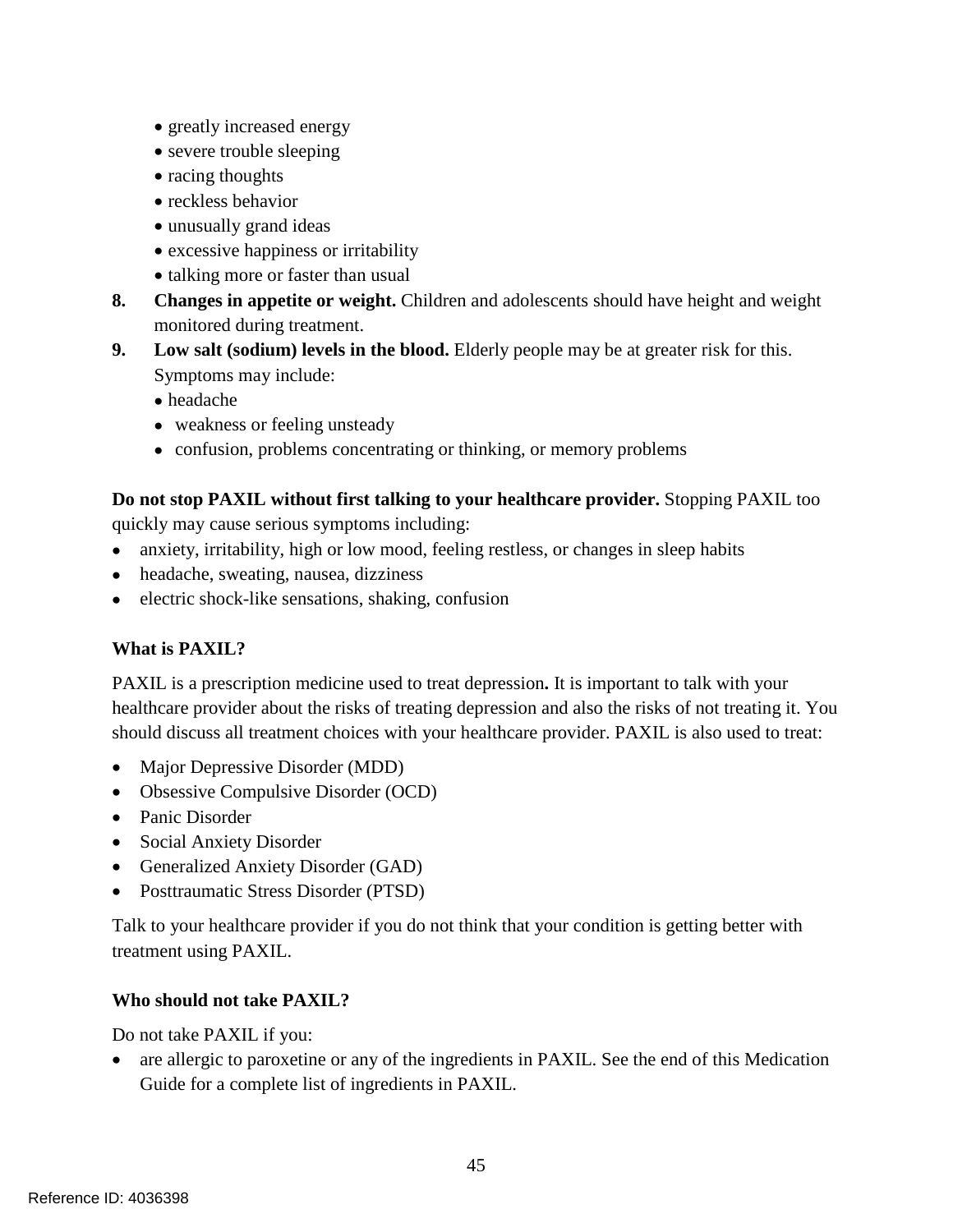- greatly increased energy
- severe trouble sleeping
- racing thoughts
- reckless behavior
- unusually grand ideas
- excessive happiness or irritability
- talking more or faster than usual

8. **Changes in appetite or weight.** Children and adolescents should have height and weight monitored during treatment.
9. **Low salt (sodium) levels in the blood.** Elderly people may be at greater risk for this. Symptoms may include:
   - headache
   - weakness or feeling unsteady
   - confusion, problems concentrating or thinking, or memory problems

**Do not stop PAXIL without first talking to your healthcare provider.** Stopping PAXIL too quickly may cause serious symptoms including:

- anxiety, irritability, high or low mood, feeling restless, or changes in sleep habits
- headache, sweating, nausea, dizziness
- electric shock-like sensations, shaking, confusion

**What is PAXIL?**

PAXIL is a prescription medicine used to treat depression**.** It is important to talk with your healthcare provider about the risks of treating depression and also the risks of not treating it. You should discuss all treatment choices with your healthcare provider. PAXIL is also used to treat:

- Major Depressive Disorder (MDD)
- Obsessive Compulsive Disorder (OCD)
- Panic Disorder
- Social Anxiety Disorder
- Generalized Anxiety Disorder (GAD)
- Posttraumatic Stress Disorder (PTSD)

Talk to your healthcare provider if you do not think that your condition is getting better with treatment using PAXIL.

**Who should not take PAXIL?**

Do not take PAXIL if you:

- are allergic to paroxetine or any of the ingredients in PAXIL. See the end of this Medication Guide for a complete list of ingredients in PAXIL.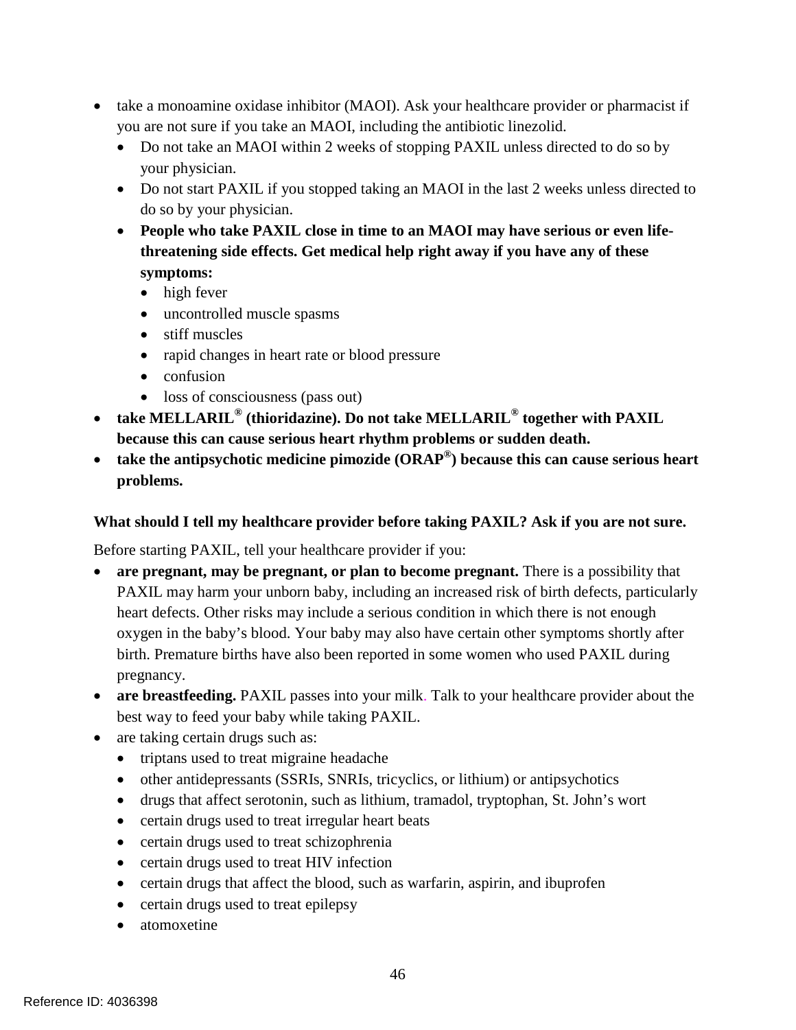- take a monoamine oxidase inhibitor (MAOI). Ask your healthcare provider or pharmacist if you are not sure if you take an MAOI, including the antibiotic linezolid.
  - Do not take an MAOI within 2 weeks of stopping PAXIL unless directed to do so by your physician.
  - Do not start PAXIL if you stopped taking an MAOI in the last 2 weeks unless directed to do so by your physician.
  - **People who take PAXIL close in time to an MAOI may have serious or even life-threatening side effects. Get medical help right away if you have any of these symptoms:**
    - high fever
    - uncontrolled muscle spasms
    - stiff muscles
    - rapid changes in heart rate or blood pressure
    - confusion
    - loss of consciousness (pass out)
- **take MELLARIL® (thioridazine). Do not take MELLARIL® together with PAXIL because this can cause serious heart rhythm problems or sudden death.**
- **take the antipsychotic medicine pimozide (ORAP®) because this can cause serious heart problems.**

**What should I tell my healthcare provider before taking PAXIL? Ask if you are not sure.**

Before starting PAXIL, tell your healthcare provider if you:

- **are pregnant, may be pregnant, or plan to become pregnant.** There is a possibility that PAXIL may harm your unborn baby, including an increased risk of birth defects, particularly heart defects. Other risks may include a serious condition in which there is not enough oxygen in the baby's blood. Your baby may also have certain other symptoms shortly after birth. Premature births have also been reported in some women who used PAXIL during pregnancy.
- **are breastfeeding.** PAXIL passes into your milk. Talk to your healthcare provider about the best way to feed your baby while taking PAXIL.
- are taking certain drugs such as:
  - triptans used to treat migraine headache
  - other antidepressants (SSRIs, SNRIs, tricyclics, or lithium) or antipsychotics
  - drugs that affect serotonin, such as lithium, tramadol, tryptophan, St. John's wort
  - certain drugs used to treat irregular heart beats
  - certain drugs used to treat schizophrenia
  - certain drugs used to treat HIV infection
  - certain drugs that affect the blood, such as warfarin, aspirin, and ibuprofen
  - certain drugs used to treat epilepsy
  - atomoxetine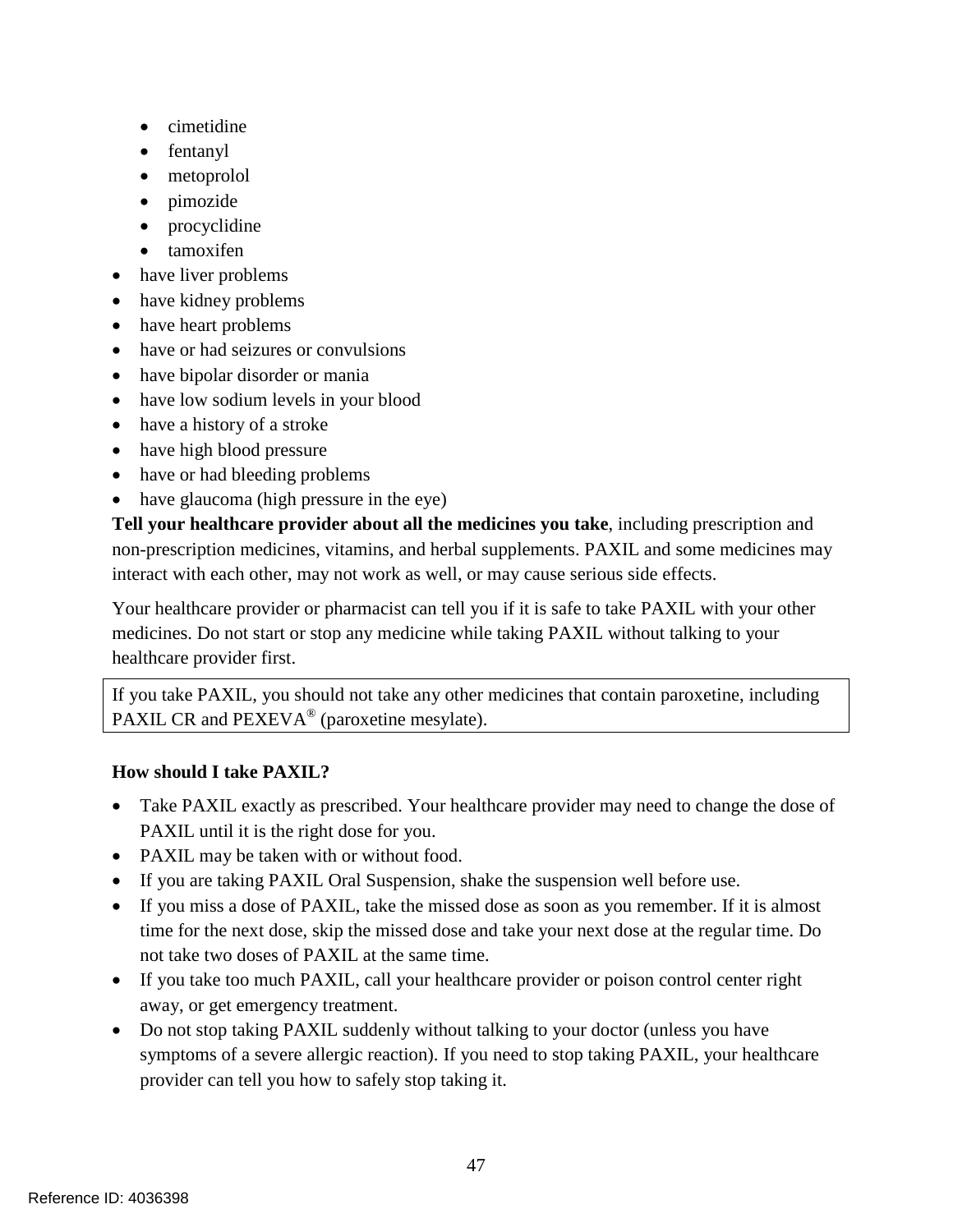- cimetidine
  - fentanyl
  - metoprolol
  - pimozide
  - procyclidine
  - tamoxifen
- have liver problems
- have kidney problems
- have heart problems
- have or had seizures or convulsions
- have bipolar disorder or mania
- have low sodium levels in your blood
- have a history of a stroke
- have high blood pressure
- have or had bleeding problems
- have glaucoma (high pressure in the eye)

**Tell your healthcare provider about all the medicines you take**, including prescription and non-prescription medicines, vitamins, and herbal supplements. PAXIL and some medicines may interact with each other, may not work as well, or may cause serious side effects.

Your healthcare provider or pharmacist can tell you if it is safe to take PAXIL with your other medicines. Do not start or stop any medicine while taking PAXIL without talking to your healthcare provider first.

| |
|---|
| If you take PAXIL, you should not take any other medicines that contain paroxetine, including PAXIL CR and PEXEVA® (paroxetine mesylate). |

**How should I take PAXIL?**

- Take PAXIL exactly as prescribed. Your healthcare provider may need to change the dose of PAXIL until it is the right dose for you.
- PAXIL may be taken with or without food.
- If you are taking PAXIL Oral Suspension, shake the suspension well before use.
- If you miss a dose of PAXIL, take the missed dose as soon as you remember. If it is almost time for the next dose, skip the missed dose and take your next dose at the regular time. Do not take two doses of PAXIL at the same time.
- If you take too much PAXIL, call your healthcare provider or poison control center right away, or get emergency treatment.
- Do not stop taking PAXIL suddenly without talking to your doctor (unless you have symptoms of a severe allergic reaction). If you need to stop taking PAXIL, your healthcare provider can tell you how to safely stop taking it.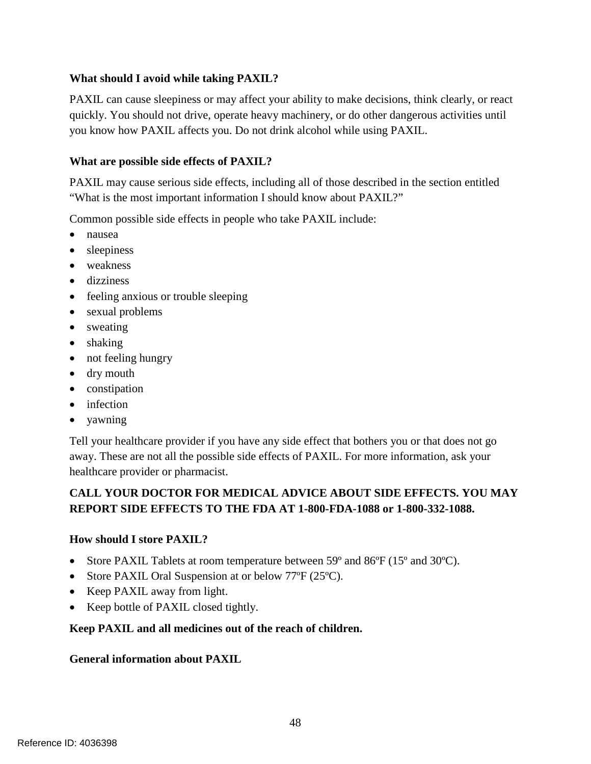**What should I avoid while taking PAXIL?**

PAXIL can cause sleepiness or may affect your ability to make decisions, think clearly, or react quickly. You should not drive, operate heavy machinery, or do other dangerous activities until you know how PAXIL affects you. Do not drink alcohol while using PAXIL.

**What are possible side effects of PAXIL?**

PAXIL may cause serious side effects, including all of those described in the section entitled "What is the most important information I should know about PAXIL?"

Common possible side effects in people who take PAXIL include:

- nausea
- sleepiness
- weakness
- dizziness
- feeling anxious or trouble sleeping
- sexual problems
- sweating
- shaking
- not feeling hungry
- dry mouth
- constipation
- infection
- yawning

Tell your healthcare provider if you have any side effect that bothers you or that does not go away. These are not all the possible side effects of PAXIL. For more information, ask your healthcare provider or pharmacist.

**CALL YOUR DOCTOR FOR MEDICAL ADVICE ABOUT SIDE EFFECTS. YOU MAY REPORT SIDE EFFECTS TO THE FDA AT 1-800-FDA-1088 or 1-800-332-1088.**

**How should I store PAXIL?**

- Store PAXIL Tablets at room temperature between 59º and 86ºF (15º and 30ºC).
- Store PAXIL Oral Suspension at or below 77ºF (25ºC).
- Keep PAXIL away from light.
- Keep bottle of PAXIL closed tightly.

**Keep PAXIL and all medicines out of the reach of children.**

**General information about PAXIL**

Reference ID: 4036398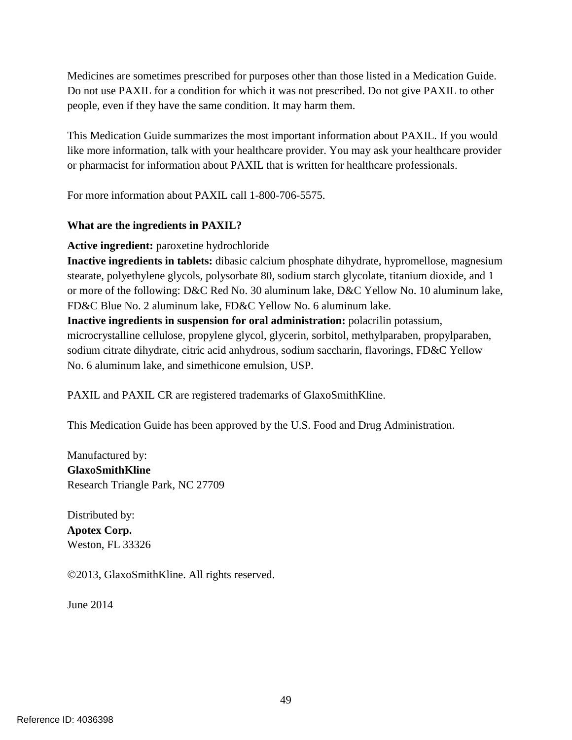Medicines are sometimes prescribed for purposes other than those listed in a Medication Guide. Do not use PAXIL for a condition for which it was not prescribed. Do not give PAXIL to other people, even if they have the same condition. It may harm them.

This Medication Guide summarizes the most important information about PAXIL. If you would like more information, talk with your healthcare provider. You may ask your healthcare provider or pharmacist for information about PAXIL that is written for healthcare professionals.

For more information about PAXIL call 1-800-706-5575.

**What are the ingredients in PAXIL?**

**Active ingredient:** paroxetine hydrochloride
**Inactive ingredients in tablets:** dibasic calcium phosphate dihydrate, hypromellose, magnesium stearate, polyethylene glycols, polysorbate 80, sodium starch glycolate, titanium dioxide, and 1 or more of the following: D&C Red No. 30 aluminum lake, D&C Yellow No. 10 aluminum lake, FD&C Blue No. 2 aluminum lake, FD&C Yellow No. 6 aluminum lake.
**Inactive ingredients in suspension for oral administration:** polacrilin potassium, microcrystalline cellulose, propylene glycol, glycerin, sorbitol, methylparaben, propylparaben, sodium citrate dihydrate, citric acid anhydrous, sodium saccharin, flavorings, FD&C Yellow No. 6 aluminum lake, and simethicone emulsion, USP.

PAXIL and PAXIL CR are registered trademarks of GlaxoSmithKline.

This Medication Guide has been approved by the U.S. Food and Drug Administration.

Manufactured by:
**GlaxoSmithKline**
Research Triangle Park, NC 27709

Distributed by:
**Apotex Corp.**
Weston, FL 33326

©2013, GlaxoSmithKline. All rights reserved.

June 2014

Reference ID: 4036398